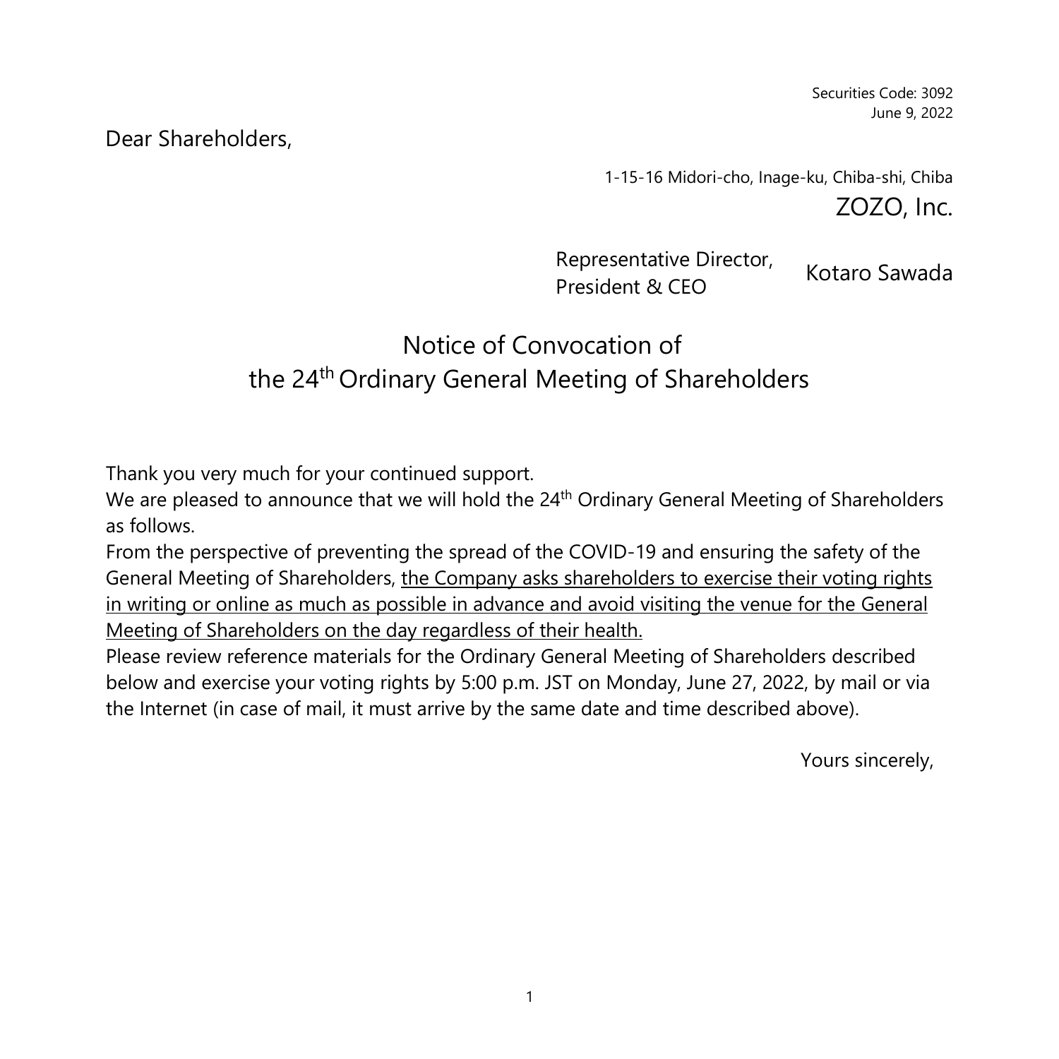Securities Code: 3092
June 9, 2022

Dear Shareholders,

1-15-16 Midori-cho, Inage-ku, Chiba-shi, Chiba
ZOZO, Inc.

Representative Director, President & CEO Kotaro Sawada

# Notice of Convocation of the 24th Ordinary General Meeting of Shareholders

Thank you very much for your continued support.
We are pleased to announce that we will hold the 24th Ordinary General Meeting of Shareholders as follows.
From the perspective of preventing the spread of the COVID-19 and ensuring the safety of the General Meeting of Shareholders, the Company asks shareholders to exercise their voting rights in writing or online as much as possible in advance and avoid visiting the venue for the General Meeting of Shareholders on the day regardless of their health.
Please review reference materials for the Ordinary General Meeting of Shareholders described below and exercise your voting rights by 5:00 p.m. JST on Monday, June 27, 2022, by mail or via the Internet (in case of mail, it must arrive by the same date and time described above).

Yours sincerely,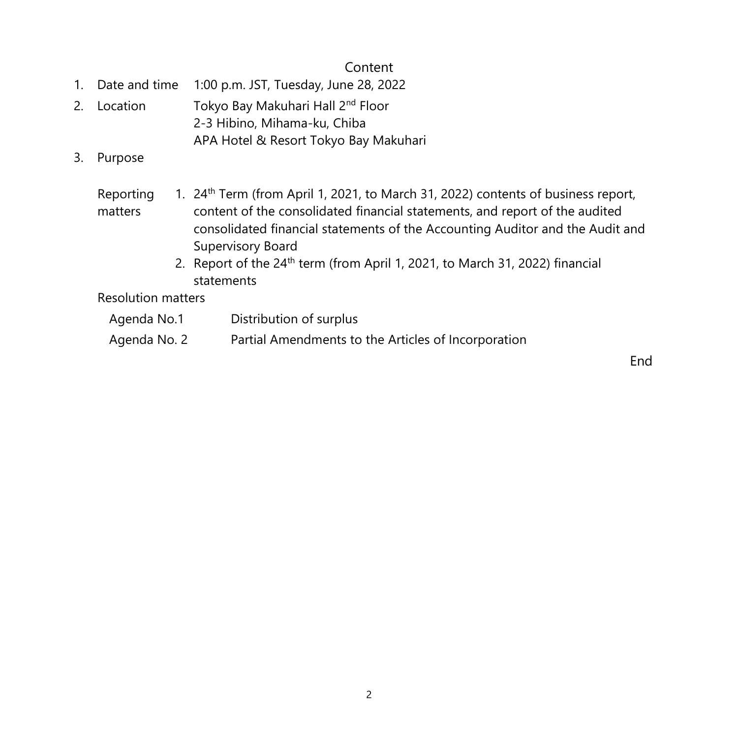# Content

1. Date and time 1:00 p.m. JST, Tuesday, June 28, 2022
2. Location Tokyo Bay Makuhari Hall 2nd Floor
   2-3 Hibino, Mihama-ku, Chiba
   APA Hotel & Resort Tokyo Bay Makuhari
3. Purpose

Reporting matters

1. 24th Term (from April 1, 2021, to March 31, 2022) contents of business report, content of the consolidated financial statements, and report of the audited consolidated financial statements of the Accounting Auditor and the Audit and Supervisory Board
2. Report of the 24th term (from April 1, 2021, to March 31, 2022) financial statements

Resolution matters

Agenda No.1 Distribution of surplus

Agenda No. 2 Partial Amendments to the Articles of Incorporation

End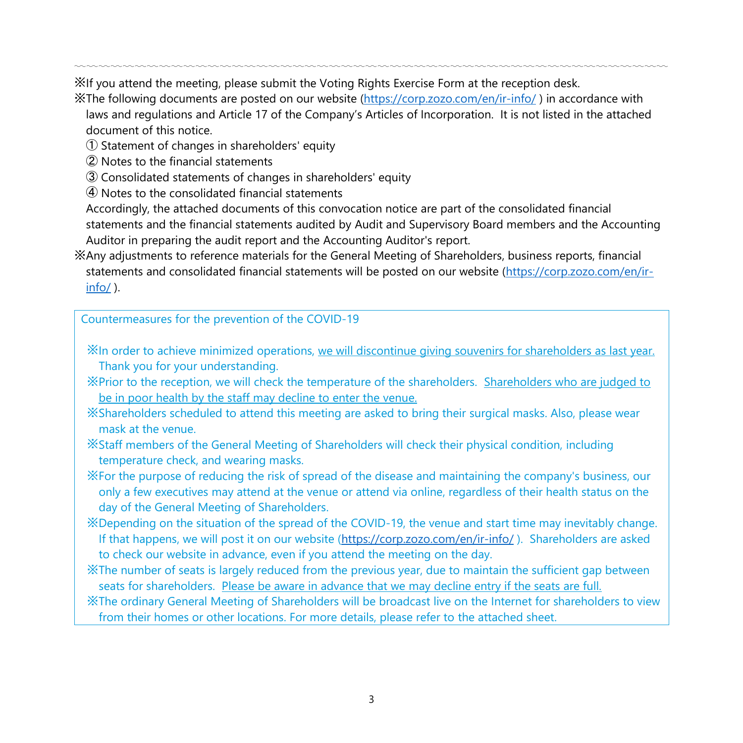~~~~~~~~~~~~~~~~~~~~~~~~~~~~~~~~~~~~~~~~~~~~~~~~~~~~~~~~~~~~~~~~~~~~~~~~~~~~~~~~~~~~~~~~~~~~~~~~~~~~

※If you attend the meeting, please submit the Voting Rights Exercise Form at the reception desk.

※The following documents are posted on our website (https://corp.zozo.com/en/ir-info/ ) in accordance with laws and regulations and Article 17 of the Company's Articles of Incorporation. It is not listed in the attached document of this notice.

① Statement of changes in shareholders' equity
② Notes to the financial statements
③ Consolidated statements of changes in shareholders' equity
④ Notes to the consolidated financial statements

Accordingly, the attached documents of this convocation notice are part of the consolidated financial statements and the financial statements audited by Audit and Supervisory Board members and the Accounting Auditor in preparing the audit report and the Accounting Auditor's report.

※Any adjustments to reference materials for the General Meeting of Shareholders, business reports, financial statements and consolidated financial statements will be posted on our website (https://corp.zozo.com/en/ir-info/ ).

**Countermeasures for the prevention of the COVID-19**

※In order to achieve minimized operations, <u>we will discontinue giving souvenirs for shareholders as last year.</u> Thank you for your understanding.

※Prior to the reception, we will check the temperature of the shareholders. <u>Shareholders who are judged to be in poor health by the staff may decline to enter the venue.</u>

※Shareholders scheduled to attend this meeting are asked to bring their surgical masks. Also, please wear mask at the venue.

※Staff members of the General Meeting of Shareholders will check their physical condition, including temperature check, and wearing masks.

※For the purpose of reducing the risk of spread of the disease and maintaining the company's business, our only a few executives may attend at the venue or attend via online, regardless of their health status on the day of the General Meeting of Shareholders.

※Depending on the situation of the spread of the COVID-19, the venue and start time may inevitably change. If that happens, we will post it on our website (https://corp.zozo.com/en/ir-info/ ). Shareholders are asked to check our website in advance, even if you attend the meeting on the day.

※The number of seats is largely reduced from the previous year, due to maintain the sufficient gap between seats for shareholders. <u>Please be aware in advance that we may decline entry if the seats are full.</u>

※The ordinary General Meeting of Shareholders will be broadcast live on the Internet for shareholders to view from their homes or other locations. For more details, please refer to the attached sheet.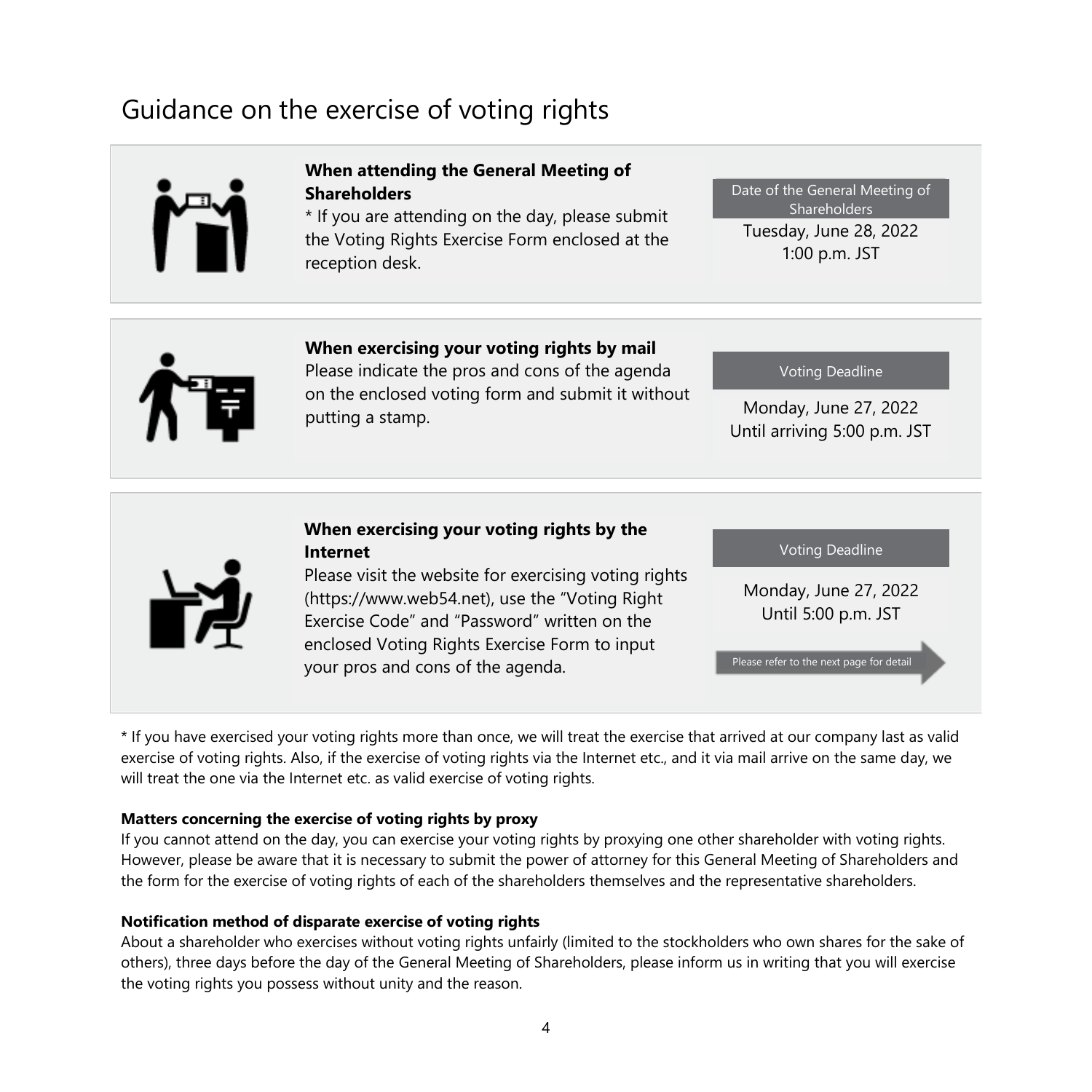# Guidance on the exercise of voting rights

**When attending the General Meeting of Shareholders**

* If you are attending on the day, please submit the Voting Rights Exercise Form enclosed at the reception desk.

Date of the General Meeting of Shareholders

Tuesday, June 28, 2022
1:00 p.m. JST

**When exercising your voting rights by mail**

Please indicate the pros and cons of the agenda on the enclosed voting form and submit it without putting a stamp.

Voting Deadline

Monday, June 27, 2022
Until arriving 5:00 p.m. JST

**When exercising your voting rights by the Internet**

Please visit the website for exercising voting rights (https://www.web54.net), use the "Voting Right Exercise Code" and "Password" written on the enclosed Voting Rights Exercise Form to input your pros and cons of the agenda.

Voting Deadline

Monday, June 27, 2022
Until 5:00 p.m. JST

Please refer to the next page for detail

* If you have exercised your voting rights more than once, we will treat the exercise that arrived at our company last as valid exercise of voting rights. Also, if the exercise of voting rights via the Internet etc., and it via mail arrive on the same day, we will treat the one via the Internet etc. as valid exercise of voting rights.

**Matters concerning the exercise of voting rights by proxy**

If you cannot attend on the day, you can exercise your voting rights by proxying one other shareholder with voting rights. However, please be aware that it is necessary to submit the power of attorney for this General Meeting of Shareholders and the form for the exercise of voting rights of each of the shareholders themselves and the representative shareholders.

**Notification method of disparate exercise of voting rights**

About a shareholder who exercises without voting rights unfairly (limited to the stockholders who own shares for the sake of others), three days before the day of the General Meeting of Shareholders, please inform us in writing that you will exercise the voting rights you possess without unity and the reason.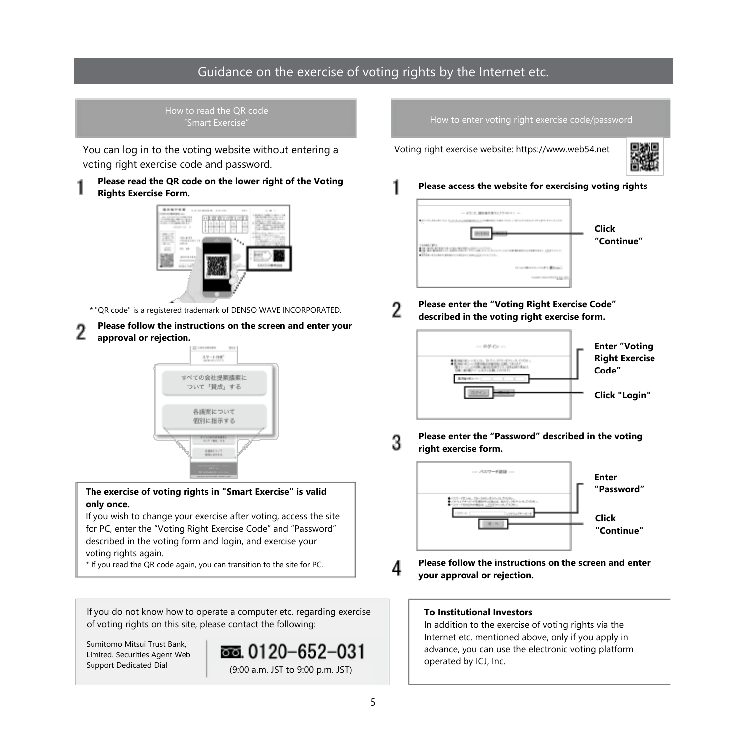# Guidance on the exercise of voting rights by the Internet etc.

## How to read the QR code "Smart Exercise"

You can log in to the voting website without entering a voting right exercise code and password.

1. **Please read the QR code on the lower right of the Voting Rights Exercise Form.**

\* "QR code" is a registered trademark of DENSO WAVE INCORPORATED.

2. **Please follow the instructions on the screen and enter your approval or rejection.**

**The exercise of voting rights in "Smart Exercise" is valid only once.**
If you wish to change your exercise after voting, access the site for PC, enter the "Voting Right Exercise Code" and "Password" described in the voting form and login, and exercise your voting rights again.
\* If you read the QR code again, you can transition to the site for PC.

## How to enter voting right exercise code/password

Voting right exercise website: https://www.web54.net

1. **Please access the website for exercising voting rights**

   Click "Continue"

2. **Please enter the "Voting Right Exercise Code" described in the voting right exercise form.**

   Enter "Voting Right Exercise Code"

   Click "Login"

3. **Please enter the "Password" described in the voting right exercise form.**

   Enter "Password"

   Click "Continue"

4. **Please follow the instructions on the screen and enter your approval or rejection.**

If you do not know how to operate a computer etc. regarding exercise of voting rights on this site, please contact the following:

Sumitomo Mitsui Trust Bank, Limited. Securities Agent Web Support Dedicated Dial

0120-652-031
(9:00 a.m. JST to 9:00 p.m. JST)

**To Institutional Investors**
In addition to the exercise of voting rights via the Internet etc. mentioned above, only if you apply in advance, you can use the electronic voting platform operated by ICJ, Inc.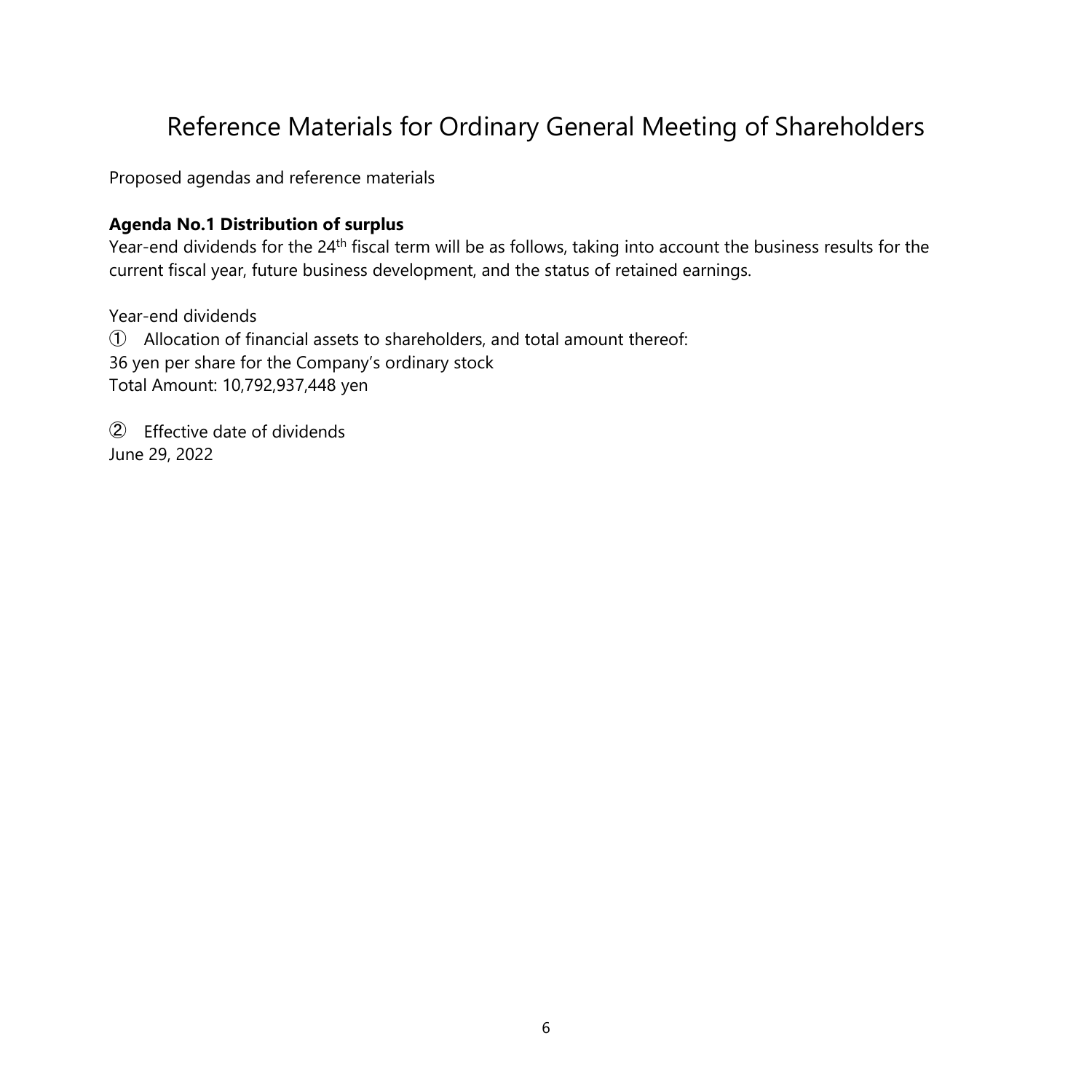# Reference Materials for Ordinary General Meeting of Shareholders

Proposed agendas and reference materials

**Agenda No.1 Distribution of surplus**

Year-end dividends for the 24th fiscal term will be as follows, taking into account the business results for the current fiscal year, future business development, and the status of retained earnings.

Year-end dividends

① Allocation of financial assets to shareholders, and total amount thereof:
36 yen per share for the Company's ordinary stock
Total Amount: 10,792,937,448 yen

② Effective date of dividends
June 29, 2022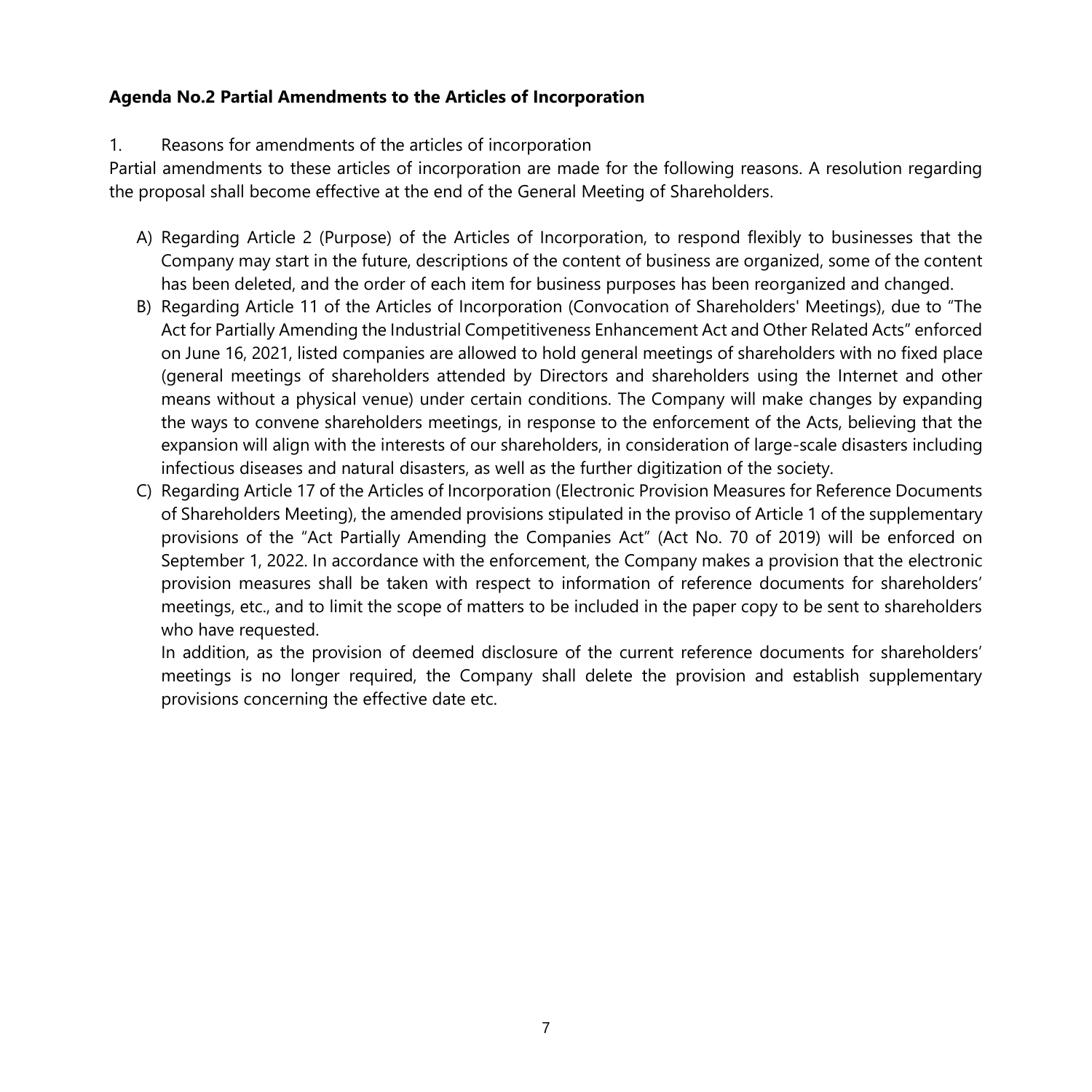**Agenda No.2 Partial Amendments to the Articles of Incorporation**

1. Reasons for amendments of the articles of incorporation

Partial amendments to these articles of incorporation are made for the following reasons. A resolution regarding the proposal shall become effective at the end of the General Meeting of Shareholders.

A) Regarding Article 2 (Purpose) of the Articles of Incorporation, to respond flexibly to businesses that the Company may start in the future, descriptions of the content of business are organized, some of the content has been deleted, and the order of each item for business purposes has been reorganized and changed.

B) Regarding Article 11 of the Articles of Incorporation (Convocation of Shareholders' Meetings), due to "The Act for Partially Amending the Industrial Competitiveness Enhancement Act and Other Related Acts" enforced on June 16, 2021, listed companies are allowed to hold general meetings of shareholders with no fixed place (general meetings of shareholders attended by Directors and shareholders using the Internet and other means without a physical venue) under certain conditions. The Company will make changes by expanding the ways to convene shareholders meetings, in response to the enforcement of the Acts, believing that the expansion will align with the interests of our shareholders, in consideration of large-scale disasters including infectious diseases and natural disasters, as well as the further digitization of the society.

C) Regarding Article 17 of the Articles of Incorporation (Electronic Provision Measures for Reference Documents of Shareholders Meeting), the amended provisions stipulated in the proviso of Article 1 of the supplementary provisions of the "Act Partially Amending the Companies Act" (Act No. 70 of 2019) will be enforced on September 1, 2022. In accordance with the enforcement, the Company makes a provision that the electronic provision measures shall be taken with respect to information of reference documents for shareholders' meetings, etc., and to limit the scope of matters to be included in the paper copy to be sent to shareholders who have requested.

   In addition, as the provision of deemed disclosure of the current reference documents for shareholders' meetings is no longer required, the Company shall delete the provision and establish supplementary provisions concerning the effective date etc.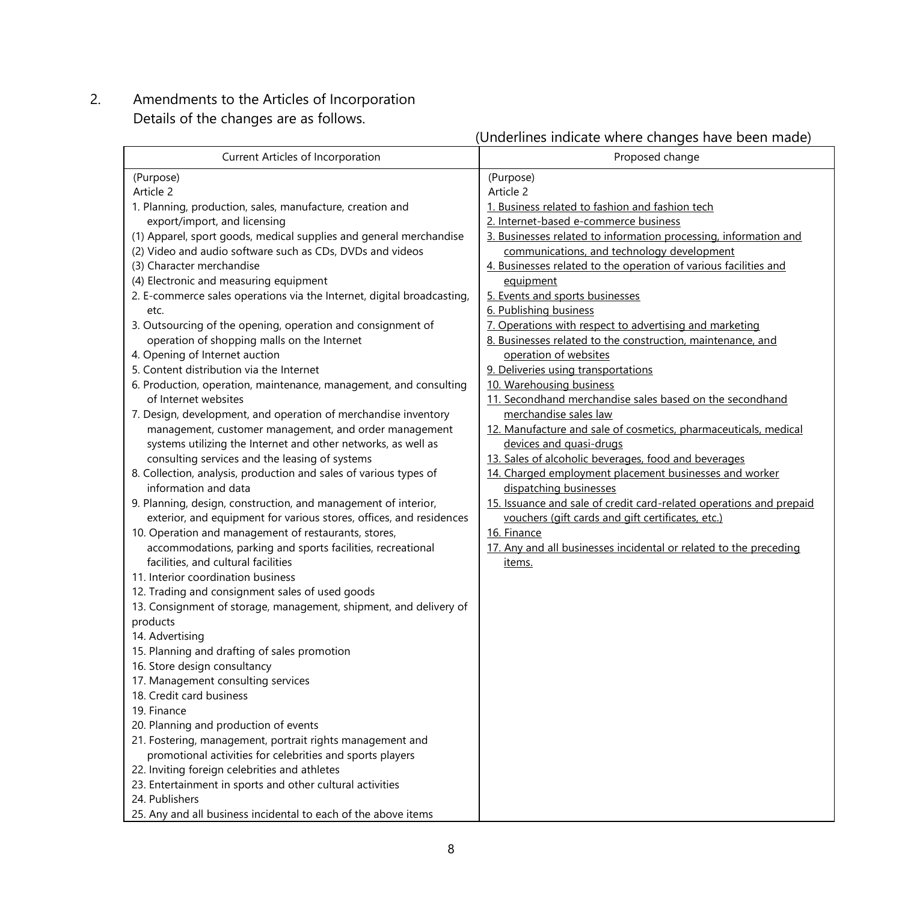2. Amendments to the Articles of Incorporation

Details of the changes are as follows.

(Underlines indicate where changes have been made)

| Current Articles of Incorporation | Proposed change |
| --- | --- |
| (Purpose)<br>Article 2<br>1. Planning, production, sales, manufacture, creation and export/import, and licensing<br>(1) Apparel, sport goods, medical supplies and general merchandise<br>(2) Video and audio software such as CDs, DVDs and videos<br>(3) Character merchandise<br>(4) Electronic and measuring equipment<br>2. E-commerce sales operations via the Internet, digital broadcasting, etc.<br>3. Outsourcing of the opening, operation and consignment of operation of shopping malls on the Internet<br>4. Opening of Internet auction<br>5. Content distribution via the Internet<br>6. Production, operation, maintenance, management, and consulting of Internet websites<br>7. Design, development, and operation of merchandise inventory management, customer management, and order management systems utilizing the Internet and other networks, as well as consulting services and the leasing of systems<br>8. Collection, analysis, production and sales of various types of information and data<br>9. Planning, design, construction, and management of interior, exterior, and equipment for various stores, offices, and residences<br>10. Operation and management of restaurants, stores, accommodations, parking and sports facilities, recreational facilities, and cultural facilities<br>11. Interior coordination business<br>12. Trading and consignment sales of used goods<br>13. Consignment of storage, management, shipment, and delivery of products<br>14. Advertising<br>15. Planning and drafting of sales promotion<br>16. Store design consultancy<br>17. Management consulting services<br>18. Credit card business<br>19. Finance<br>20. Planning and production of events<br>21. Fostering, management, portrait rights management and promotional activities for celebrities and sports players<br>22. Inviting foreign celebrities and athletes<br>23. Entertainment in sports and other cultural activities<br>24. Publishers<br>25. Any and all business incidental to each of the above items | (Purpose)<br>Article 2<br>1. Business related to fashion and fashion tech<br>2. Internet-based e-commerce business<br>3. Businesses related to information processing, information and communications, and technology development<br>4. Businesses related to the operation of various facilities and equipment<br>5. Events and sports businesses<br>6. Publishing business<br>7. Operations with respect to advertising and marketing<br>8. Businesses related to the construction, maintenance, and operation of websites<br>9. Deliveries using transportations<br>10. Warehousing business<br>11. Secondhand merchandise sales based on the secondhand merchandise sales law<br>12. Manufacture and sale of cosmetics, pharmaceuticals, medical devices and quasi-drugs<br>13. Sales of alcoholic beverages, food and beverages<br>14. Charged employment placement businesses and worker dispatching businesses<br>15. Issuance and sale of credit card-related operations and prepaid vouchers (gift cards and gift certificates, etc.)<br>16. Finance<br>17. Any and all businesses incidental or related to the preceding items. |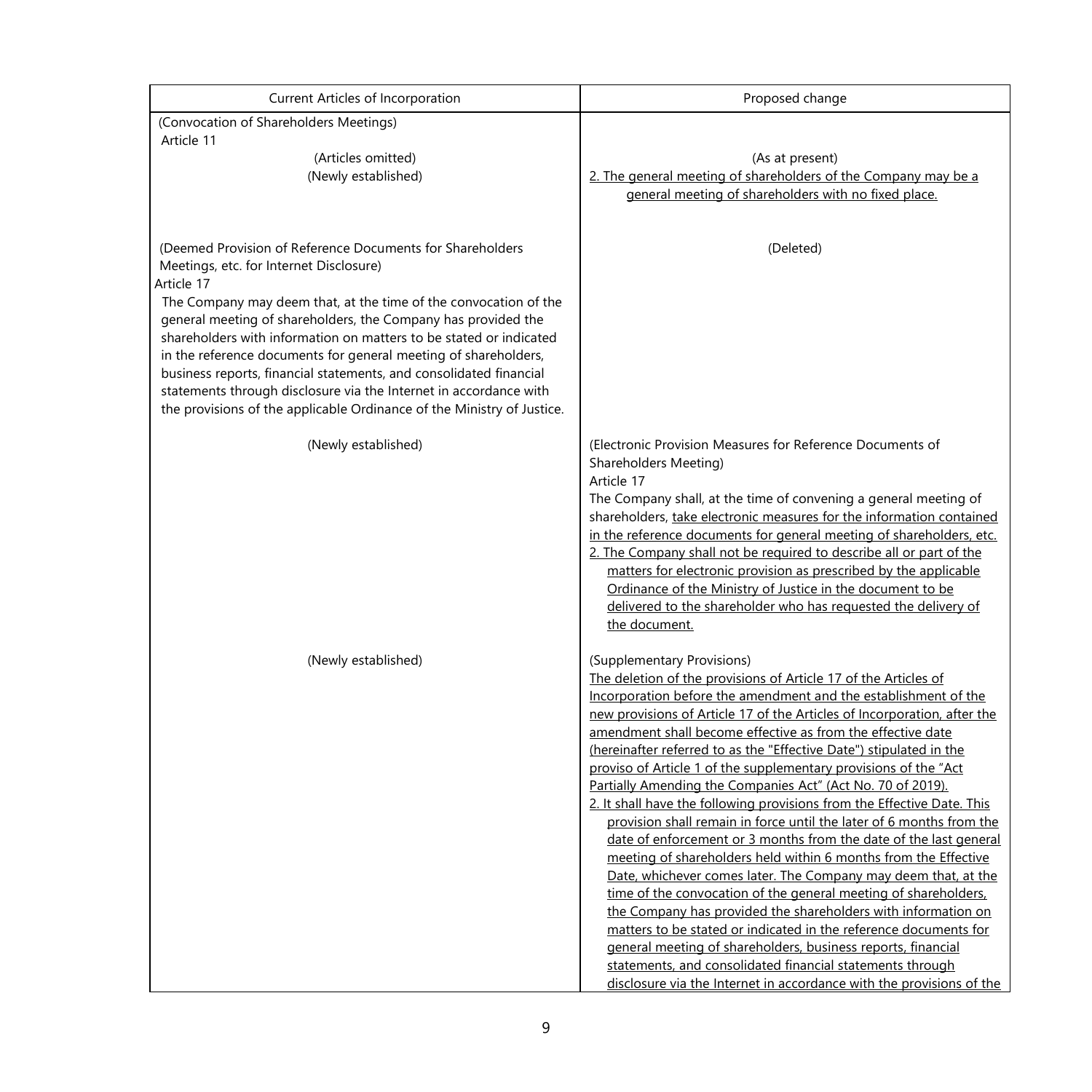| Current Articles of Incorporation | Proposed change |
|---|---|
| (Convocation of Shareholders Meetings)<br>Article 11<br>(Articles omitted)<br>(Newly established) | <br><br>(As at present)<br>2. The general meeting of shareholders of the Company may be a general meeting of shareholders with no fixed place. |
| (Deemed Provision of Reference Documents for Shareholders Meetings, etc. for Internet Disclosure)<br>Article 17<br>The Company may deem that, at the time of the convocation of the general meeting of shareholders, the Company has provided the shareholders with information on matters to be stated or indicated in the reference documents for general meeting of shareholders, business reports, financial statements, and consolidated financial statements through disclosure via the Internet in accordance with the provisions of the applicable Ordinance of the Ministry of Justice. | (Deleted) |
| (Newly established) | (Electronic Provision Measures for Reference Documents of Shareholders Meeting)<br>Article 17<br>The Company shall, at the time of convening a general meeting of shareholders, take electronic measures for the information contained in the reference documents for general meeting of shareholders, etc.<br>2. The Company shall not be required to describe all or part of the matters for electronic provision as prescribed by the applicable Ordinance of the Ministry of Justice in the document to be delivered to the shareholder who has requested the delivery of the document. |
| (Newly established) | (Supplementary Provisions)<br>The deletion of the provisions of Article 17 of the Articles of Incorporation before the amendment and the establishment of the new provisions of Article 17 of the Articles of Incorporation, after the amendment shall become effective as from the effective date (hereinafter referred to as the "Effective Date") stipulated in the proviso of Article 1 of the supplementary provisions of the "Act Partially Amending the Companies Act" (Act No. 70 of 2019).<br>2. It shall have the following provisions from the Effective Date. This provision shall remain in force until the later of 6 months from the date of enforcement or 3 months from the date of the last general meeting of shareholders held within 6 months from the Effective Date, whichever comes later. The Company may deem that, at the time of the convocation of the general meeting of shareholders, the Company has provided the shareholders with information on matters to be stated or indicated in the reference documents for general meeting of shareholders, business reports, financial statements, and consolidated financial statements through disclosure via the Internet in accordance with the provisions of the |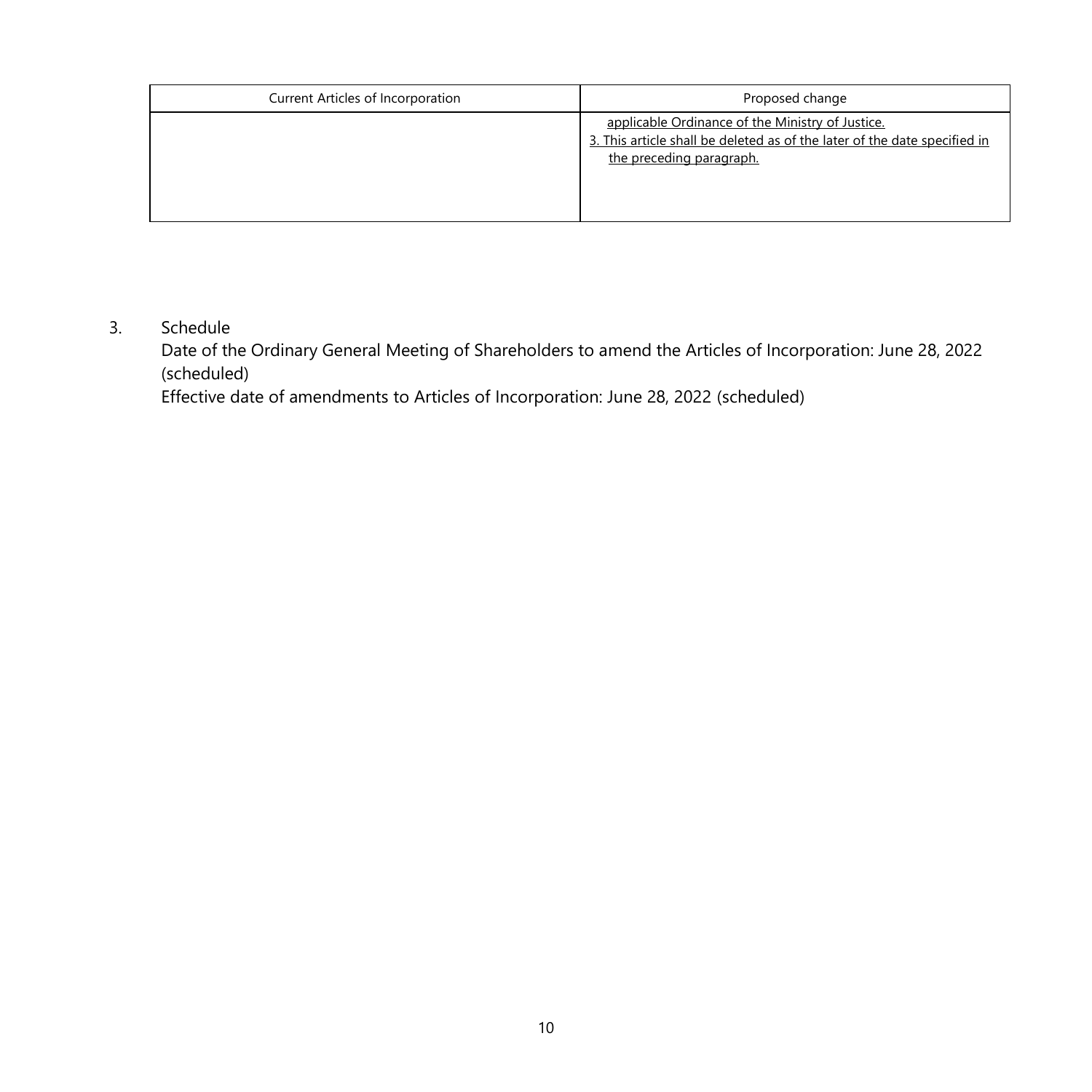| Current Articles of Incorporation | Proposed change |
|---|---|
| | applicable Ordinance of the Ministry of Justice.<br>3. This article shall be deleted as of the later of the date specified in the preceding paragraph. |

3. Schedule

   Date of the Ordinary General Meeting of Shareholders to amend the Articles of Incorporation: June 28, 2022 (scheduled)

   Effective date of amendments to Articles of Incorporation: June 28, 2022 (scheduled)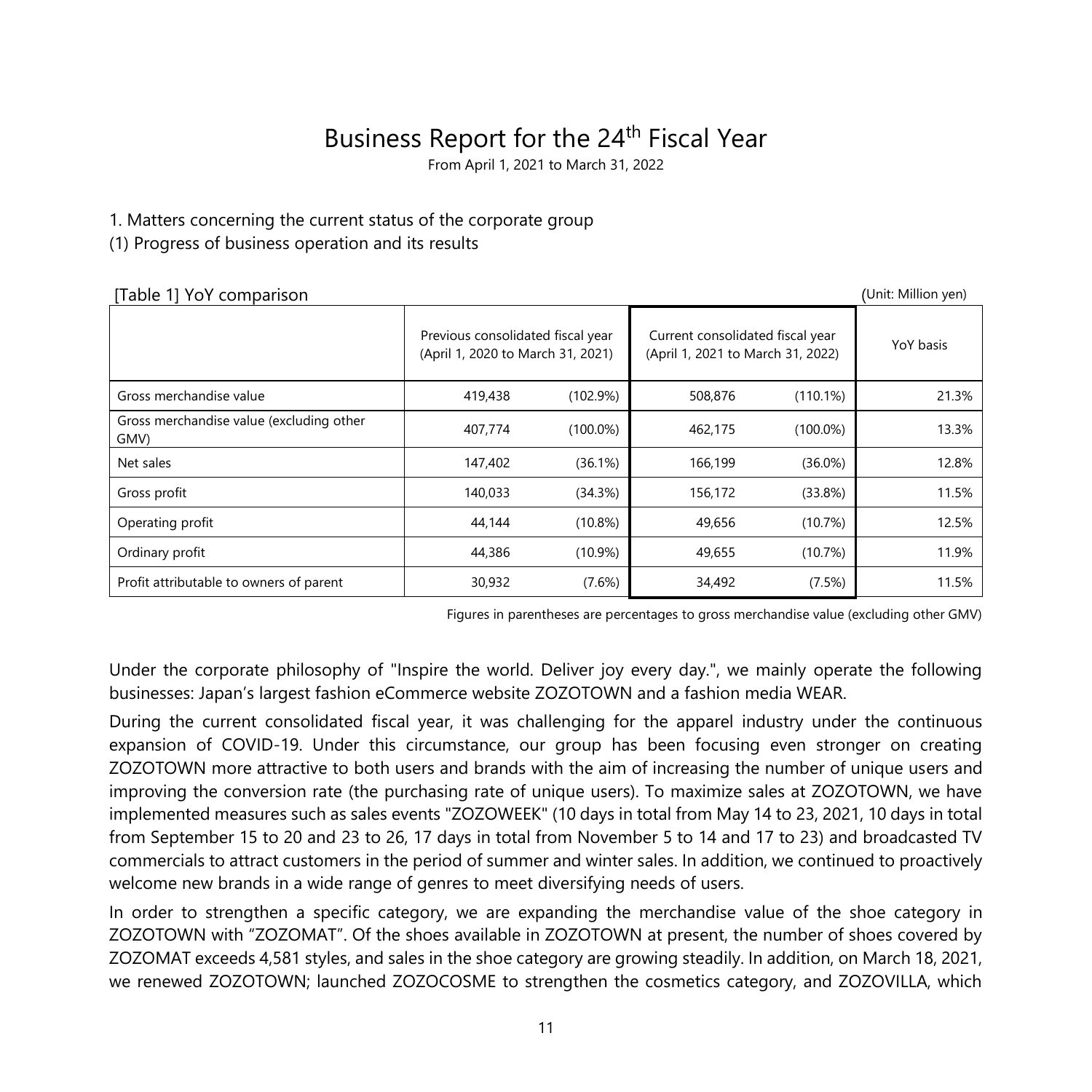# Business Report for the 24th Fiscal Year

From April 1, 2021 to March 31, 2022

1. Matters concerning the current status of the corporate group

(1) Progress of business operation and its results

[Table 1] YoY comparison (Unit: Million yen)

| | Previous consolidated fiscal year (April 1, 2020 to March 31, 2021) | | Current consolidated fiscal year (April 1, 2021 to March 31, 2022) | | YoY basis |
|---|---|---|---|---|---|
| Gross merchandise value | 419,438 | (102.9%) | 508,876 | (110.1%) | 21.3% |
| Gross merchandise value (excluding other GMV) | 407,774 | (100.0%) | 462,175 | (100.0%) | 13.3% |
| Net sales | 147,402 | (36.1%) | 166,199 | (36.0%) | 12.8% |
| Gross profit | 140,033 | (34.3%) | 156,172 | (33.8%) | 11.5% |
| Operating profit | 44,144 | (10.8%) | 49,656 | (10.7%) | 12.5% |
| Ordinary profit | 44,386 | (10.9%) | 49,655 | (10.7%) | 11.9% |
| Profit attributable to owners of parent | 30,932 | (7.6%) | 34,492 | (7.5%) | 11.5% |

Figures in parentheses are percentages to gross merchandise value (excluding other GMV)

Under the corporate philosophy of "Inspire the world. Deliver joy every day.", we mainly operate the following businesses: Japan's largest fashion eCommerce website ZOZOTOWN and a fashion media WEAR.

During the current consolidated fiscal year, it was challenging for the apparel industry under the continuous expansion of COVID-19. Under this circumstance, our group has been focusing even stronger on creating ZOZOTOWN more attractive to both users and brands with the aim of increasing the number of unique users and improving the conversion rate (the purchasing rate of unique users). To maximize sales at ZOZOTOWN, we have implemented measures such as sales events "ZOZOWEEK" (10 days in total from May 14 to 23, 2021, 10 days in total from September 15 to 20 and 23 to 26, 17 days in total from November 5 to 14 and 17 to 23) and broadcasted TV commercials to attract customers in the period of summer and winter sales. In addition, we continued to proactively welcome new brands in a wide range of genres to meet diversifying needs of users.

In order to strengthen a specific category, we are expanding the merchandise value of the shoe category in ZOZOTOWN with "ZOZOMAT". Of the shoes available in ZOZOTOWN at present, the number of shoes covered by ZOZOMAT exceeds 4,581 styles, and sales in the shoe category are growing steadily. In addition, on March 18, 2021, we renewed ZOZOTOWN; launched ZOZOCOSME to strengthen the cosmetics category, and ZOZOVILLA, which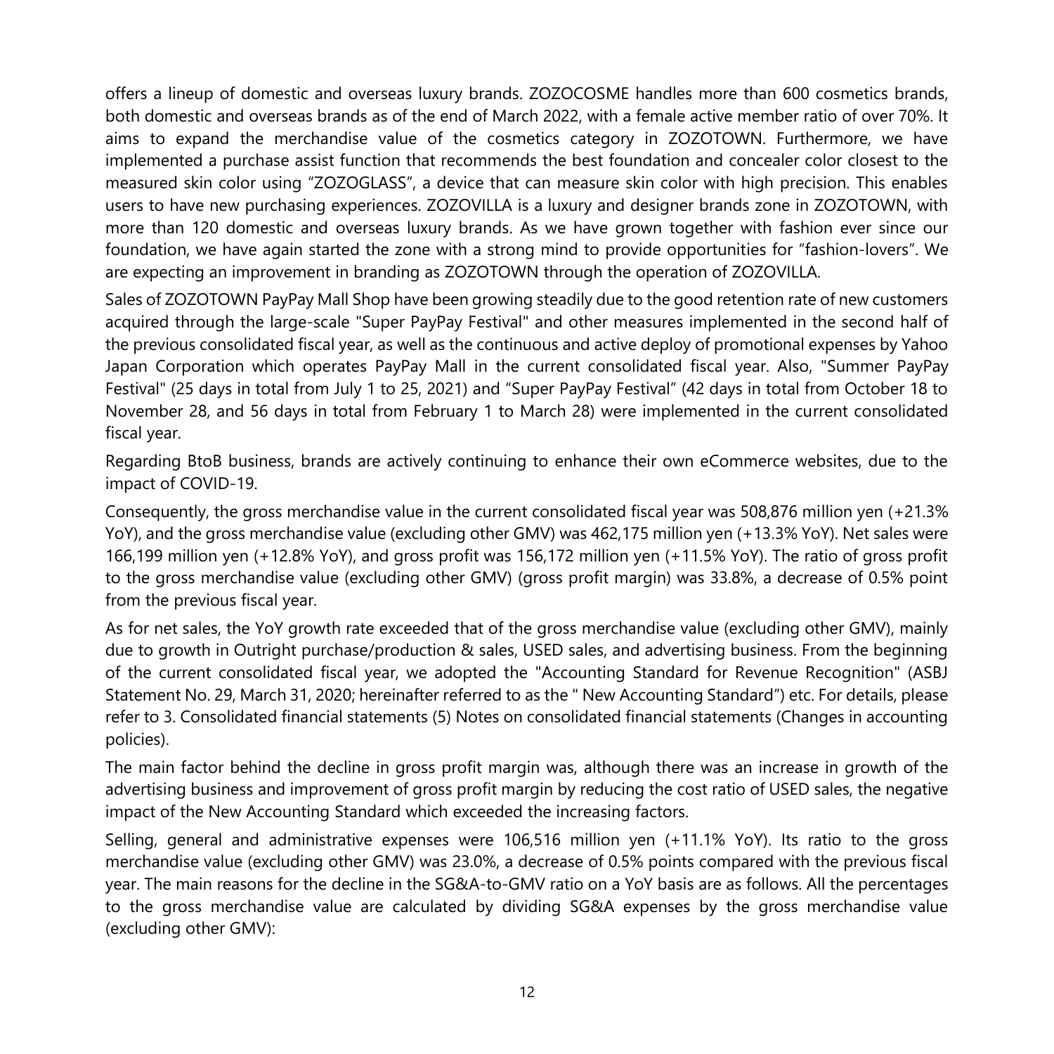offers a lineup of domestic and overseas luxury brands. ZOZOCOSME handles more than 600 cosmetics brands, both domestic and overseas brands as of the end of March 2022, with a female active member ratio of over 70%. It aims to expand the merchandise value of the cosmetics category in ZOZOTOWN. Furthermore, we have implemented a purchase assist function that recommends the best foundation and concealer color closest to the measured skin color using "ZOZOGLASS", a device that can measure skin color with high precision. This enables users to have new purchasing experiences. ZOZOVILLA is a luxury and designer brands zone in ZOZOTOWN, with more than 120 domestic and overseas luxury brands. As we have grown together with fashion ever since our foundation, we have again started the zone with a strong mind to provide opportunities for "fashion-lovers". We are expecting an improvement in branding as ZOZOTOWN through the operation of ZOZOVILLA.

Sales of ZOZOTOWN PayPay Mall Shop have been growing steadily due to the good retention rate of new customers acquired through the large-scale "Super PayPay Festival" and other measures implemented in the second half of the previous consolidated fiscal year, as well as the continuous and active deploy of promotional expenses by Yahoo Japan Corporation which operates PayPay Mall in the current consolidated fiscal year. Also, "Summer PayPay Festival" (25 days in total from July 1 to 25, 2021) and "Super PayPay Festival" (42 days in total from October 18 to November 28, and 56 days in total from February 1 to March 28) were implemented in the current consolidated fiscal year.

Regarding BtoB business, brands are actively continuing to enhance their own eCommerce websites, due to the impact of COVID-19.

Consequently, the gross merchandise value in the current consolidated fiscal year was 508,876 million yen (+21.3% YoY), and the gross merchandise value (excluding other GMV) was 462,175 million yen (+13.3% YoY). Net sales were 166,199 million yen (+12.8% YoY), and gross profit was 156,172 million yen (+11.5% YoY). The ratio of gross profit to the gross merchandise value (excluding other GMV) (gross profit margin) was 33.8%, a decrease of 0.5% point from the previous fiscal year.

As for net sales, the YoY growth rate exceeded that of the gross merchandise value (excluding other GMV), mainly due to growth in Outright purchase/production & sales, USED sales, and advertising business. From the beginning of the current consolidated fiscal year, we adopted the "Accounting Standard for Revenue Recognition" (ASBJ Statement No. 29, March 31, 2020; hereinafter referred to as the " New Accounting Standard") etc. For details, please refer to 3. Consolidated financial statements (5) Notes on consolidated financial statements (Changes in accounting policies).

The main factor behind the decline in gross profit margin was, although there was an increase in growth of the advertising business and improvement of gross profit margin by reducing the cost ratio of USED sales, the negative impact of the New Accounting Standard which exceeded the increasing factors.

Selling, general and administrative expenses were 106,516 million yen (+11.1% YoY). Its ratio to the gross merchandise value (excluding other GMV) was 23.0%, a decrease of 0.5% points compared with the previous fiscal year. The main reasons for the decline in the SG&A-to-GMV ratio on a YoY basis are as follows. All the percentages to the gross merchandise value are calculated by dividing SG&A expenses by the gross merchandise value (excluding other GMV):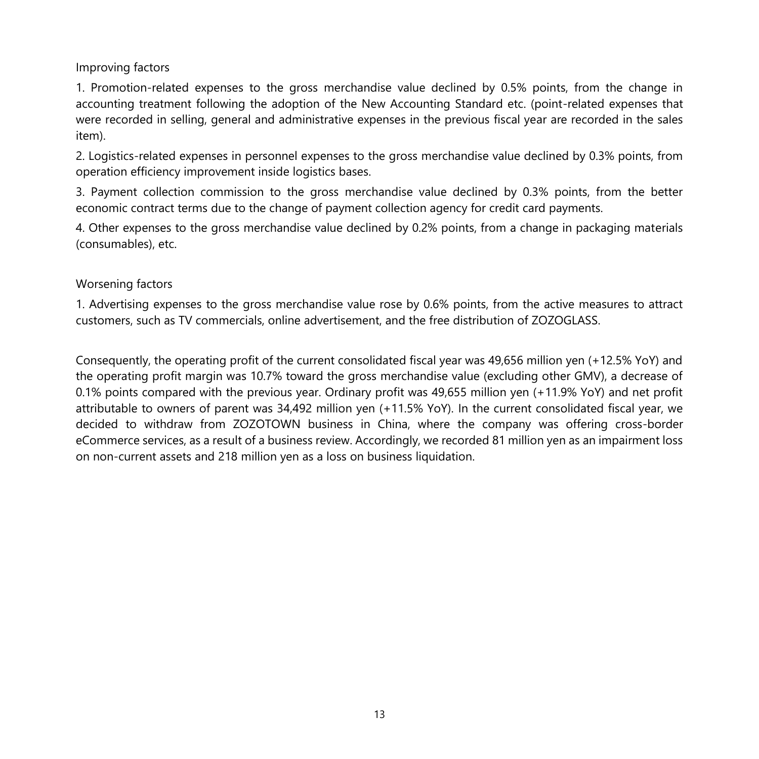Improving factors

1. Promotion-related expenses to the gross merchandise value declined by 0.5% points, from the change in accounting treatment following the adoption of the New Accounting Standard etc. (point-related expenses that were recorded in selling, general and administrative expenses in the previous fiscal year are recorded in the sales item).

2. Logistics-related expenses in personnel expenses to the gross merchandise value declined by 0.3% points, from operation efficiency improvement inside logistics bases.

3. Payment collection commission to the gross merchandise value declined by 0.3% points, from the better economic contract terms due to the change of payment collection agency for credit card payments.

4. Other expenses to the gross merchandise value declined by 0.2% points, from a change in packaging materials (consumables), etc.

Worsening factors

1. Advertising expenses to the gross merchandise value rose by 0.6% points, from the active measures to attract customers, such as TV commercials, online advertisement, and the free distribution of ZOZOGLASS.

Consequently, the operating profit of the current consolidated fiscal year was 49,656 million yen (+12.5% YoY) and the operating profit margin was 10.7% toward the gross merchandise value (excluding other GMV), a decrease of 0.1% points compared with the previous year. Ordinary profit was 49,655 million yen (+11.9% YoY) and net profit attributable to owners of parent was 34,492 million yen (+11.5% YoY). In the current consolidated fiscal year, we decided to withdraw from ZOZOTOWN business in China, where the company was offering cross-border eCommerce services, as a result of a business review. Accordingly, we recorded 81 million yen as an impairment loss on non-current assets and 218 million yen as a loss on business liquidation.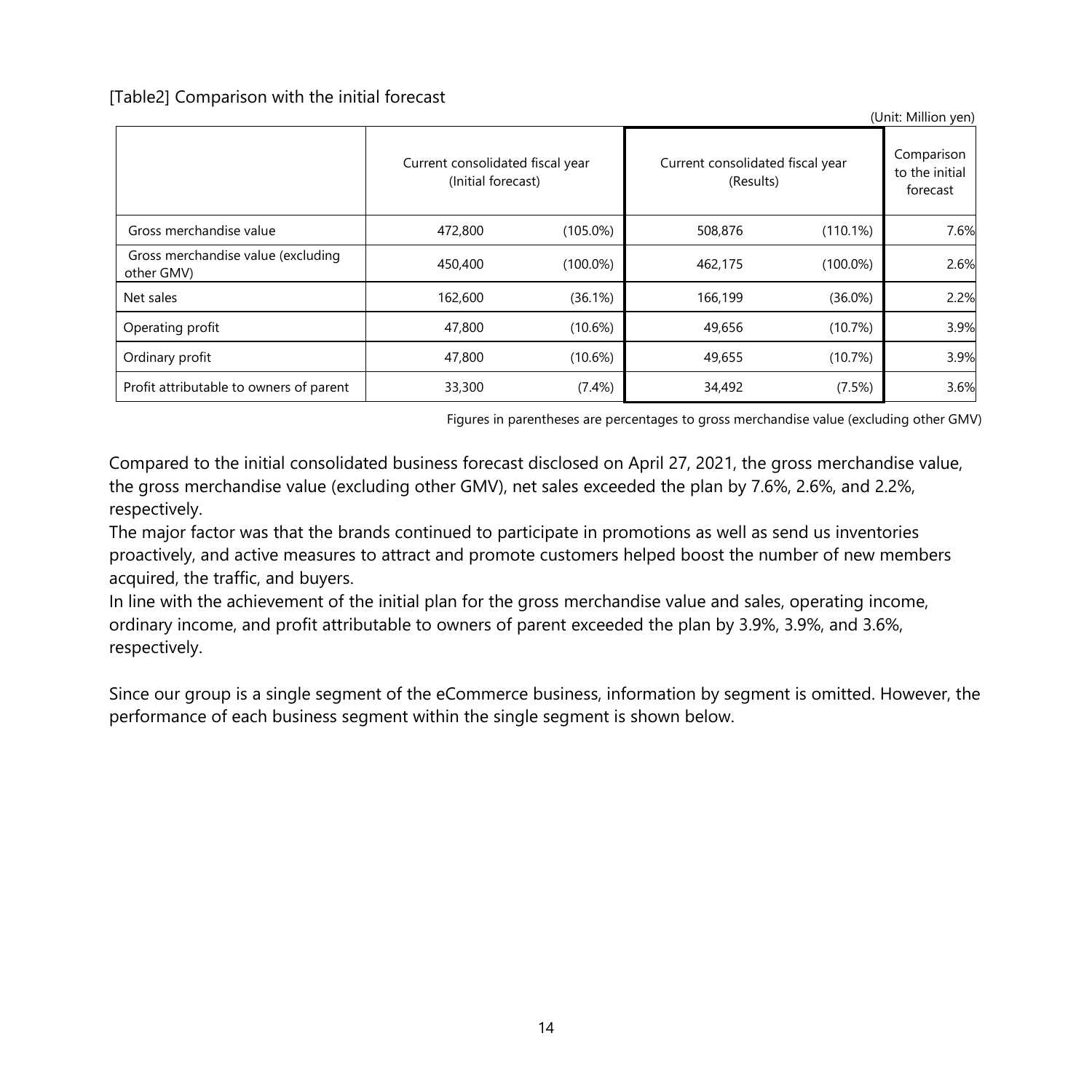[Table2] Comparison with the initial forecast

(Unit: Million yen)

| | Current consolidated fiscal year (Initial forecast) | | Current consolidated fiscal year (Results) | | Comparison to the initial forecast |
|---|---|---|---|---|---|
| Gross merchandise value | 472,800 | (105.0%) | 508,876 | (110.1%) | 7.6% |
| Gross merchandise value (excluding other GMV) | 450,400 | (100.0%) | 462,175 | (100.0%) | 2.6% |
| Net sales | 162,600 | (36.1%) | 166,199 | (36.0%) | 2.2% |
| Operating profit | 47,800 | (10.6%) | 49,656 | (10.7%) | 3.9% |
| Ordinary profit | 47,800 | (10.6%) | 49,655 | (10.7%) | 3.9% |
| Profit attributable to owners of parent | 33,300 | (7.4%) | 34,492 | (7.5%) | 3.6% |

Figures in parentheses are percentages to gross merchandise value (excluding other GMV)

Compared to the initial consolidated business forecast disclosed on April 27, 2021, the gross merchandise value, the gross merchandise value (excluding other GMV), net sales exceeded the plan by 7.6%, 2.6%, and 2.2%, respectively.
The major factor was that the brands continued to participate in promotions as well as send us inventories proactively, and active measures to attract and promote customers helped boost the number of new members acquired, the traffic, and buyers.
In line with the achievement of the initial plan for the gross merchandise value and sales, operating income, ordinary income, and profit attributable to owners of parent exceeded the plan by 3.9%, 3.9%, and 3.6%, respectively.

Since our group is a single segment of the eCommerce business, information by segment is omitted. However, the performance of each business segment within the single segment is shown below.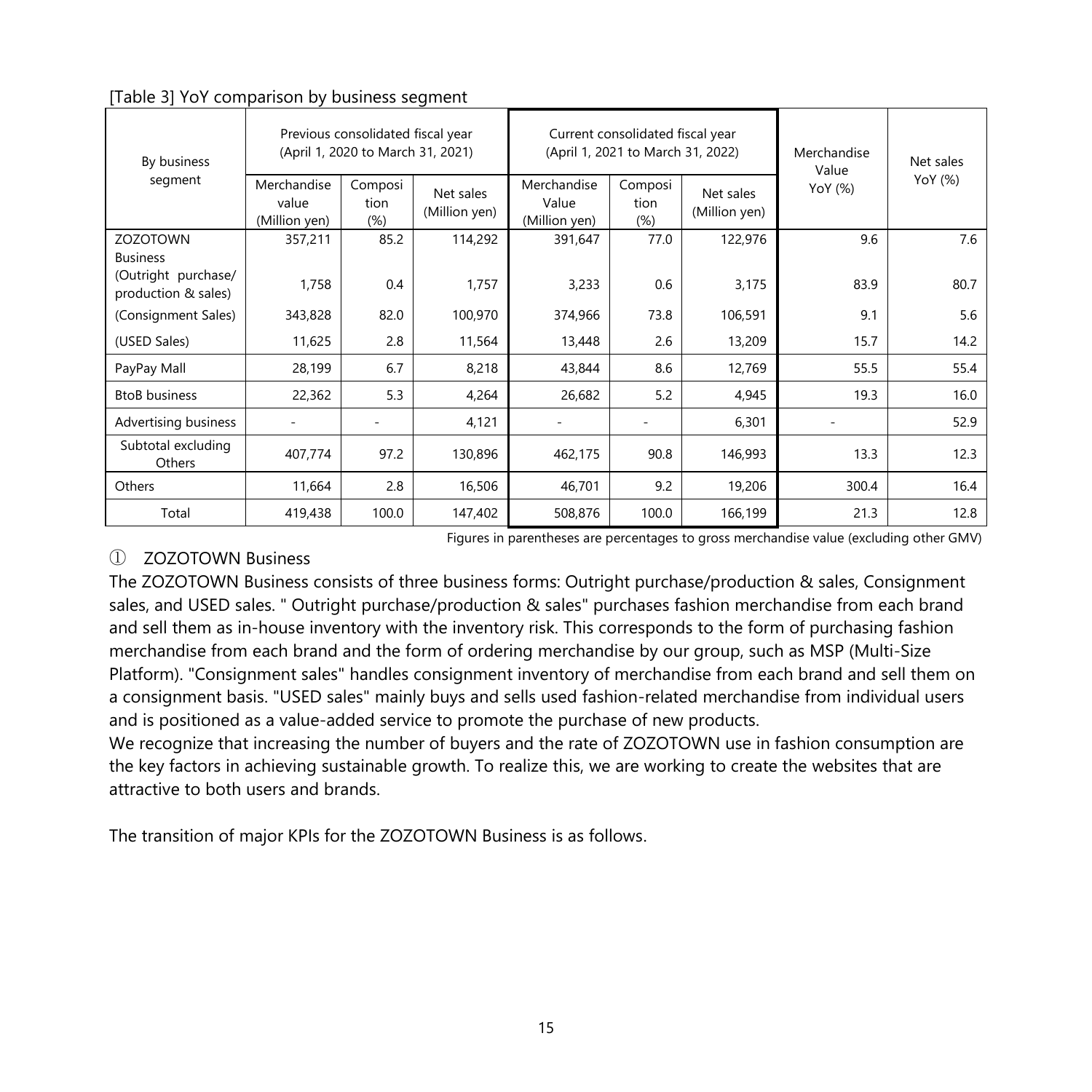[Table 3] YoY comparison by business segment

| By business segment | Previous consolidated fiscal year (April 1, 2020 to March 31, 2021) | | | Current consolidated fiscal year (April 1, 2021 to March 31, 2022) | | | Merchandise Value YoY (%) | Net sales YoY (%) |
|---|---|---|---|---|---|---|---|---|
| | Merchandise value (Million yen) | Composition (%) | Net sales (Million yen) | Merchandise Value (Million yen) | Composition (%) | Net sales (Million yen) | | |
| ZOZOTOWN Business | 357,211 | 85.2 | 114,292 | 391,647 | 77.0 | 122,976 | 9.6 | 7.6 |
| (Outright purchase/ production & sales) | 1,758 | 0.4 | 1,757 | 3,233 | 0.6 | 3,175 | 83.9 | 80.7 |
| (Consignment Sales) | 343,828 | 82.0 | 100,970 | 374,966 | 73.8 | 106,591 | 9.1 | 5.6 |
| (USED Sales) | 11,625 | 2.8 | 11,564 | 13,448 | 2.6 | 13,209 | 15.7 | 14.2 |
| PayPay Mall | 28,199 | 6.7 | 8,218 | 43,844 | 8.6 | 12,769 | 55.5 | 55.4 |
| BtoB business | 22,362 | 5.3 | 4,264 | 26,682 | 5.2 | 4,945 | 19.3 | 16.0 |
| Advertising business | - | - | 4,121 | - | - | 6,301 | - | 52.9 |
| Subtotal excluding Others | 407,774 | 97.2 | 130,896 | 462,175 | 90.8 | 146,993 | 13.3 | 12.3 |
| Others | 11,664 | 2.8 | 16,506 | 46,701 | 9.2 | 19,206 | 300.4 | 16.4 |
| Total | 419,438 | 100.0 | 147,402 | 508,876 | 100.0 | 166,199 | 21.3 | 12.8 |

Figures in parentheses are percentages to gross merchandise value (excluding other GMV)

① ZOZOTOWN Business

The ZOZOTOWN Business consists of three business forms: Outright purchase/production & sales, Consignment sales, and USED sales. " Outright purchase/production & sales" purchases fashion merchandise from each brand and sell them as in-house inventory with the inventory risk. This corresponds to the form of purchasing fashion merchandise from each brand and the form of ordering merchandise by our group, such as MSP (Multi-Size Platform). "Consignment sales" handles consignment inventory of merchandise from each brand and sell them on a consignment basis. "USED sales" mainly buys and sells used fashion-related merchandise from individual users and is positioned as a value-added service to promote the purchase of new products.

We recognize that increasing the number of buyers and the rate of ZOZOTOWN use in fashion consumption are the key factors in achieving sustainable growth. To realize this, we are working to create the websites that are attractive to both users and brands.

The transition of major KPIs for the ZOZOTOWN Business is as follows.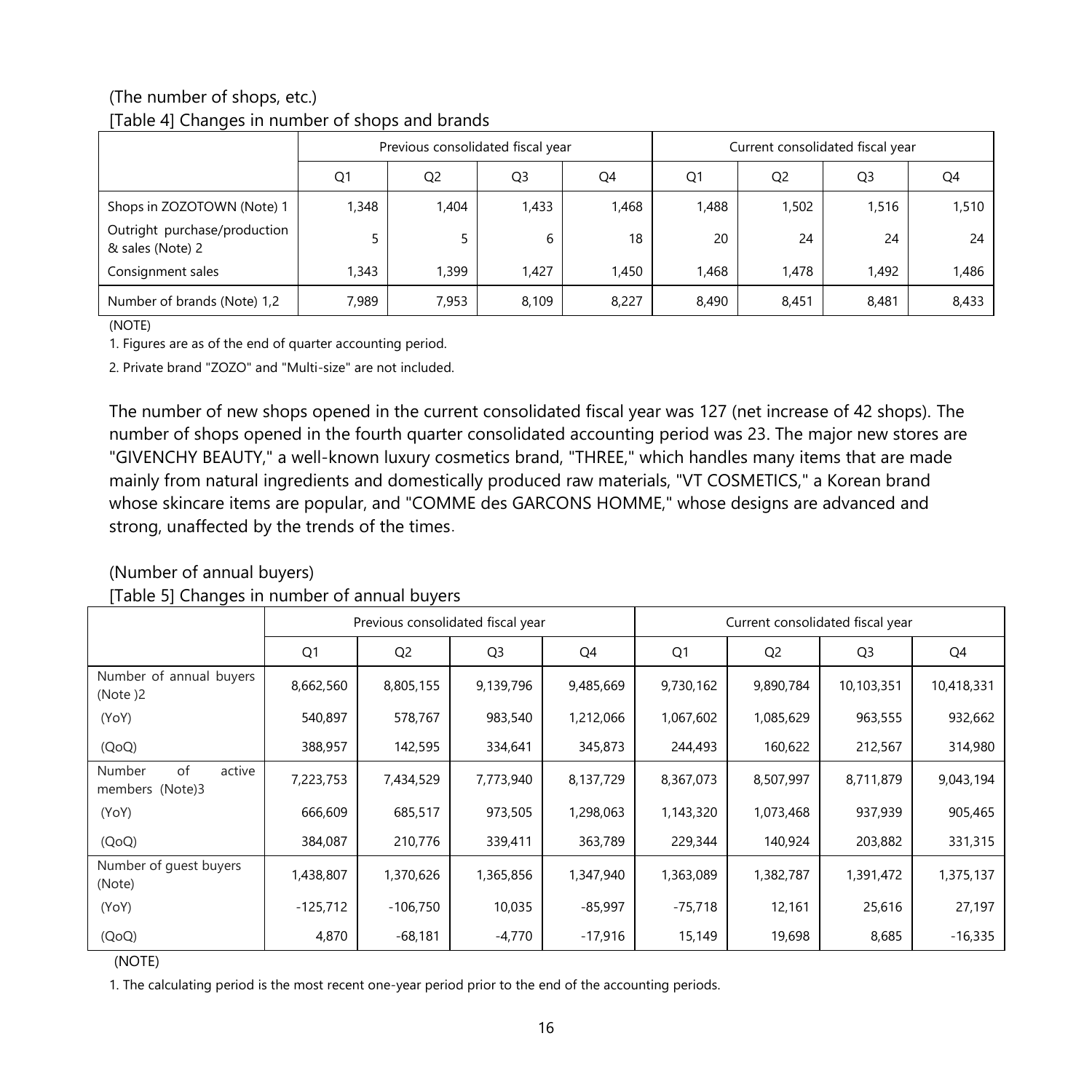(The number of shops, etc.)

[Table 4] Changes in number of shops and brands

| | Previous consolidated fiscal year | | | | Current consolidated fiscal year | | | |
|---|---|---|---|---|---|---|---|---|
| | Q1 | Q2 | Q3 | Q4 | Q1 | Q2 | Q3 | Q4 |
| Shops in ZOZOTOWN (Note) 1 | 1,348 | 1,404 | 1,433 | 1,468 | 1,488 | 1,502 | 1,516 | 1,510 |
| Outright purchase/production & sales (Note) 2 | 5 | 5 | 6 | 18 | 20 | 24 | 24 | 24 |
| Consignment sales | 1,343 | 1,399 | 1,427 | 1,450 | 1,468 | 1,478 | 1,492 | 1,486 |
| Number of brands (Note) 1,2 | 7,989 | 7,953 | 8,109 | 8,227 | 8,490 | 8,451 | 8,481 | 8,433 |

(NOTE)

1. Figures are as of the end of quarter accounting period.

2. Private brand "ZOZO" and "Multi-size" are not included.

The number of new shops opened in the current consolidated fiscal year was 127 (net increase of 42 shops). The number of shops opened in the fourth quarter consolidated accounting period was 23. The major new stores are "GIVENCHY BEAUTY," a well-known luxury cosmetics brand, "THREE," which handles many items that are made mainly from natural ingredients and domestically produced raw materials, "VT COSMETICS," a Korean brand whose skincare items are popular, and "COMME des GARCONS HOMME," whose designs are advanced and strong, unaffected by the trends of the times.

(Number of annual buyers)

[Table 5] Changes in number of annual buyers

| | Previous consolidated fiscal year | | | | Current consolidated fiscal year | | | |
|---|---|---|---|---|---|---|---|---|
| | Q1 | Q2 | Q3 | Q4 | Q1 | Q2 | Q3 | Q4 |
| Number of annual buyers (Note )2 | 8,662,560 | 8,805,155 | 9,139,796 | 9,485,669 | 9,730,162 | 9,890,784 | 10,103,351 | 10,418,331 |
| (YoY) | 540,897 | 578,767 | 983,540 | 1,212,066 | 1,067,602 | 1,085,629 | 963,555 | 932,662 |
| (QoQ) | 388,957 | 142,595 | 334,641 | 345,873 | 244,493 | 160,622 | 212,567 | 314,980 |
| Number of active members (Note)3 | 7,223,753 | 7,434,529 | 7,773,940 | 8,137,729 | 8,367,073 | 8,507,997 | 8,711,879 | 9,043,194 |
| (YoY) | 666,609 | 685,517 | 973,505 | 1,298,063 | 1,143,320 | 1,073,468 | 937,939 | 905,465 |
| (QoQ) | 384,087 | 210,776 | 339,411 | 363,789 | 229,344 | 140,924 | 203,882 | 331,315 |
| Number of guest buyers (Note) | 1,438,807 | 1,370,626 | 1,365,856 | 1,347,940 | 1,363,089 | 1,382,787 | 1,391,472 | 1,375,137 |
| (YoY) | -125,712 | -106,750 | 10,035 | -85,997 | -75,718 | 12,161 | 25,616 | 27,197 |
| (QoQ) | 4,870 | -68,181 | -4,770 | -17,916 | 15,149 | 19,698 | 8,685 | -16,335 |

(NOTE)

1. The calculating period is the most recent one-year period prior to the end of the accounting periods.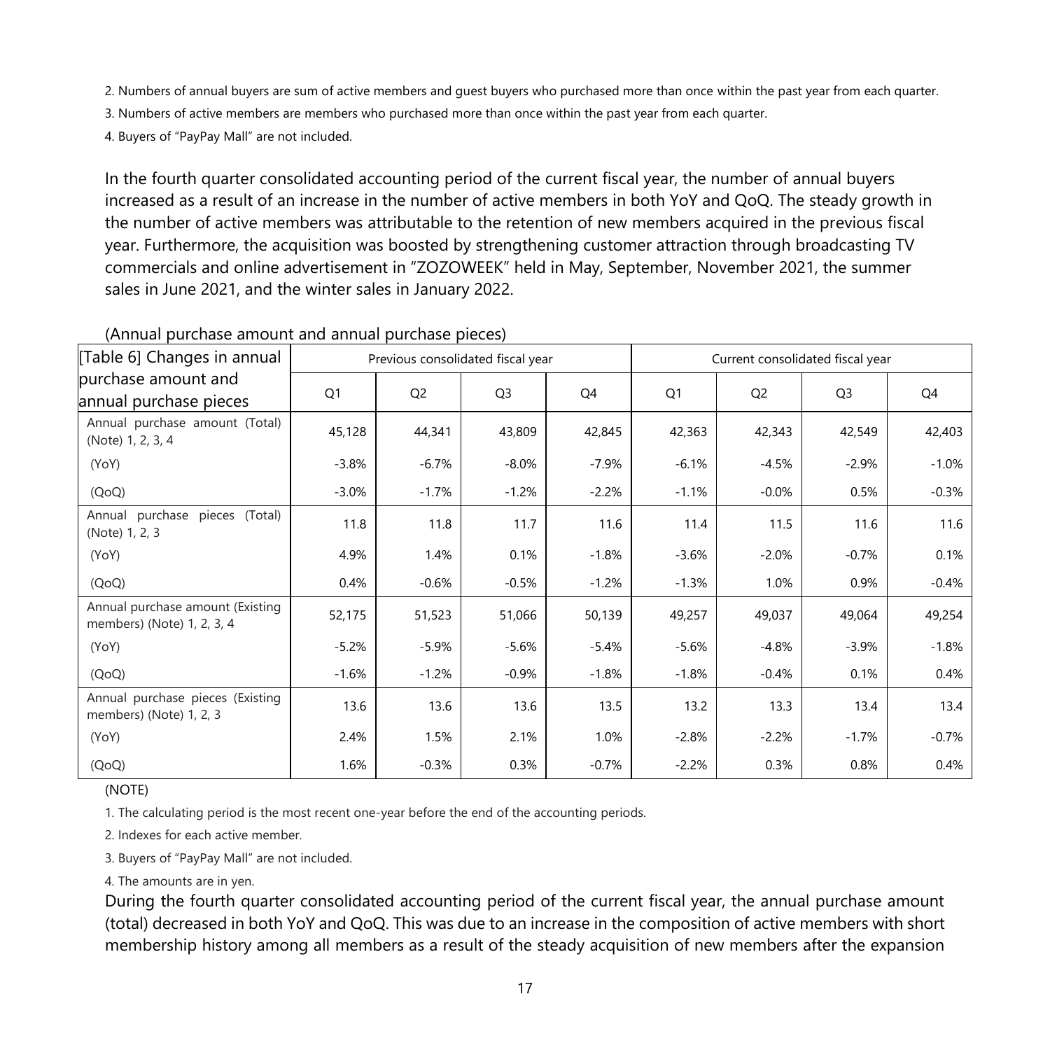2. Numbers of annual buyers are sum of active members and guest buyers who purchased more than once within the past year from each quarter.

3. Numbers of active members are members who purchased more than once within the past year from each quarter.

4. Buyers of "PayPay Mall" are not included.

In the fourth quarter consolidated accounting period of the current fiscal year, the number of annual buyers increased as a result of an increase in the number of active members in both YoY and QoQ. The steady growth in the number of active members was attributable to the retention of new members acquired in the previous fiscal year. Furthermore, the acquisition was boosted by strengthening customer attraction through broadcasting TV commercials and online advertisement in "ZOZOWEEK" held in May, September, November 2021, the summer sales in June 2021, and the winter sales in January 2022.

(Annual purchase amount and annual purchase pieces)

| [Table 6] Changes in annual purchase amount and annual purchase pieces | Previous consolidated fiscal year | | | | Current consolidated fiscal year | | | |
|---|---|---|---|---|---|---|---|---|
| | Q1 | Q2 | Q3 | Q4 | Q1 | Q2 | Q3 | Q4 |
| Annual purchase amount (Total) (Note) 1, 2, 3, 4 | 45,128 | 44,341 | 43,809 | 42,845 | 42,363 | 42,343 | 42,549 | 42,403 |
| (YoY) | -3.8% | -6.7% | -8.0% | -7.9% | -6.1% | -4.5% | -2.9% | -1.0% |
| (QoQ) | -3.0% | -1.7% | -1.2% | -2.2% | -1.1% | -0.0% | 0.5% | -0.3% |
| Annual purchase pieces (Total) (Note) 1, 2, 3 | 11.8 | 11.8 | 11.7 | 11.6 | 11.4 | 11.5 | 11.6 | 11.6 |
| (YoY) | 4.9% | 1.4% | 0.1% | -1.8% | -3.6% | -2.0% | -0.7% | 0.1% |
| (QoQ) | 0.4% | -0.6% | -0.5% | -1.2% | -1.3% | 1.0% | 0.9% | -0.4% |
| Annual purchase amount (Existing members) (Note) 1, 2, 3, 4 | 52,175 | 51,523 | 51,066 | 50,139 | 49,257 | 49,037 | 49,064 | 49,254 |
| (YoY) | -5.2% | -5.9% | -5.6% | -5.4% | -5.6% | -4.8% | -3.9% | -1.8% |
| (QoQ) | -1.6% | -1.2% | -0.9% | -1.8% | -1.8% | -0.4% | 0.1% | 0.4% |
| Annual purchase pieces (Existing members) (Note) 1, 2, 3 | 13.6 | 13.6 | 13.6 | 13.5 | 13.2 | 13.3 | 13.4 | 13.4 |
| (YoY) | 2.4% | 1.5% | 2.1% | 1.0% | -2.8% | -2.2% | -1.7% | -0.7% |
| (QoQ) | 1.6% | -0.3% | 0.3% | -0.7% | -2.2% | 0.3% | 0.8% | 0.4% |

(NOTE)

1. The calculating period is the most recent one-year before the end of the accounting periods.

2. Indexes for each active member.

3. Buyers of "PayPay Mall" are not included.

4. The amounts are in yen.

During the fourth quarter consolidated accounting period of the current fiscal year, the annual purchase amount (total) decreased in both YoY and QoQ. This was due to an increase in the composition of active members with short membership history among all members as a result of the steady acquisition of new members after the expansion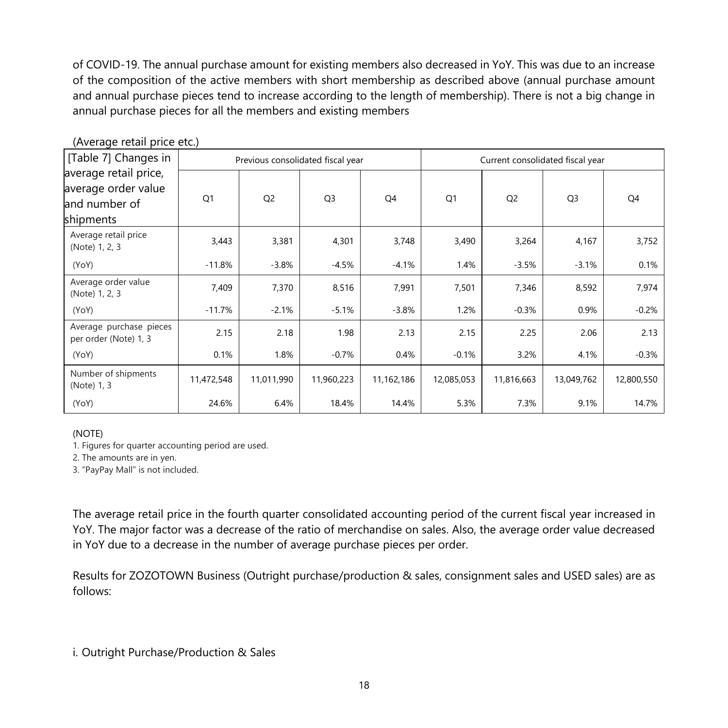of COVID-19. The annual purchase amount for existing members also decreased in YoY. This was due to an increase of the composition of the active members with short membership as described above (annual purchase amount and annual purchase pieces tend to increase according to the length of membership). There is not a big change in annual purchase pieces for all the members and existing members

(Average retail price etc.)

| [Table 7] Changes in average retail price, average order value and number of shipments | Previous consolidated fiscal year | | | | Current consolidated fiscal year | | | |
|---|---|---|---|---|---|---|---|---|
| | Q1 | Q2 | Q3 | Q4 | Q1 | Q2 | Q3 | Q4 |
| Average retail price (Note) 1, 2, 3 | 3,443 | 3,381 | 4,301 | 3,748 | 3,490 | 3,264 | 4,167 | 3,752 |
| (YoY) | -11.8% | -3.8% | -4.5% | -4.1% | 1.4% | -3.5% | -3.1% | 0.1% |
| Average order value (Note) 1, 2, 3 | 7,409 | 7,370 | 8,516 | 7,991 | 7,501 | 7,346 | 8,592 | 7,974 |
| (YoY) | -11.7% | -2.1% | -5.1% | -3.8% | 1.2% | -0.3% | 0.9% | -0.2% |
| Average purchase pieces per order (Note) 1, 3 | 2.15 | 2.18 | 1.98 | 2.13 | 2.15 | 2.25 | 2.06 | 2.13 |
| (YoY) | 0.1% | 1.8% | -0.7% | 0.4% | -0.1% | 3.2% | 4.1% | -0.3% |
| Number of shipments (Note) 1, 3 | 11,472,548 | 11,011,990 | 11,960,223 | 11,162,186 | 12,085,053 | 11,816,663 | 13,049,762 | 12,800,550 |
| (YoY) | 24.6% | 6.4% | 18.4% | 14.4% | 5.3% | 7.3% | 9.1% | 14.7% |

(NOTE)

1. Figures for quarter accounting period are used.
2. The amounts are in yen.
3. "PayPay Mall" is not included.

The average retail price in the fourth quarter consolidated accounting period of the current fiscal year increased in YoY. The major factor was a decrease of the ratio of merchandise on sales. Also, the average order value decreased in YoY due to a decrease in the number of average purchase pieces per order.

Results for ZOZOTOWN Business (Outright purchase/production & sales, consignment sales and USED sales) are as follows:

i. Outright Purchase/Production & Sales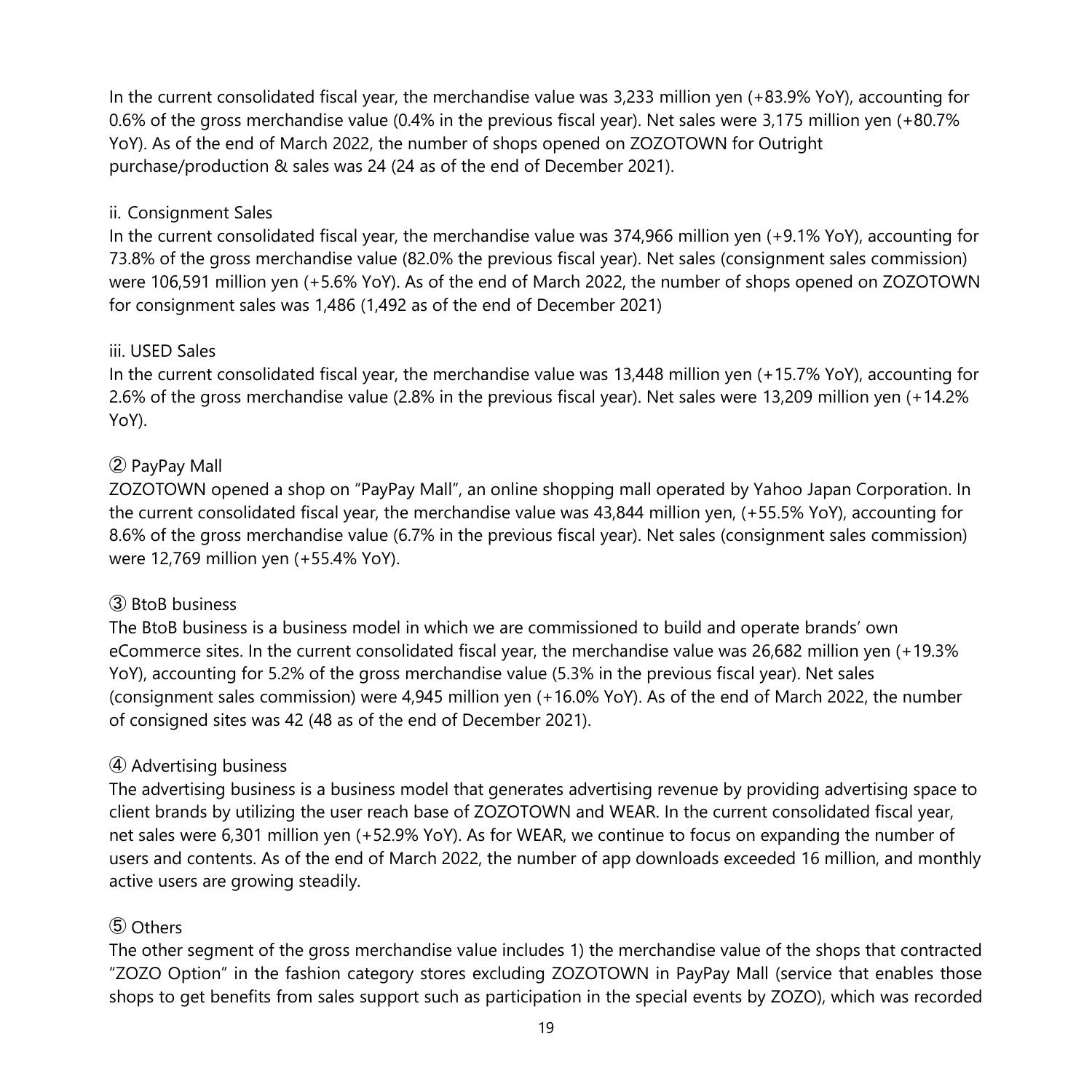In the current consolidated fiscal year, the merchandise value was 3,233 million yen (+83.9% YoY), accounting for 0.6% of the gross merchandise value (0.4% in the previous fiscal year). Net sales were 3,175 million yen (+80.7% YoY). As of the end of March 2022, the number of shops opened on ZOZOTOWN for Outright purchase/production & sales was 24 (24 as of the end of December 2021).

ii. Consignment Sales

In the current consolidated fiscal year, the merchandise value was 374,966 million yen (+9.1% YoY), accounting for 73.8% of the gross merchandise value (82.0% the previous fiscal year). Net sales (consignment sales commission) were 106,591 million yen (+5.6% YoY). As of the end of March 2022, the number of shops opened on ZOZOTOWN for consignment sales was 1,486 (1,492 as of the end of December 2021)

iii. USED Sales

In the current consolidated fiscal year, the merchandise value was 13,448 million yen (+15.7% YoY), accounting for 2.6% of the gross merchandise value (2.8% in the previous fiscal year). Net sales were 13,209 million yen (+14.2% YoY).

② PayPay Mall

ZOZOTOWN opened a shop on "PayPay Mall", an online shopping mall operated by Yahoo Japan Corporation. In the current consolidated fiscal year, the merchandise value was 43,844 million yen, (+55.5% YoY), accounting for 8.6% of the gross merchandise value (6.7% in the previous fiscal year). Net sales (consignment sales commission) were 12,769 million yen (+55.4% YoY).

③ BtoB business

The BtoB business is a business model in which we are commissioned to build and operate brands' own eCommerce sites. In the current consolidated fiscal year, the merchandise value was 26,682 million yen (+19.3% YoY), accounting for 5.2% of the gross merchandise value (5.3% in the previous fiscal year). Net sales (consignment sales commission) were 4,945 million yen (+16.0% YoY). As of the end of March 2022, the number of consigned sites was 42 (48 as of the end of December 2021).

④ Advertising business

The advertising business is a business model that generates advertising revenue by providing advertising space to client brands by utilizing the user reach base of ZOZOTOWN and WEAR. In the current consolidated fiscal year, net sales were 6,301 million yen (+52.9% YoY). As for WEAR, we continue to focus on expanding the number of users and contents. As of the end of March 2022, the number of app downloads exceeded 16 million, and monthly active users are growing steadily.

⑤ Others

The other segment of the gross merchandise value includes 1) the merchandise value of the shops that contracted "ZOZO Option" in the fashion category stores excluding ZOZOTOWN in PayPay Mall (service that enables those shops to get benefits from sales support such as participation in the special events by ZOZO), which was recorded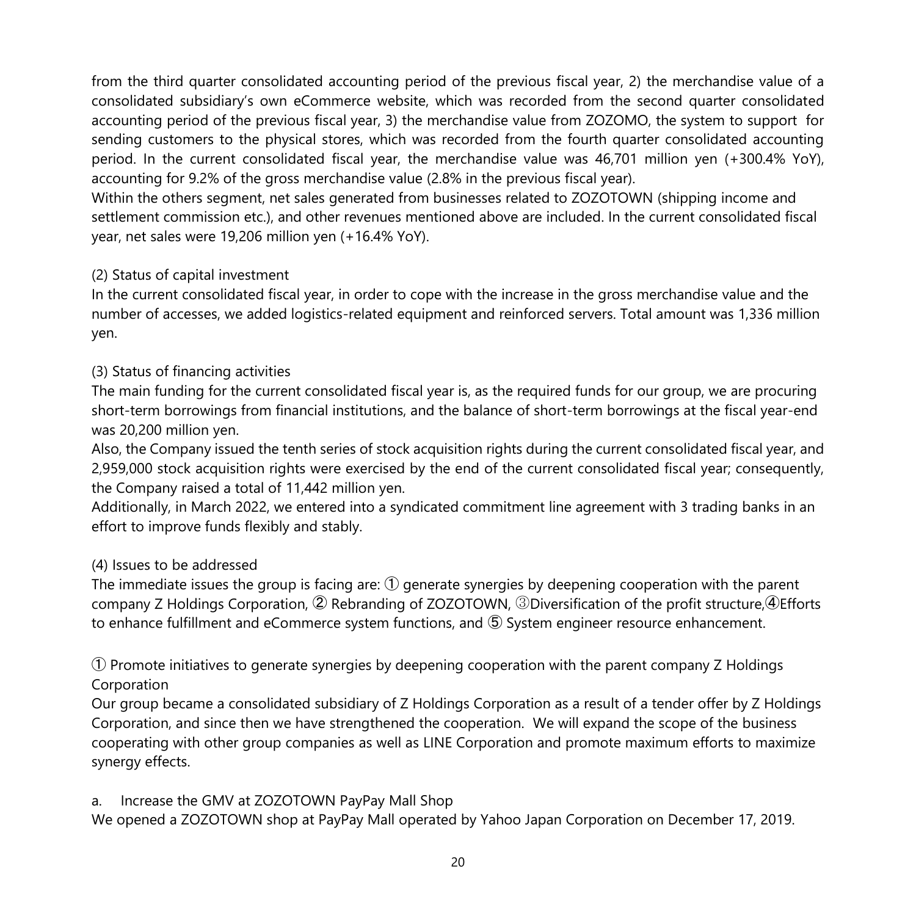from the third quarter consolidated accounting period of the previous fiscal year, 2) the merchandise value of a consolidated subsidiary's own eCommerce website, which was recorded from the second quarter consolidated accounting period of the previous fiscal year, 3) the merchandise value from ZOZOMO, the system to support for sending customers to the physical stores, which was recorded from the fourth quarter consolidated accounting period. In the current consolidated fiscal year, the merchandise value was 46,701 million yen (+300.4% YoY), accounting for 9.2% of the gross merchandise value (2.8% in the previous fiscal year).

Within the others segment, net sales generated from businesses related to ZOZOTOWN (shipping income and settlement commission etc.), and other revenues mentioned above are included. In the current consolidated fiscal year, net sales were 19,206 million yen (+16.4% YoY).

(2) Status of capital investment

In the current consolidated fiscal year, in order to cope with the increase in the gross merchandise value and the number of accesses, we added logistics-related equipment and reinforced servers. Total amount was 1,336 million yen.

(3) Status of financing activities

The main funding for the current consolidated fiscal year is, as the required funds for our group, we are procuring short-term borrowings from financial institutions, and the balance of short-term borrowings at the fiscal year-end was 20,200 million yen.

Also, the Company issued the tenth series of stock acquisition rights during the current consolidated fiscal year, and 2,959,000 stock acquisition rights were exercised by the end of the current consolidated fiscal year; consequently, the Company raised a total of 11,442 million yen.

Additionally, in March 2022, we entered into a syndicated commitment line agreement with 3 trading banks in an effort to improve funds flexibly and stably.

(4) Issues to be addressed

The immediate issues the group is facing are: ① generate synergies by deepening cooperation with the parent company Z Holdings Corporation, ② Rebranding of ZOZOTOWN, ③Diversification of the profit structure,④Efforts to enhance fulfillment and eCommerce system functions, and ⑤ System engineer resource enhancement.

① Promote initiatives to generate synergies by deepening cooperation with the parent company Z Holdings Corporation

Our group became a consolidated subsidiary of Z Holdings Corporation as a result of a tender offer by Z Holdings Corporation, and since then we have strengthened the cooperation. We will expand the scope of the business cooperating with other group companies as well as LINE Corporation and promote maximum efforts to maximize synergy effects.

a. Increase the GMV at ZOZOTOWN PayPay Mall Shop

We opened a ZOZOTOWN shop at PayPay Mall operated by Yahoo Japan Corporation on December 17, 2019.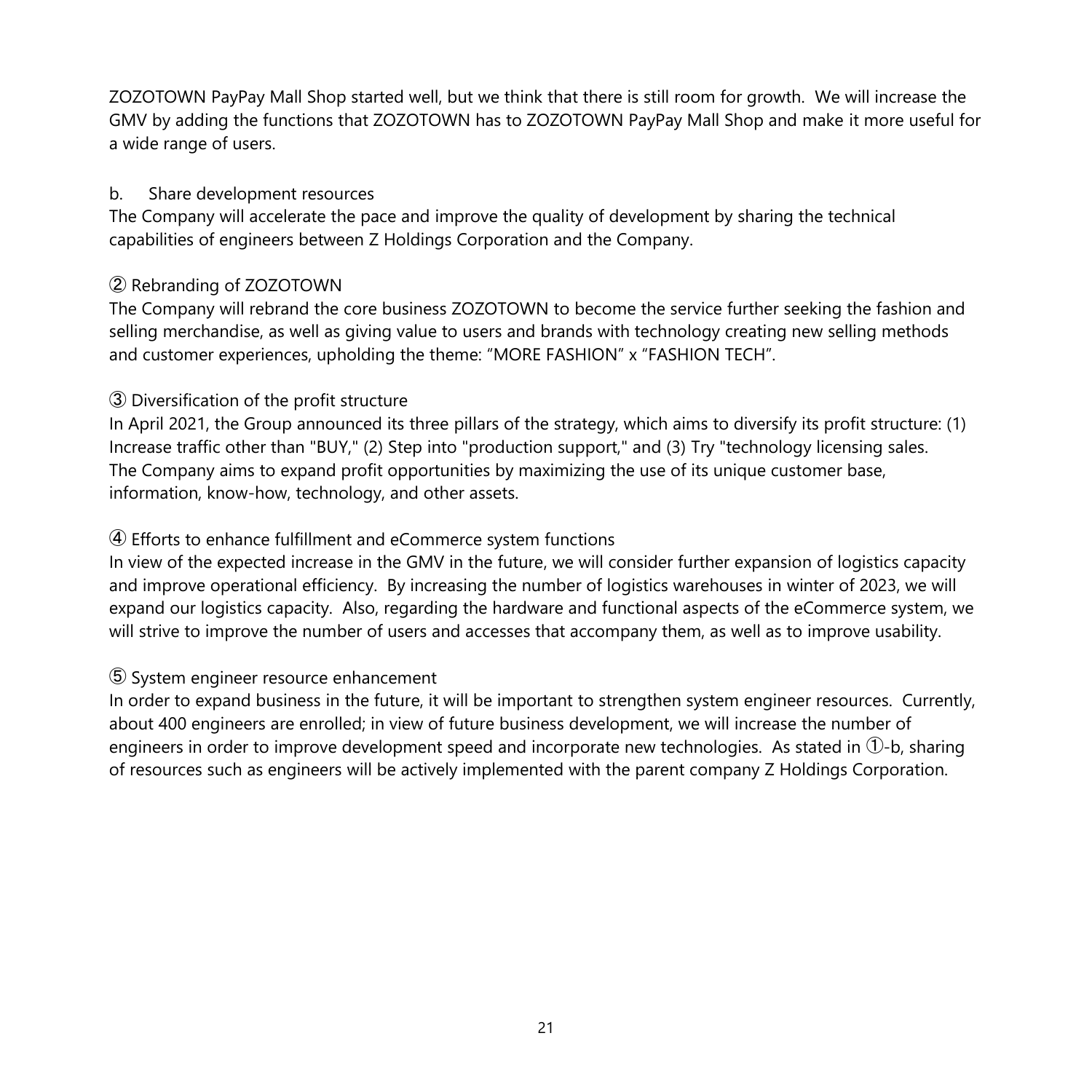ZOZOTOWN PayPay Mall Shop started well, but we think that there is still room for growth. We will increase the GMV by adding the functions that ZOZOTOWN has to ZOZOTOWN PayPay Mall Shop and make it more useful for a wide range of users.

b. Share development resources

The Company will accelerate the pace and improve the quality of development by sharing the technical capabilities of engineers between Z Holdings Corporation and the Company.

② Rebranding of ZOZOTOWN

The Company will rebrand the core business ZOZOTOWN to become the service further seeking the fashion and selling merchandise, as well as giving value to users and brands with technology creating new selling methods and customer experiences, upholding the theme: "MORE FASHION" x "FASHION TECH".

③ Diversification of the profit structure

In April 2021, the Group announced its three pillars of the strategy, which aims to diversify its profit structure: (1) Increase traffic other than "BUY," (2) Step into "production support," and (3) Try "technology licensing sales. The Company aims to expand profit opportunities by maximizing the use of its unique customer base, information, know-how, technology, and other assets.

④ Efforts to enhance fulfillment and eCommerce system functions

In view of the expected increase in the GMV in the future, we will consider further expansion of logistics capacity and improve operational efficiency. By increasing the number of logistics warehouses in winter of 2023, we will expand our logistics capacity. Also, regarding the hardware and functional aspects of the eCommerce system, we will strive to improve the number of users and accesses that accompany them, as well as to improve usability.

⑤ System engineer resource enhancement

In order to expand business in the future, it will be important to strengthen system engineer resources. Currently, about 400 engineers are enrolled; in view of future business development, we will increase the number of engineers in order to improve development speed and incorporate new technologies. As stated in ①-b, sharing of resources such as engineers will be actively implemented with the parent company Z Holdings Corporation.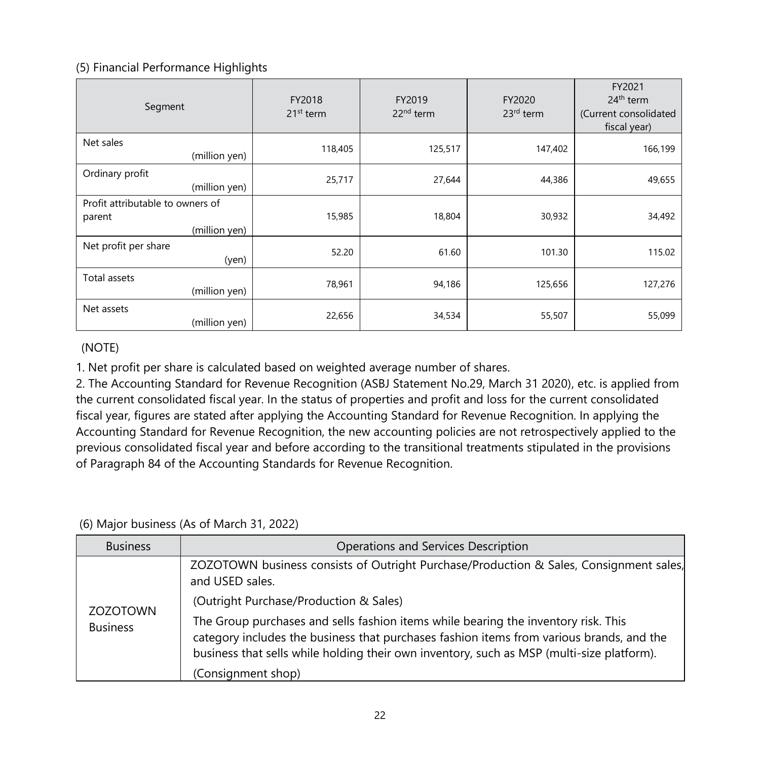### (5) Financial Performance Highlights

| Segment | FY2018 21st term | FY2019 22nd term | FY2020 23rd term | FY2021 24th term (Current consolidated fiscal year) |
|---|---|---|---|---|
| Net sales (million yen) | 118,405 | 125,517 | 147,402 | 166,199 |
| Ordinary profit (million yen) | 25,717 | 27,644 | 44,386 | 49,655 |
| Profit attributable to owners of parent (million yen) | 15,985 | 18,804 | 30,932 | 34,492 |
| Net profit per share (yen) | 52.20 | 61.60 | 101.30 | 115.02 |
| Total assets (million yen) | 78,961 | 94,186 | 125,656 | 127,276 |
| Net assets (million yen) | 22,656 | 34,534 | 55,507 | 55,099 |

(NOTE)

1. Net profit per share is calculated based on weighted average number of shares.
2. The Accounting Standard for Revenue Recognition (ASBJ Statement No.29, March 31 2020), etc. is applied from the current consolidated fiscal year. In the status of properties and profit and loss for the current consolidated fiscal year, figures are stated after applying the Accounting Standard for Revenue Recognition. In applying the Accounting Standard for Revenue Recognition, the new accounting policies are not retrospectively applied to the previous consolidated fiscal year and before according to the transitional treatments stipulated in the provisions of Paragraph 84 of the Accounting Standards for Revenue Recognition.

### (6) Major business (As of March 31, 2022)

| Business | Operations and Services Description |
|---|---|
| ZOZOTOWN Business | ZOZOTOWN business consists of Outright Purchase/Production & Sales, Consignment sales, and USED sales.<br>(Outright Purchase/Production & Sales)<br>The Group purchases and sells fashion items while bearing the inventory risk. This category includes the business that purchases fashion items from various brands, and the business that sells while holding their own inventory, such as MSP (multi-size platform).<br>(Consignment shop) |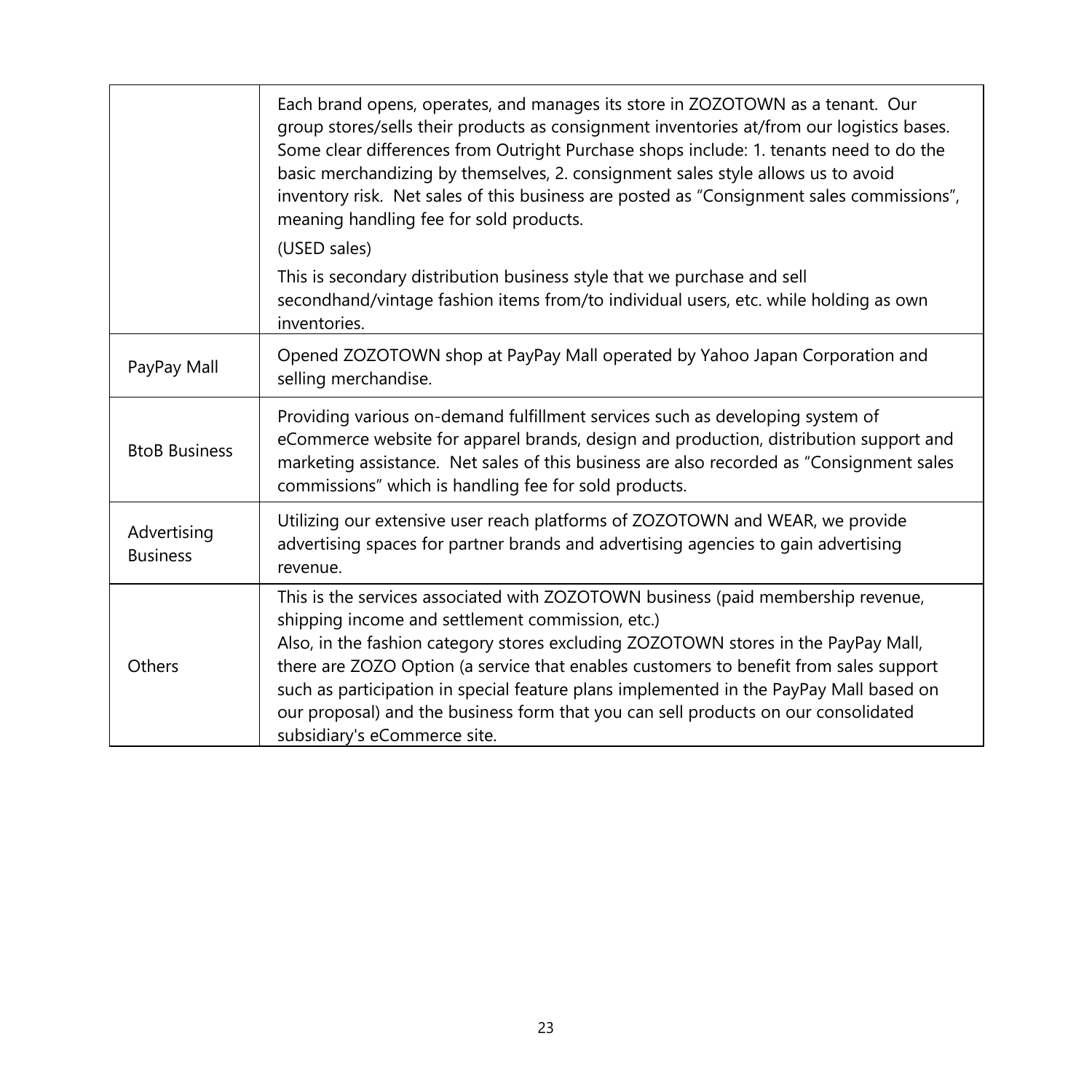| | |
|---|---|
| | Each brand opens, operates, and manages its store in ZOZOTOWN as a tenant. Our group stores/sells their products as consignment inventories at/from our logistics bases. Some clear differences from Outright Purchase shops include: 1. tenants need to do the basic merchandizing by themselves, 2. consignment sales style allows us to avoid inventory risk. Net sales of this business are posted as "Consignment sales commissions", meaning handling fee for sold products.<br>(USED sales)<br>This is secondary distribution business style that we purchase and sell secondhand/vintage fashion items from/to individual users, etc. while holding as own inventories. |
| PayPay Mall | Opened ZOZOTOWN shop at PayPay Mall operated by Yahoo Japan Corporation and selling merchandise. |
| BtoB Business | Providing various on-demand fulfillment services such as developing system of eCommerce website for apparel brands, design and production, distribution support and marketing assistance. Net sales of this business are also recorded as "Consignment sales commissions" which is handling fee for sold products. |
| Advertising Business | Utilizing our extensive user reach platforms of ZOZOTOWN and WEAR, we provide advertising spaces for partner brands and advertising agencies to gain advertising revenue. |
| Others | This is the services associated with ZOZOTOWN business (paid membership revenue, shipping income and settlement commission, etc.)<br>Also, in the fashion category stores excluding ZOZOTOWN stores in the PayPay Mall, there are ZOZO Option (a service that enables customers to benefit from sales support such as participation in special feature plans implemented in the PayPay Mall based on our proposal) and the business form that you can sell products on our consolidated subsidiary's eCommerce site. |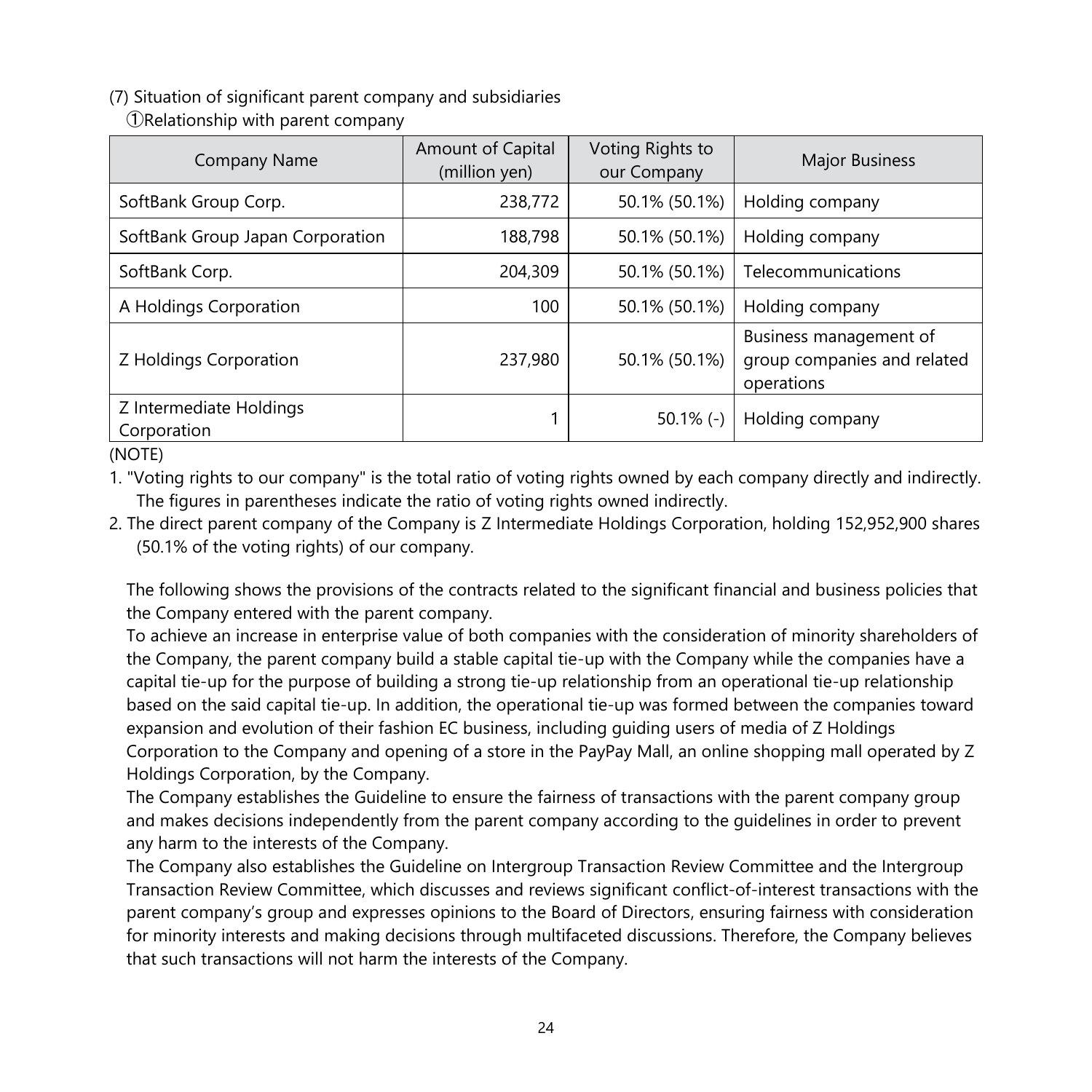(7) Situation of significant parent company and subsidiaries

①Relationship with parent company

| Company Name | Amount of Capital (million yen) | Voting Rights to our Company | Major Business |
|---|---|---|---|
| SoftBank Group Corp. | 238,772 | 50.1% (50.1%) | Holding company |
| SoftBank Group Japan Corporation | 188,798 | 50.1% (50.1%) | Holding company |
| SoftBank Corp. | 204,309 | 50.1% (50.1%) | Telecommunications |
| A Holdings Corporation | 100 | 50.1% (50.1%) | Holding company |
| Z Holdings Corporation | 237,980 | 50.1% (50.1%) | Business management of group companies and related operations |
| Z Intermediate Holdings Corporation | 1 | 50.1% (-) | Holding company |

(NOTE)

1. "Voting rights to our company" is the total ratio of voting rights owned by each company directly and indirectly. The figures in parentheses indicate the ratio of voting rights owned indirectly.
2. The direct parent company of the Company is Z Intermediate Holdings Corporation, holding 152,952,900 shares (50.1% of the voting rights) of our company.

The following shows the provisions of the contracts related to the significant financial and business policies that the Company entered with the parent company.

To achieve an increase in enterprise value of both companies with the consideration of minority shareholders of the Company, the parent company build a stable capital tie-up with the Company while the companies have a capital tie-up for the purpose of building a strong tie-up relationship from an operational tie-up relationship based on the said capital tie-up. In addition, the operational tie-up was formed between the companies toward expansion and evolution of their fashion EC business, including guiding users of media of Z Holdings Corporation to the Company and opening of a store in the PayPay Mall, an online shopping mall operated by Z Holdings Corporation, by the Company.

The Company establishes the Guideline to ensure the fairness of transactions with the parent company group and makes decisions independently from the parent company according to the guidelines in order to prevent any harm to the interests of the Company.

The Company also establishes the Guideline on Intergroup Transaction Review Committee and the Intergroup Transaction Review Committee, which discusses and reviews significant conflict-of-interest transactions with the parent company's group and expresses opinions to the Board of Directors, ensuring fairness with consideration for minority interests and making decisions through multifaceted discussions. Therefore, the Company believes that such transactions will not harm the interests of the Company.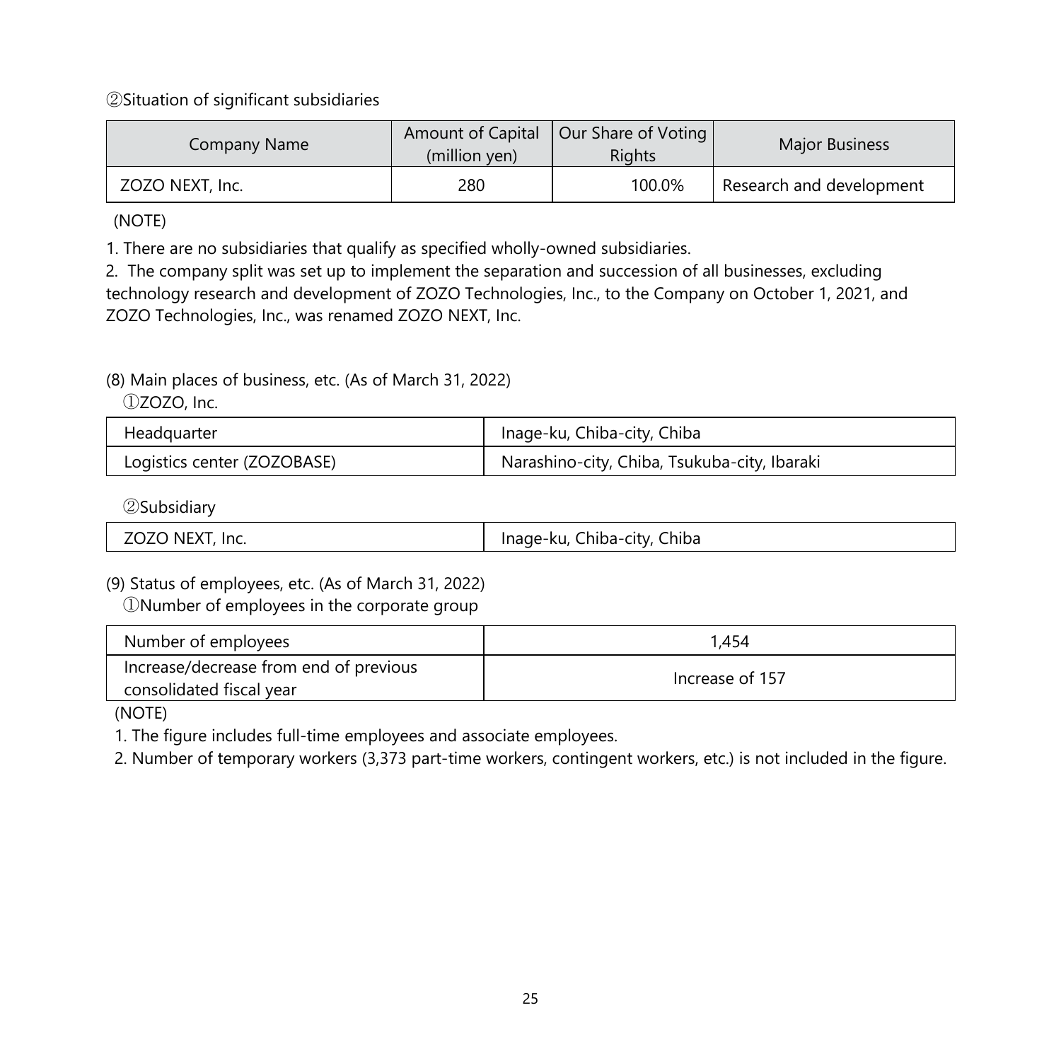②Situation of significant subsidiaries

| Company Name | Amount of Capital (million yen) | Our Share of Voting Rights | Major Business |
|---|---|---|---|
| ZOZO NEXT, Inc. | 280 | 100.0% | Research and development |

(NOTE)

1. There are no subsidiaries that qualify as specified wholly-owned subsidiaries.
2. The company split was set up to implement the separation and succession of all businesses, excluding technology research and development of ZOZO Technologies, Inc., to the Company on October 1, 2021, and ZOZO Technologies, Inc., was renamed ZOZO NEXT, Inc.

(8) Main places of business, etc. (As of March 31, 2022)

①ZOZO, Inc.

| Headquarter | Inage-ku, Chiba-city, Chiba |
|---|---|
| Logistics center (ZOZOBASE) | Narashino-city, Chiba, Tsukuba-city, Ibaraki |

②Subsidiary

| ZOZO NEXT, Inc. | Inage-ku, Chiba-city, Chiba |
|---|---|

(9) Status of employees, etc. (As of March 31, 2022)

①Number of employees in the corporate group

| Number of employees | 1,454 |
|---|---|
| Increase/decrease from end of previous consolidated fiscal year | Increase of 157 |

(NOTE)

1. The figure includes full-time employees and associate employees.
2. Number of temporary workers (3,373 part-time workers, contingent workers, etc.) is not included in the figure.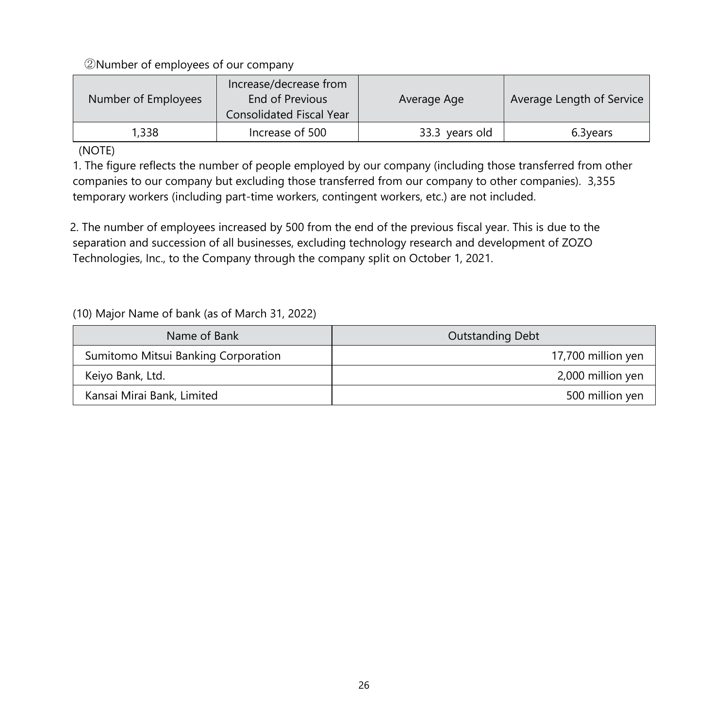②Number of employees of our company

| Number of Employees | Increase/decrease from End of Previous Consolidated Fiscal Year | Average Age | Average Length of Service |
|---|---|---|---|
| 1,338 | Increase of 500 | 33.3 years old | 6.3years |

(NOTE)

1. The figure reflects the number of people employed by our company (including those transferred from other companies to our company but excluding those transferred from our company to other companies). 3,355 temporary workers (including part-time workers, contingent workers, etc.) are not included.

2. The number of employees increased by 500 from the end of the previous fiscal year. This is due to the separation and succession of all businesses, excluding technology research and development of ZOZO Technologies, Inc., to the Company through the company split on October 1, 2021.

(10) Major Name of bank (as of March 31, 2022)

| Name of Bank | Outstanding Debt |
|---|---|
| Sumitomo Mitsui Banking Corporation | 17,700 million yen |
| Keiyo Bank, Ltd. | 2,000 million yen |
| Kansai Mirai Bank, Limited | 500 million yen |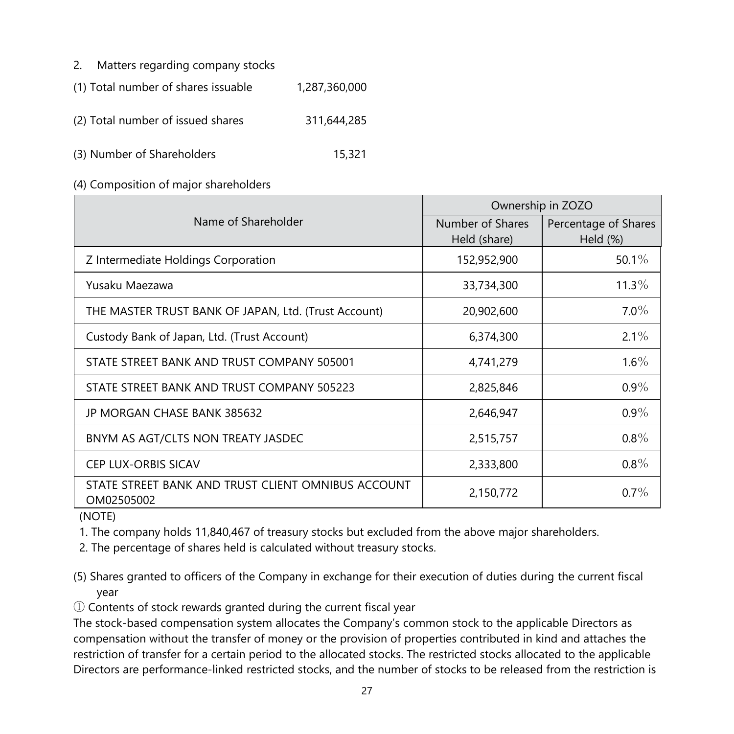## 2. Matters regarding company stocks

(1) Total number of shares issuable 1,287,360,000

(2) Total number of issued shares 311,644,285

(3) Number of Shareholders 15,321

(4) Composition of major shareholders

| Name of Shareholder | Ownership in ZOZO | |
|---|---|---|
| | Number of Shares Held (share) | Percentage of Shares Held (%) |
| Z Intermediate Holdings Corporation | 152,952,900 | 50.1% |
| Yusaku Maezawa | 33,734,300 | 11.3% |
| THE MASTER TRUST BANK OF JAPAN, Ltd. (Trust Account) | 20,902,600 | 7.0% |
| Custody Bank of Japan, Ltd. (Trust Account) | 6,374,300 | 2.1% |
| STATE STREET BANK AND TRUST COMPANY 505001 | 4,741,279 | 1.6% |
| STATE STREET BANK AND TRUST COMPANY 505223 | 2,825,846 | 0.9% |
| JP MORGAN CHASE BANK 385632 | 2,646,947 | 0.9% |
| BNYM AS AGT/CLTS NON TREATY JASDEC | 2,515,757 | 0.8% |
| CEP LUX-ORBIS SICAV | 2,333,800 | 0.8% |
| STATE STREET BANK AND TRUST CLIENT OMNIBUS ACCOUNT OM02505002 | 2,150,772 | 0.7% |

(NOTE)

1. The company holds 11,840,467 of treasury stocks but excluded from the above major shareholders.
2. The percentage of shares held is calculated without treasury stocks.

(5) Shares granted to officers of the Company in exchange for their execution of duties during the current fiscal year

① Contents of stock rewards granted during the current fiscal year

The stock-based compensation system allocates the Company's common stock to the applicable Directors as compensation without the transfer of money or the provision of properties contributed in kind and attaches the restriction of transfer for a certain period to the allocated stocks. The restricted stocks allocated to the applicable Directors are performance-linked restricted stocks, and the number of stocks to be released from the restriction is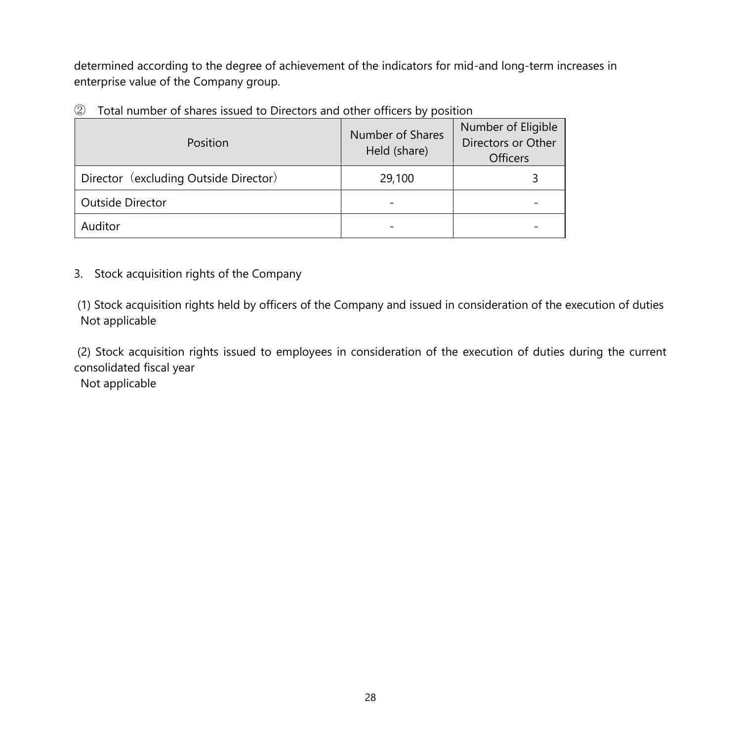determined according to the degree of achievement of the indicators for mid-and long-term increases in enterprise value of the Company group.

② Total number of shares issued to Directors and other officers by position

| Position | Number of Shares Held (share) | Number of Eligible Directors or Other Officers |
|---|---|---|
| Director（excluding Outside Director） | 29,100 | 3 |
| Outside Director | - | - |
| Auditor | - | - |

3. Stock acquisition rights of the Company

(1) Stock acquisition rights held by officers of the Company and issued in consideration of the execution of duties
Not applicable

(2) Stock acquisition rights issued to employees in consideration of the execution of duties during the current consolidated fiscal year
Not applicable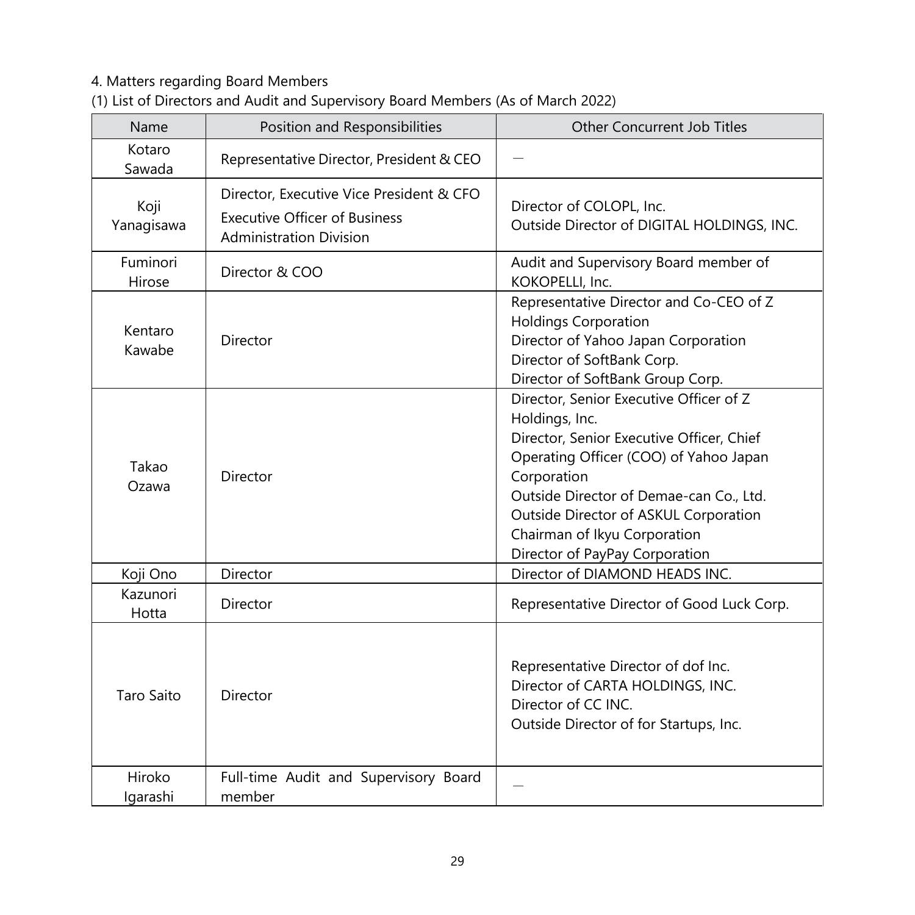4. Matters regarding Board Members

(1) List of Directors and Audit and Supervisory Board Members (As of March 2022)

| Name | Position and Responsibilities | Other Concurrent Job Titles |
|---|---|---|
| Kotaro Sawada | Representative Director, President & CEO | — |
| Koji Yanagisawa | Director, Executive Vice President & CFO<br>Executive Officer of Business Administration Division | Director of COLOPL, Inc.<br>Outside Director of DIGITAL HOLDINGS, INC. |
| Fuminori Hirose | Director & COO | Audit and Supervisory Board member of KOKOPELLI, Inc. |
| Kentaro Kawabe | Director | Representative Director and Co-CEO of Z Holdings Corporation<br>Director of Yahoo Japan Corporation<br>Director of SoftBank Corp.<br>Director of SoftBank Group Corp. |
| Takao Ozawa | Director | Director, Senior Executive Officer of Z Holdings, Inc.<br>Director, Senior Executive Officer, Chief Operating Officer (COO) of Yahoo Japan Corporation<br>Outside Director of Demae-can Co., Ltd.<br>Outside Director of ASKUL Corporation<br>Chairman of Ikyu Corporation<br>Director of PayPay Corporation |
| Koji Ono | Director | Director of DIAMOND HEADS INC. |
| Kazunori Hotta | Director | Representative Director of Good Luck Corp. |
| Taro Saito | Director | Representative Director of dof Inc.<br>Director of CARTA HOLDINGS, INC.<br>Director of CC INC.<br>Outside Director of for Startups, Inc. |
| Hiroko Igarashi | Full-time Audit and Supervisory Board member | — |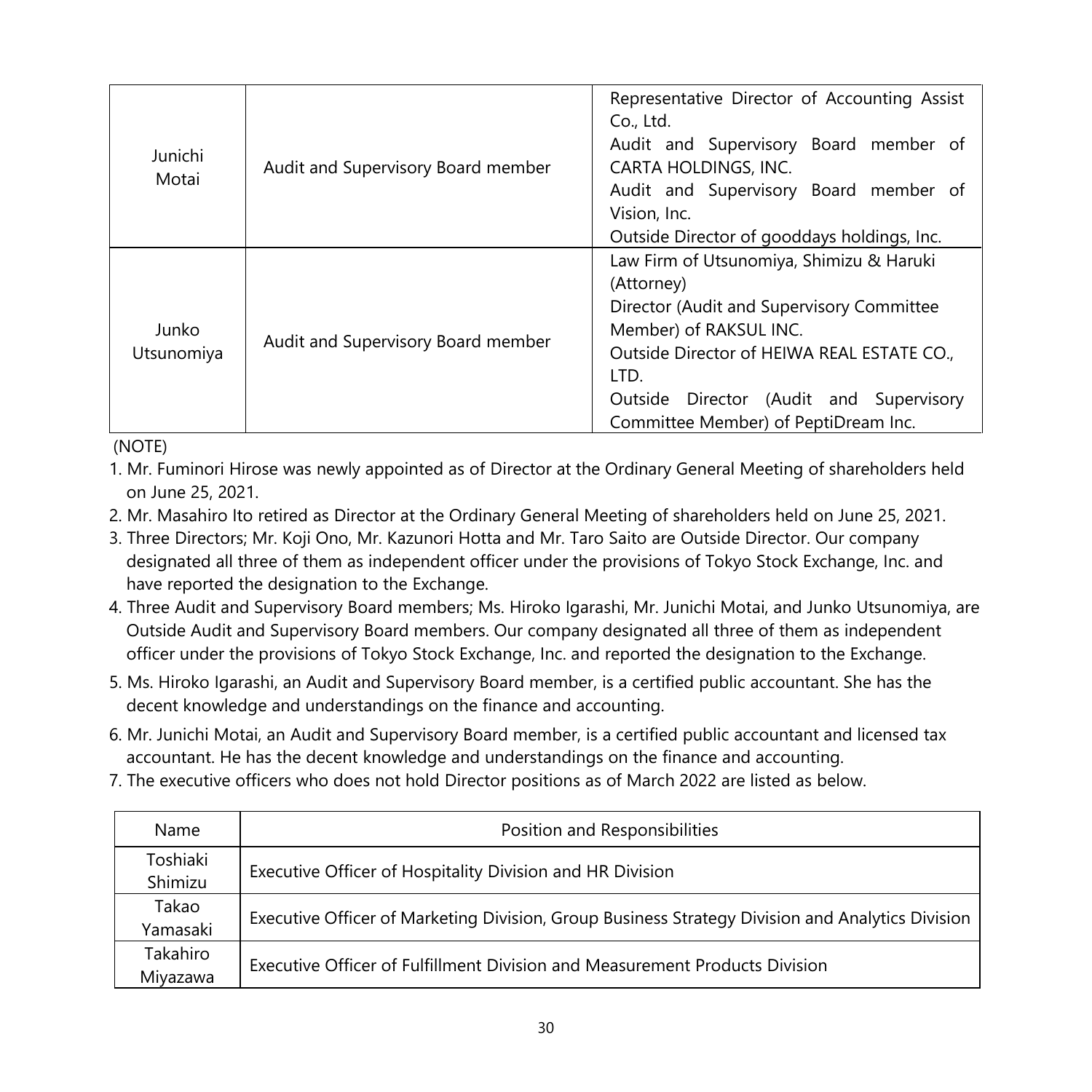| | | |
|---|---|---|
| Junichi Motai | Audit and Supervisory Board member | Representative Director of Accounting Assist Co., Ltd.<br>Audit and Supervisory Board member of CARTA HOLDINGS, INC.<br>Audit and Supervisory Board member of Vision, Inc.<br>Outside Director of gooddays holdings, Inc. |
| Junko Utsunomiya | Audit and Supervisory Board member | Law Firm of Utsunomiya, Shimizu & Haruki (Attorney)<br>Director (Audit and Supervisory Committee Member) of RAKSUL INC.<br>Outside Director of HEIWA REAL ESTATE CO., LTD.<br>Outside Director (Audit and Supervisory Committee Member) of PeptiDream Inc. |

(NOTE)

1. Mr. Fuminori Hirose was newly appointed as of Director at the Ordinary General Meeting of shareholders held on June 25, 2021.
2. Mr. Masahiro Ito retired as Director at the Ordinary General Meeting of shareholders held on June 25, 2021.
3. Three Directors; Mr. Koji Ono, Mr. Kazunori Hotta and Mr. Taro Saito are Outside Director. Our company designated all three of them as independent officer under the provisions of Tokyo Stock Exchange, Inc. and have reported the designation to the Exchange.
4. Three Audit and Supervisory Board members; Ms. Hiroko Igarashi, Mr. Junichi Motai, and Junko Utsunomiya, are Outside Audit and Supervisory Board members. Our company designated all three of them as independent officer under the provisions of Tokyo Stock Exchange, Inc. and reported the designation to the Exchange.
5. Ms. Hiroko Igarashi, an Audit and Supervisory Board member, is a certified public accountant. She has the decent knowledge and understandings on the finance and accounting.
6. Mr. Junichi Motai, an Audit and Supervisory Board member, is a certified public accountant and licensed tax accountant. He has the decent knowledge and understandings on the finance and accounting.
7. The executive officers who does not hold Director positions as of March 2022 are listed as below.

| Name | Position and Responsibilities |
|---|---|
| Toshiaki Shimizu | Executive Officer of Hospitality Division and HR Division |
| Takao Yamasaki | Executive Officer of Marketing Division, Group Business Strategy Division and Analytics Division |
| Takahiro Miyazawa | Executive Officer of Fulfillment Division and Measurement Products Division |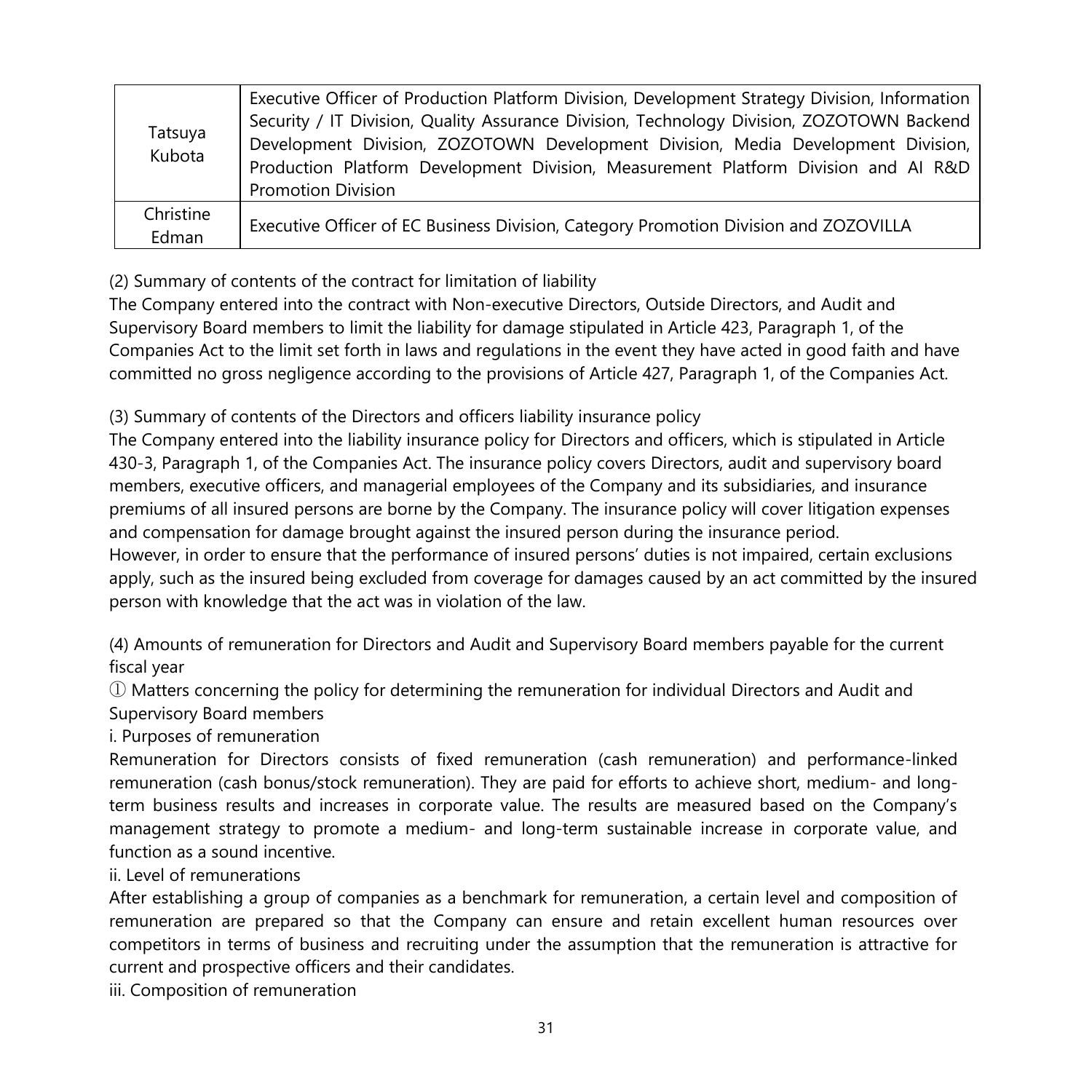| | |
|---|---|
| Tatsuya Kubota | Executive Officer of Production Platform Division, Development Strategy Division, Information Security / IT Division, Quality Assurance Division, Technology Division, ZOZOTOWN Backend Development Division, ZOZOTOWN Development Division, Media Development Division, Production Platform Development Division, Measurement Platform Division and AI R&D Promotion Division |
| Christine Edman | Executive Officer of EC Business Division, Category Promotion Division and ZOZOVILLA |

(2) Summary of contents of the contract for limitation of liability

The Company entered into the contract with Non-executive Directors, Outside Directors, and Audit and Supervisory Board members to limit the liability for damage stipulated in Article 423, Paragraph 1, of the Companies Act to the limit set forth in laws and regulations in the event they have acted in good faith and have committed no gross negligence according to the provisions of Article 427, Paragraph 1, of the Companies Act.

(3) Summary of contents of the Directors and officers liability insurance policy

The Company entered into the liability insurance policy for Directors and officers, which is stipulated in Article 430-3, Paragraph 1, of the Companies Act. The insurance policy covers Directors, audit and supervisory board members, executive officers, and managerial employees of the Company and its subsidiaries, and insurance premiums of all insured persons are borne by the Company. The insurance policy will cover litigation expenses and compensation for damage brought against the insured person during the insurance period.

However, in order to ensure that the performance of insured persons' duties is not impaired, certain exclusions apply, such as the insured being excluded from coverage for damages caused by an act committed by the insured person with knowledge that the act was in violation of the law.

(4) Amounts of remuneration for Directors and Audit and Supervisory Board members payable for the current fiscal year

① Matters concerning the policy for determining the remuneration for individual Directors and Audit and Supervisory Board members

i. Purposes of remuneration

Remuneration for Directors consists of fixed remuneration (cash remuneration) and performance-linked remuneration (cash bonus/stock remuneration). They are paid for efforts to achieve short, medium- and long-term business results and increases in corporate value. The results are measured based on the Company's management strategy to promote a medium- and long-term sustainable increase in corporate value, and function as a sound incentive.

ii. Level of remunerations

After establishing a group of companies as a benchmark for remuneration, a certain level and composition of remuneration are prepared so that the Company can ensure and retain excellent human resources over competitors in terms of business and recruiting under the assumption that the remuneration is attractive for current and prospective officers and their candidates.

iii. Composition of remuneration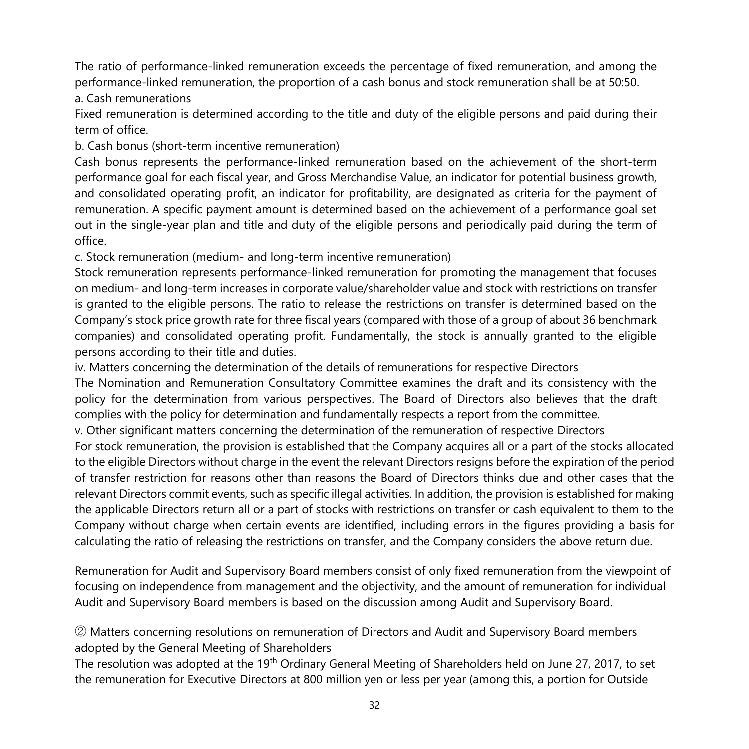The ratio of performance-linked remuneration exceeds the percentage of fixed remuneration, and among the performance-linked remuneration, the proportion of a cash bonus and stock remuneration shall be at 50:50.

a. Cash remunerations

Fixed remuneration is determined according to the title and duty of the eligible persons and paid during their term of office.

b. Cash bonus (short-term incentive remuneration)

Cash bonus represents the performance-linked remuneration based on the achievement of the short-term performance goal for each fiscal year, and Gross Merchandise Value, an indicator for potential business growth, and consolidated operating profit, an indicator for profitability, are designated as criteria for the payment of remuneration. A specific payment amount is determined based on the achievement of a performance goal set out in the single-year plan and title and duty of the eligible persons and periodically paid during the term of office.

c. Stock remuneration (medium- and long-term incentive remuneration)

Stock remuneration represents performance-linked remuneration for promoting the management that focuses on medium- and long-term increases in corporate value/shareholder value and stock with restrictions on transfer is granted to the eligible persons. The ratio to release the restrictions on transfer is determined based on the Company's stock price growth rate for three fiscal years (compared with those of a group of about 36 benchmark companies) and consolidated operating profit. Fundamentally, the stock is annually granted to the eligible persons according to their title and duties.

iv. Matters concerning the determination of the details of remunerations for respective Directors

The Nomination and Remuneration Consultatory Committee examines the draft and its consistency with the policy for the determination from various perspectives. The Board of Directors also believes that the draft complies with the policy for determination and fundamentally respects a report from the committee.

v. Other significant matters concerning the determination of the remuneration of respective Directors

For stock remuneration, the provision is established that the Company acquires all or a part of the stocks allocated to the eligible Directors without charge in the event the relevant Directors resigns before the expiration of the period of transfer restriction for reasons other than reasons the Board of Directors thinks due and other cases that the relevant Directors commit events, such as specific illegal activities. In addition, the provision is established for making the applicable Directors return all or a part of stocks with restrictions on transfer or cash equivalent to them to the Company without charge when certain events are identified, including errors in the figures providing a basis for calculating the ratio of releasing the restrictions on transfer, and the Company considers the above return due.

Remuneration for Audit and Supervisory Board members consist of only fixed remuneration from the viewpoint of focusing on independence from management and the objectivity, and the amount of remuneration for individual Audit and Supervisory Board members is based on the discussion among Audit and Supervisory Board.

② Matters concerning resolutions on remuneration of Directors and Audit and Supervisory Board members adopted by the General Meeting of Shareholders

The resolution was adopted at the 19th Ordinary General Meeting of Shareholders held on June 27, 2017, to set the remuneration for Executive Directors at 800 million yen or less per year (among this, a portion for Outside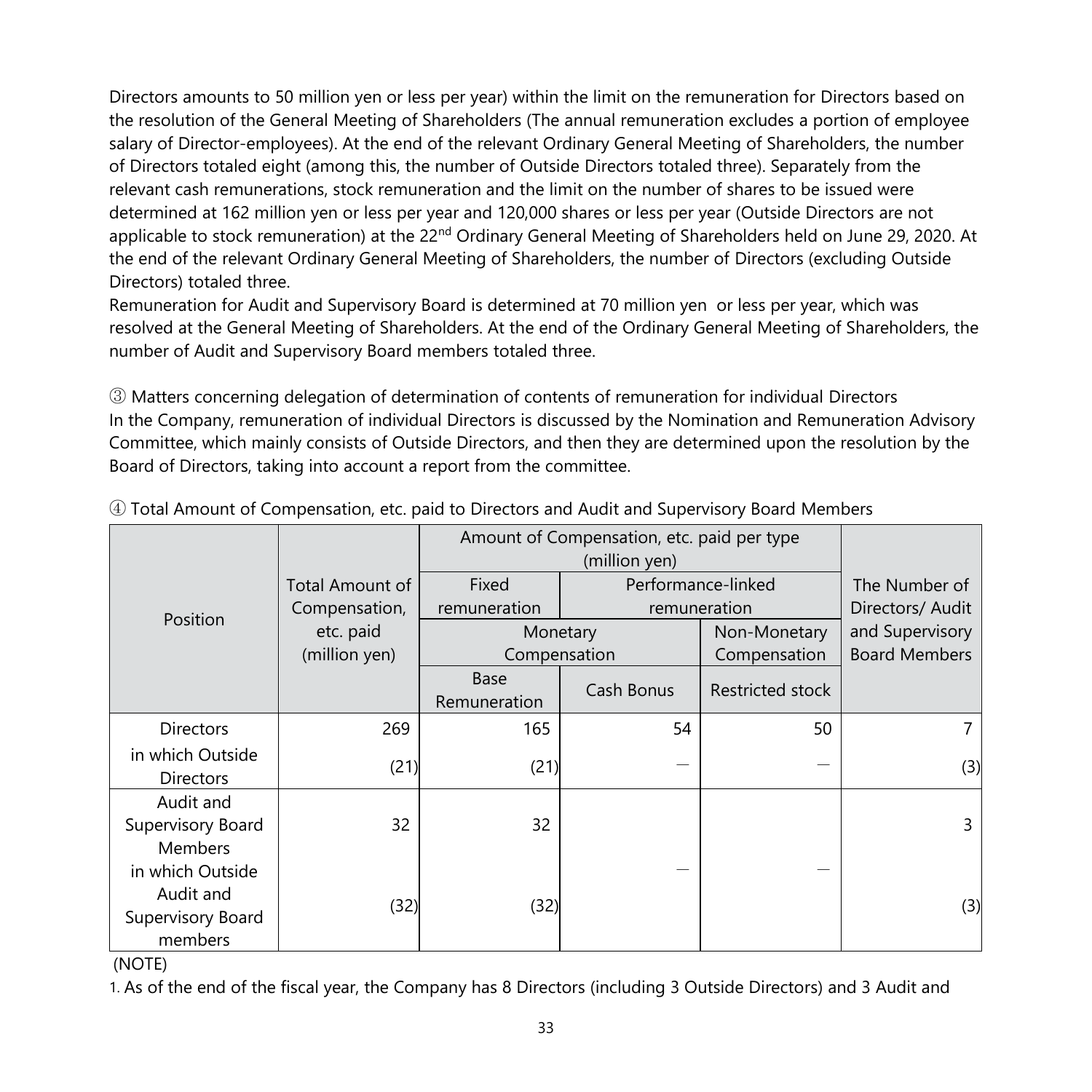Directors amounts to 50 million yen or less per year) within the limit on the remuneration for Directors based on the resolution of the General Meeting of Shareholders (The annual remuneration excludes a portion of employee salary of Director-employees). At the end of the relevant Ordinary General Meeting of Shareholders, the number of Directors totaled eight (among this, the number of Outside Directors totaled three). Separately from the relevant cash remunerations, stock remuneration and the limit on the number of shares to be issued were determined at 162 million yen or less per year and 120,000 shares or less per year (Outside Directors are not applicable to stock remuneration) at the 22nd Ordinary General Meeting of Shareholders held on June 29, 2020. At the end of the relevant Ordinary General Meeting of Shareholders, the number of Directors (excluding Outside Directors) totaled three.

Remuneration for Audit and Supervisory Board is determined at 70 million yen or less per year, which was resolved at the General Meeting of Shareholders. At the end of the Ordinary General Meeting of Shareholders, the number of Audit and Supervisory Board members totaled three.

③ Matters concerning delegation of determination of contents of remuneration for individual Directors

In the Company, remuneration of individual Directors is discussed by the Nomination and Remuneration Advisory Committee, which mainly consists of Outside Directors, and then they are determined upon the resolution by the Board of Directors, taking into account a report from the committee.

④ Total Amount of Compensation, etc. paid to Directors and Audit and Supervisory Board Members

| Position | Total Amount of Compensation, etc. paid (million yen) | Amount of Compensation, etc. paid per type (million yen) | | | The Number of Directors/ Audit and Supervisory Board Members |
|---|---|---|---|---|---|
| | | Fixed remuneration | Performance-linked remuneration | | |
| | | Monetary Compensation | | Non-Monetary Compensation | |
| | | Base Remuneration | Cash Bonus | Restricted stock | |
| Directors | 269 | 165 | 54 | 50 | 7 |
| in which Outside Directors | (21) | (21) | — | — | (3) |
| Audit and Supervisory Board Members | 32 | 32 | — | — | 3 |
| in which Outside Audit and Supervisory Board members | (32) | (32) | | | (3) |

(NOTE)

1. As of the end of the fiscal year, the Company has 8 Directors (including 3 Outside Directors) and 3 Audit and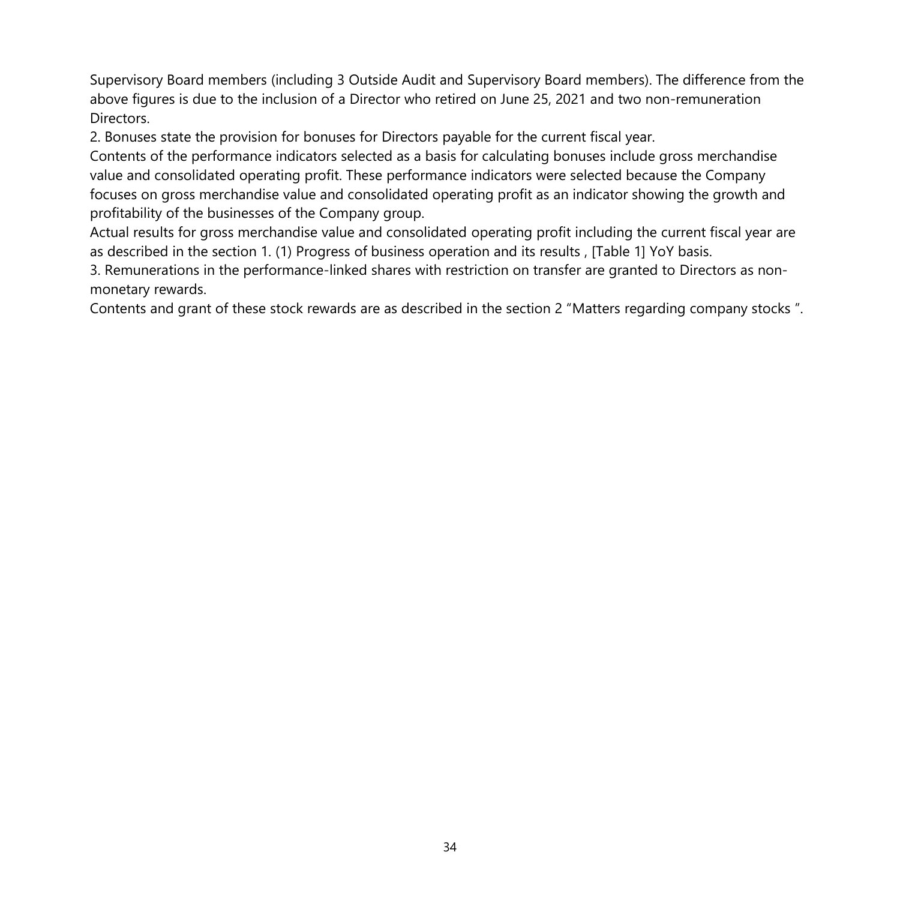Supervisory Board members (including 3 Outside Audit and Supervisory Board members). The difference from the above figures is due to the inclusion of a Director who retired on June 25, 2021 and two non-remuneration Directors.

2. Bonuses state the provision for bonuses for Directors payable for the current fiscal year.
Contents of the performance indicators selected as a basis for calculating bonuses include gross merchandise value and consolidated operating profit. These performance indicators were selected because the Company focuses on gross merchandise value and consolidated operating profit as an indicator showing the growth and profitability of the businesses of the Company group.
Actual results for gross merchandise value and consolidated operating profit including the current fiscal year are as described in the section 1. (1) Progress of business operation and its results , [Table 1] YoY basis.

3. Remunerations in the performance-linked shares with restriction on transfer are granted to Directors as non-monetary rewards.
Contents and grant of these stock rewards are as described in the section 2 "Matters regarding company stocks ".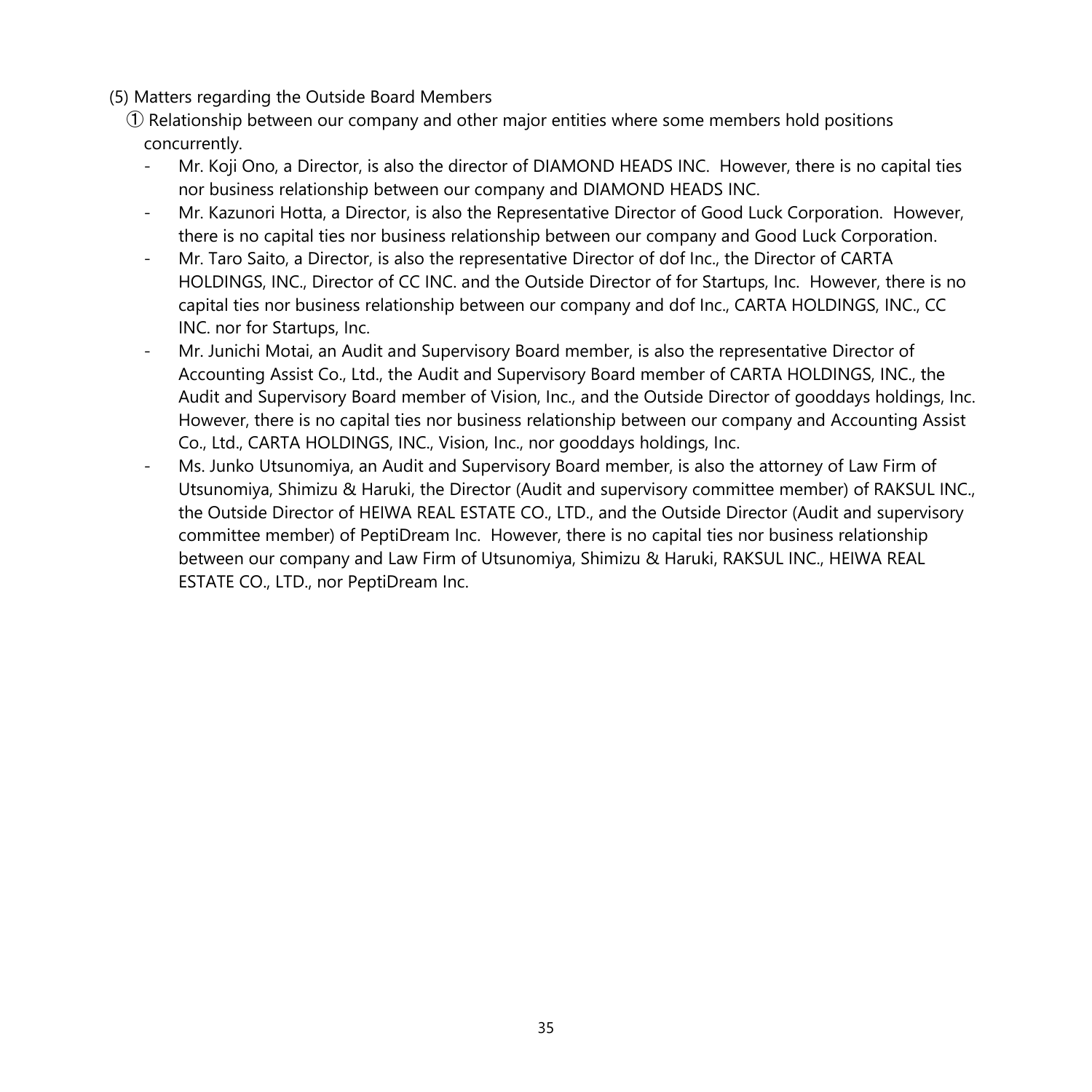(5) Matters regarding the Outside Board Members

① Relationship between our company and other major entities where some members hold positions concurrently.

- Mr. Koji Ono, a Director, is also the director of DIAMOND HEADS INC. However, there is no capital ties nor business relationship between our company and DIAMOND HEADS INC.
- Mr. Kazunori Hotta, a Director, is also the Representative Director of Good Luck Corporation. However, there is no capital ties nor business relationship between our company and Good Luck Corporation.
- Mr. Taro Saito, a Director, is also the representative Director of dof Inc., the Director of CARTA HOLDINGS, INC., Director of CC INC. and the Outside Director of for Startups, Inc. However, there is no capital ties nor business relationship between our company and dof Inc., CARTA HOLDINGS, INC., CC INC. nor for Startups, Inc.
- Mr. Junichi Motai, an Audit and Supervisory Board member, is also the representative Director of Accounting Assist Co., Ltd., the Audit and Supervisory Board member of CARTA HOLDINGS, INC., the Audit and Supervisory Board member of Vision, Inc., and the Outside Director of gooddays holdings, Inc. However, there is no capital ties nor business relationship between our company and Accounting Assist Co., Ltd., CARTA HOLDINGS, INC., Vision, Inc., nor gooddays holdings, Inc.
- Ms. Junko Utsunomiya, an Audit and Supervisory Board member, is also the attorney of Law Firm of Utsunomiya, Shimizu & Haruki, the Director (Audit and supervisory committee member) of RAKSUL INC., the Outside Director of HEIWA REAL ESTATE CO., LTD., and the Outside Director (Audit and supervisory committee member) of PeptiDream Inc. However, there is no capital ties nor business relationship between our company and Law Firm of Utsunomiya, Shimizu & Haruki, RAKSUL INC., HEIWA REAL ESTATE CO., LTD., nor PeptiDream Inc.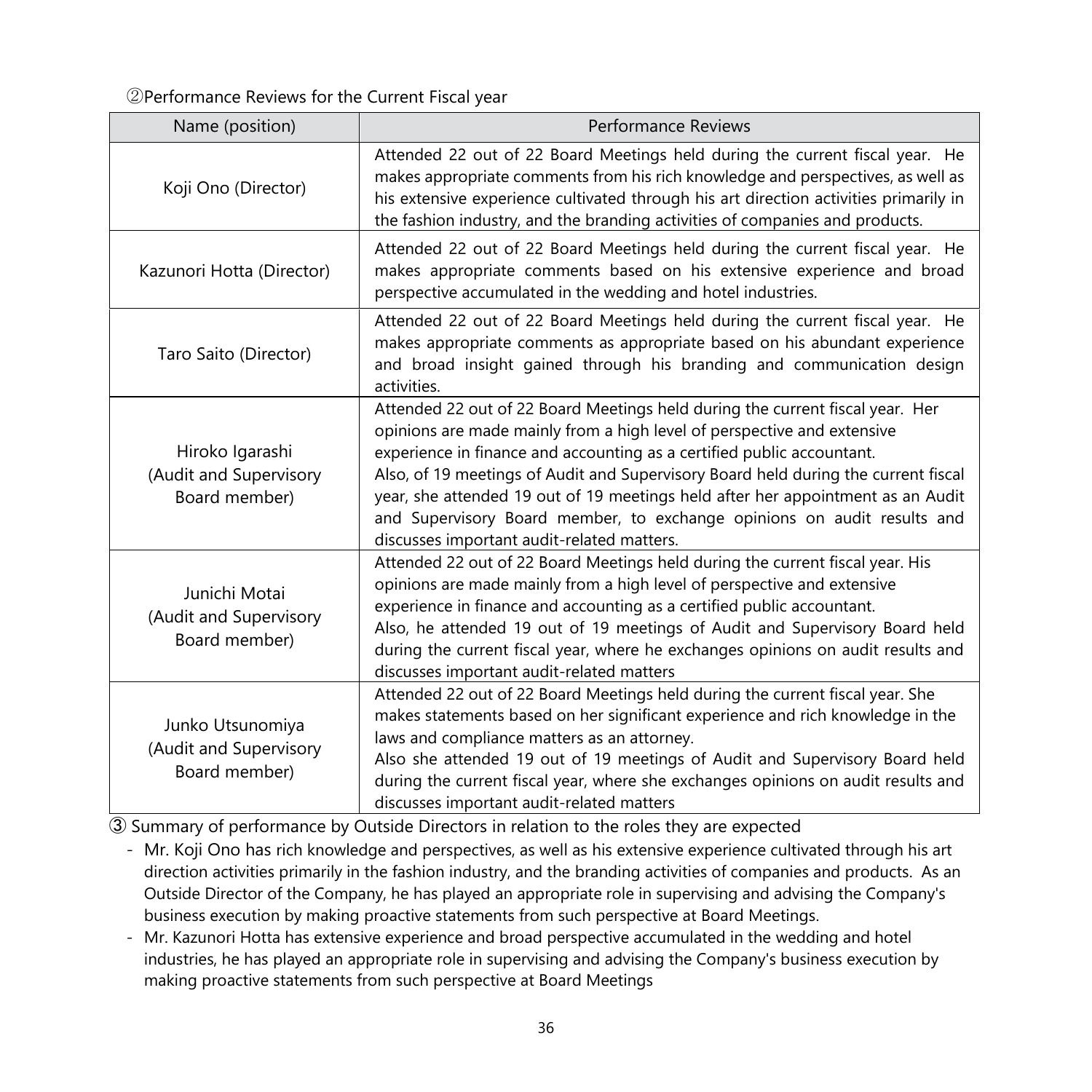②Performance Reviews for the Current Fiscal year

| Name (position) | Performance Reviews |
| --- | --- |
| Koji Ono (Director) | Attended 22 out of 22 Board Meetings held during the current fiscal year. He makes appropriate comments from his rich knowledge and perspectives, as well as his extensive experience cultivated through his art direction activities primarily in the fashion industry, and the branding activities of companies and products. |
| Kazunori Hotta (Director) | Attended 22 out of 22 Board Meetings held during the current fiscal year. He makes appropriate comments based on his extensive experience and broad perspective accumulated in the wedding and hotel industries. |
| Taro Saito (Director) | Attended 22 out of 22 Board Meetings held during the current fiscal year. He makes appropriate comments as appropriate based on his abundant experience and broad insight gained through his branding and communication design activities. |
| Hiroko Igarashi (Audit and Supervisory Board member) | Attended 22 out of 22 Board Meetings held during the current fiscal year. Her opinions are made mainly from a high level of perspective and extensive experience in finance and accounting as a certified public accountant. Also, of 19 meetings of Audit and Supervisory Board held during the current fiscal year, she attended 19 out of 19 meetings held after her appointment as an Audit and Supervisory Board member, to exchange opinions on audit results and discusses important audit-related matters. |
| Junichi Motai (Audit and Supervisory Board member) | Attended 22 out of 22 Board Meetings held during the current fiscal year. His opinions are made mainly from a high level of perspective and extensive experience in finance and accounting as a certified public accountant. Also, he attended 19 out of 19 meetings of Audit and Supervisory Board held during the current fiscal year, where he exchanges opinions on audit results and discusses important audit-related matters |
| Junko Utsunomiya (Audit and Supervisory Board member) | Attended 22 out of 22 Board Meetings held during the current fiscal year. She makes statements based on her significant experience and rich knowledge in the laws and compliance matters as an attorney. Also she attended 19 out of 19 meetings of Audit and Supervisory Board held during the current fiscal year, where she exchanges opinions on audit results and discusses important audit-related matters |

③ Summary of performance by Outside Directors in relation to the roles they are expected

- Mr. Koji Ono has rich knowledge and perspectives, as well as his extensive experience cultivated through his art direction activities primarily in the fashion industry, and the branding activities of companies and products. As an Outside Director of the Company, he has played an appropriate role in supervising and advising the Company's business execution by making proactive statements from such perspective at Board Meetings.
- Mr. Kazunori Hotta has extensive experience and broad perspective accumulated in the wedding and hotel industries, he has played an appropriate role in supervising and advising the Company's business execution by making proactive statements from such perspective at Board Meetings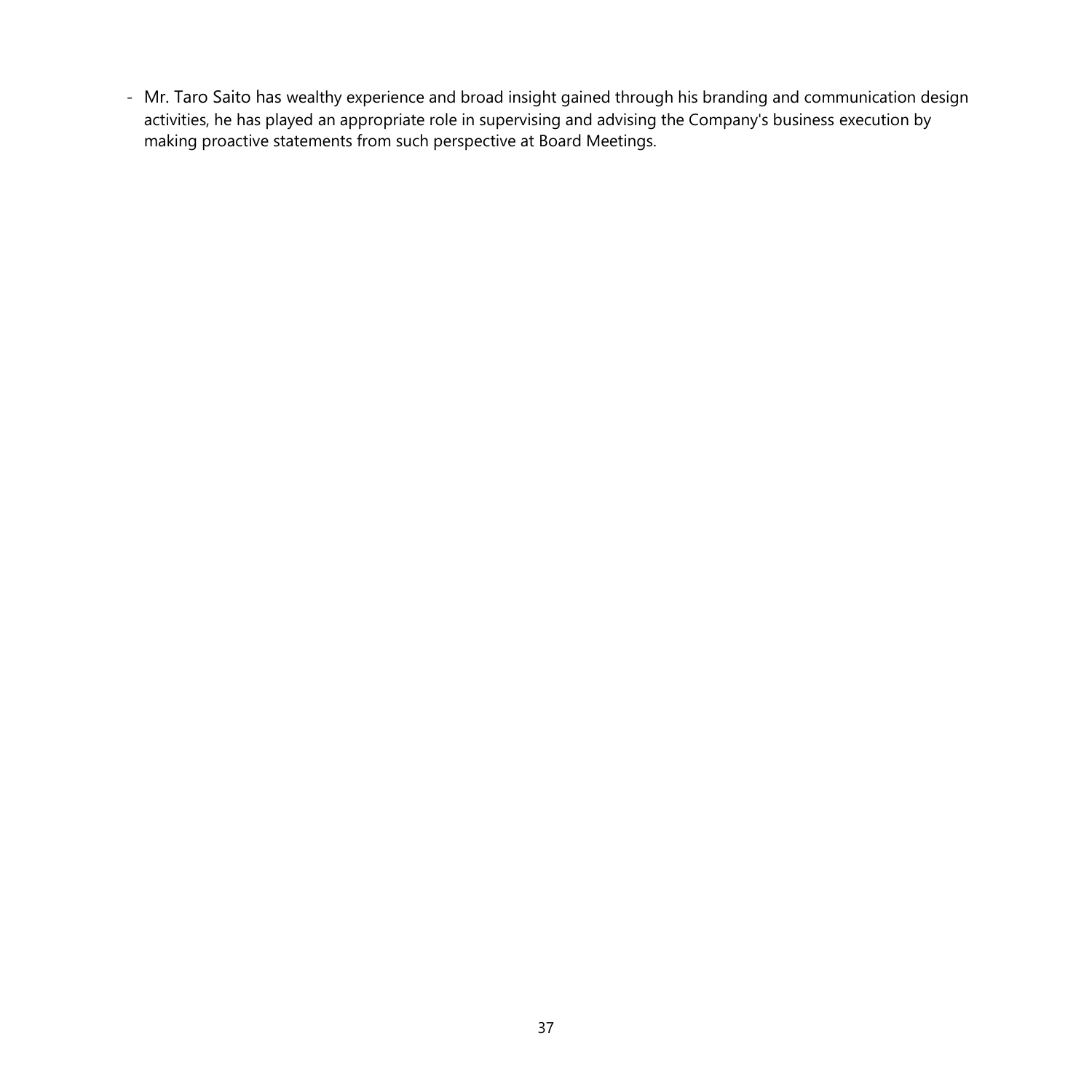- Mr. Taro Saito has wealthy experience and broad insight gained through his branding and communication design activities, he has played an appropriate role in supervising and advising the Company's business execution by making proactive statements from such perspective at Board Meetings.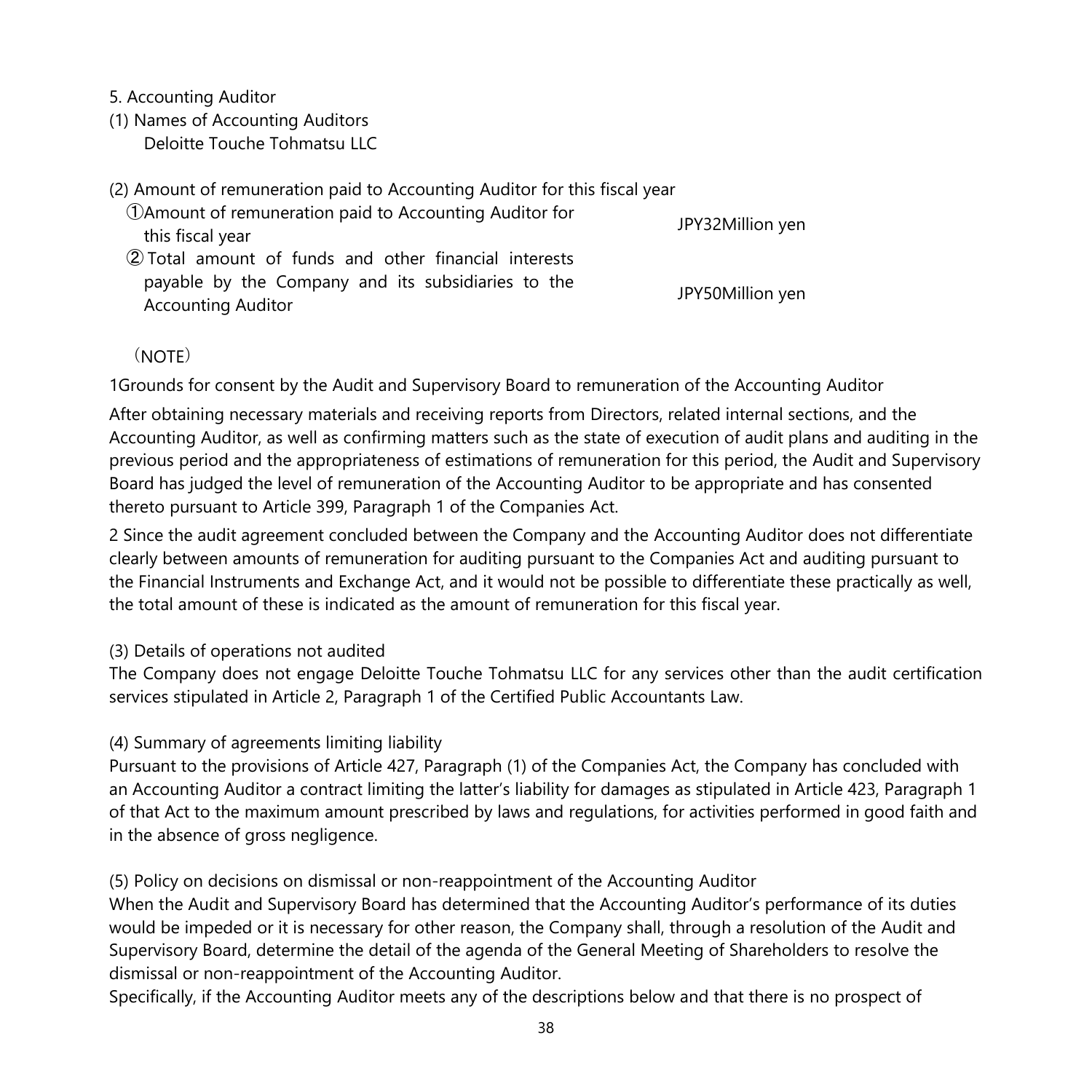5. Accounting Auditor

(1) Names of Accounting Auditors

Deloitte Touche Tohmatsu LLC

(2) Amount of remuneration paid to Accounting Auditor for this fiscal year

| | |
|---|---|
| ①Amount of remuneration paid to Accounting Auditor for this fiscal year | JPY32Million yen |
| ② Total amount of funds and other financial interests payable by the Company and its subsidiaries to the Accounting Auditor | JPY50Million yen |

（NOTE）

1Grounds for consent by the Audit and Supervisory Board to remuneration of the Accounting Auditor

After obtaining necessary materials and receiving reports from Directors, related internal sections, and the Accounting Auditor, as well as confirming matters such as the state of execution of audit plans and auditing in the previous period and the appropriateness of estimations of remuneration for this period, the Audit and Supervisory Board has judged the level of remuneration of the Accounting Auditor to be appropriate and has consented thereto pursuant to Article 399, Paragraph 1 of the Companies Act.

2 Since the audit agreement concluded between the Company and the Accounting Auditor does not differentiate clearly between amounts of remuneration for auditing pursuant to the Companies Act and auditing pursuant to the Financial Instruments and Exchange Act, and it would not be possible to differentiate these practically as well, the total amount of these is indicated as the amount of remuneration for this fiscal year.

(3) Details of operations not audited

The Company does not engage Deloitte Touche Tohmatsu LLC for any services other than the audit certification services stipulated in Article 2, Paragraph 1 of the Certified Public Accountants Law.

(4) Summary of agreements limiting liability

Pursuant to the provisions of Article 427, Paragraph (1) of the Companies Act, the Company has concluded with an Accounting Auditor a contract limiting the latter's liability for damages as stipulated in Article 423, Paragraph 1 of that Act to the maximum amount prescribed by laws and regulations, for activities performed in good faith and in the absence of gross negligence.

(5) Policy on decisions on dismissal or non-reappointment of the Accounting Auditor

When the Audit and Supervisory Board has determined that the Accounting Auditor's performance of its duties would be impeded or it is necessary for other reason, the Company shall, through a resolution of the Audit and Supervisory Board, determine the detail of the agenda of the General Meeting of Shareholders to resolve the dismissal or non-reappointment of the Accounting Auditor.

Specifically, if the Accounting Auditor meets any of the descriptions below and that there is no prospect of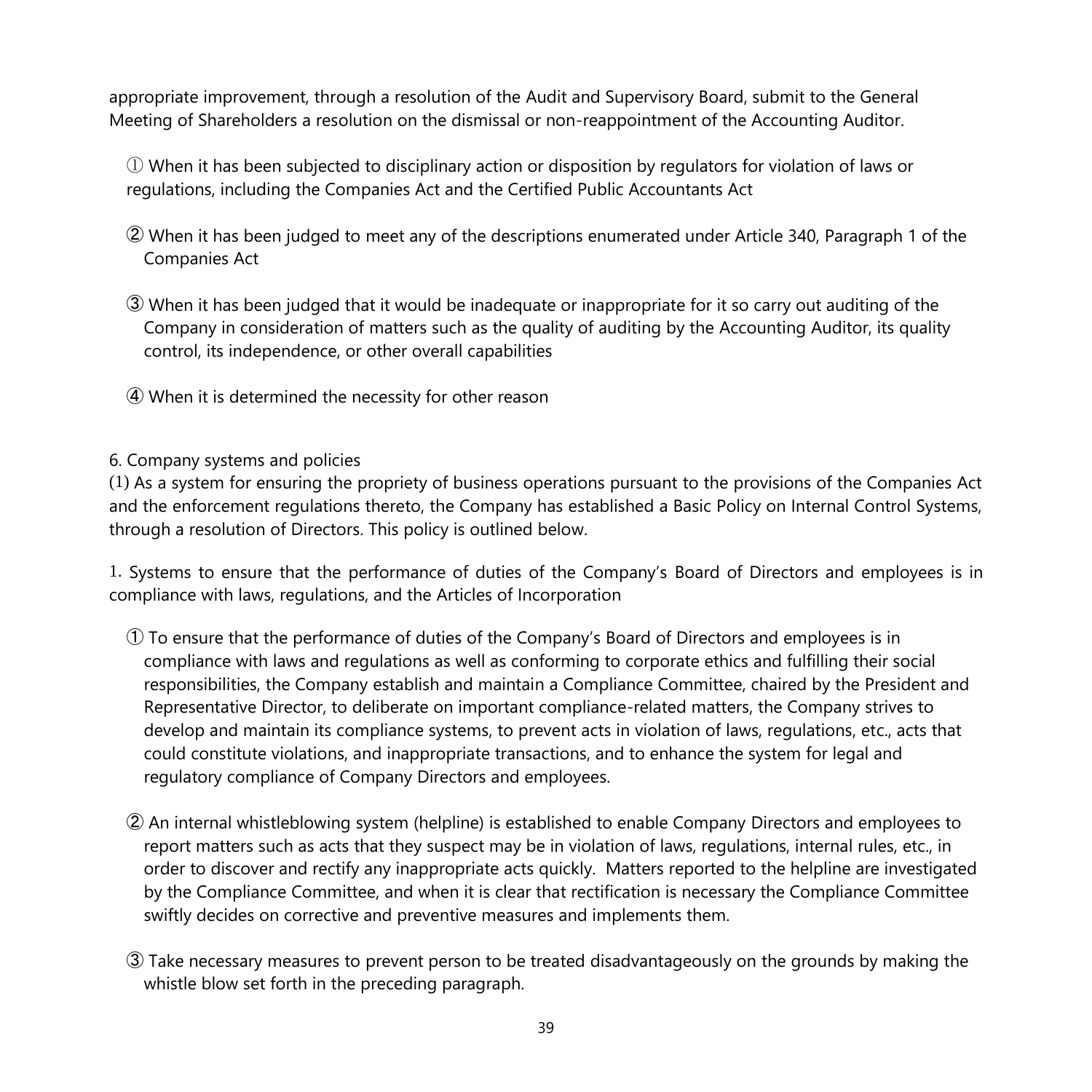appropriate improvement, through a resolution of the Audit and Supervisory Board, submit to the General Meeting of Shareholders a resolution on the dismissal or non-reappointment of the Accounting Auditor.

① When it has been subjected to disciplinary action or disposition by regulators for violation of laws or regulations, including the Companies Act and the Certified Public Accountants Act

② When it has been judged to meet any of the descriptions enumerated under Article 340, Paragraph 1 of the Companies Act

③ When it has been judged that it would be inadequate or inappropriate for it so carry out auditing of the Company in consideration of matters such as the quality of auditing by the Accounting Auditor, its quality control, its independence, or other overall capabilities

④ When it is determined the necessity for other reason

6. Company systems and policies

(1) As a system for ensuring the propriety of business operations pursuant to the provisions of the Companies Act and the enforcement regulations thereto, the Company has established a Basic Policy on Internal Control Systems, through a resolution of Directors. This policy is outlined below.

1. Systems to ensure that the performance of duties of the Company's Board of Directors and employees is in compliance with laws, regulations, and the Articles of Incorporation

① To ensure that the performance of duties of the Company's Board of Directors and employees is in compliance with laws and regulations as well as conforming to corporate ethics and fulfilling their social responsibilities, the Company establish and maintain a Compliance Committee, chaired by the President and Representative Director, to deliberate on important compliance-related matters, the Company strives to develop and maintain its compliance systems, to prevent acts in violation of laws, regulations, etc., acts that could constitute violations, and inappropriate transactions, and to enhance the system for legal and regulatory compliance of Company Directors and employees.

② An internal whistleblowing system (helpline) is established to enable Company Directors and employees to report matters such as acts that they suspect may be in violation of laws, regulations, internal rules, etc., in order to discover and rectify any inappropriate acts quickly. Matters reported to the helpline are investigated by the Compliance Committee, and when it is clear that rectification is necessary the Compliance Committee swiftly decides on corrective and preventive measures and implements them.

③ Take necessary measures to prevent person to be treated disadvantageously on the grounds by making the whistle blow set forth in the preceding paragraph.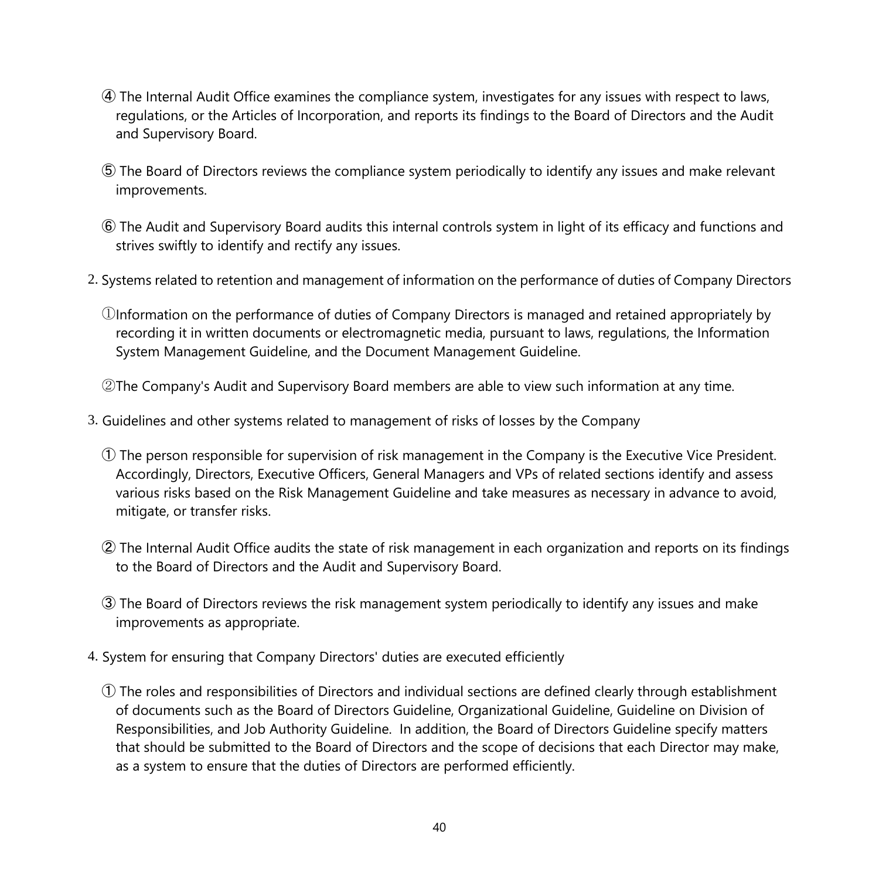④ The Internal Audit Office examines the compliance system, investigates for any issues with respect to laws, regulations, or the Articles of Incorporation, and reports its findings to the Board of Directors and the Audit and Supervisory Board.

⑤ The Board of Directors reviews the compliance system periodically to identify any issues and make relevant improvements.

⑥ The Audit and Supervisory Board audits this internal controls system in light of its efficacy and functions and strives swiftly to identify and rectify any issues.

2. Systems related to retention and management of information on the performance of duties of Company Directors

①Information on the performance of duties of Company Directors is managed and retained appropriately by recording it in written documents or electromagnetic media, pursuant to laws, regulations, the Information System Management Guideline, and the Document Management Guideline.

②The Company's Audit and Supervisory Board members are able to view such information at any time.

3. Guidelines and other systems related to management of risks of losses by the Company

① The person responsible for supervision of risk management in the Company is the Executive Vice President. Accordingly, Directors, Executive Officers, General Managers and VPs of related sections identify and assess various risks based on the Risk Management Guideline and take measures as necessary in advance to avoid, mitigate, or transfer risks.

② The Internal Audit Office audits the state of risk management in each organization and reports on its findings to the Board of Directors and the Audit and Supervisory Board.

③ The Board of Directors reviews the risk management system periodically to identify any issues and make improvements as appropriate.

4. System for ensuring that Company Directors' duties are executed efficiently

① The roles and responsibilities of Directors and individual sections are defined clearly through establishment of documents such as the Board of Directors Guideline, Organizational Guideline, Guideline on Division of Responsibilities, and Job Authority Guideline. In addition, the Board of Directors Guideline specify matters that should be submitted to the Board of Directors and the scope of decisions that each Director may make, as a system to ensure that the duties of Directors are performed efficiently.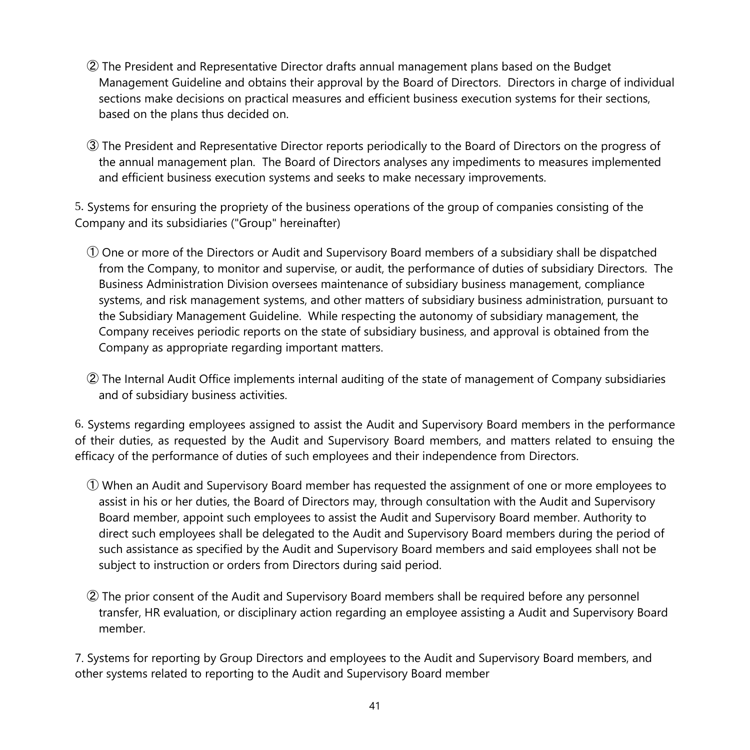② The President and Representative Director drafts annual management plans based on the Budget Management Guideline and obtains their approval by the Board of Directors. Directors in charge of individual sections make decisions on practical measures and efficient business execution systems for their sections, based on the plans thus decided on.

③ The President and Representative Director reports periodically to the Board of Directors on the progress of the annual management plan. The Board of Directors analyses any impediments to measures implemented and efficient business execution systems and seeks to make necessary improvements.

5. Systems for ensuring the propriety of the business operations of the group of companies consisting of the Company and its subsidiaries ("Group" hereinafter)

① One or more of the Directors or Audit and Supervisory Board members of a subsidiary shall be dispatched from the Company, to monitor and supervise, or audit, the performance of duties of subsidiary Directors. The Business Administration Division oversees maintenance of subsidiary business management, compliance systems, and risk management systems, and other matters of subsidiary business administration, pursuant to the Subsidiary Management Guideline. While respecting the autonomy of subsidiary management, the Company receives periodic reports on the state of subsidiary business, and approval is obtained from the Company as appropriate regarding important matters.

② The Internal Audit Office implements internal auditing of the state of management of Company subsidiaries and of subsidiary business activities.

6. Systems regarding employees assigned to assist the Audit and Supervisory Board members in the performance of their duties, as requested by the Audit and Supervisory Board members, and matters related to ensuing the efficacy of the performance of duties of such employees and their independence from Directors.

① When an Audit and Supervisory Board member has requested the assignment of one or more employees to assist in his or her duties, the Board of Directors may, through consultation with the Audit and Supervisory Board member, appoint such employees to assist the Audit and Supervisory Board member. Authority to direct such employees shall be delegated to the Audit and Supervisory Board members during the period of such assistance as specified by the Audit and Supervisory Board members and said employees shall not be subject to instruction or orders from Directors during said period.

② The prior consent of the Audit and Supervisory Board members shall be required before any personnel transfer, HR evaluation, or disciplinary action regarding an employee assisting a Audit and Supervisory Board member.

7. Systems for reporting by Group Directors and employees to the Audit and Supervisory Board members, and other systems related to reporting to the Audit and Supervisory Board member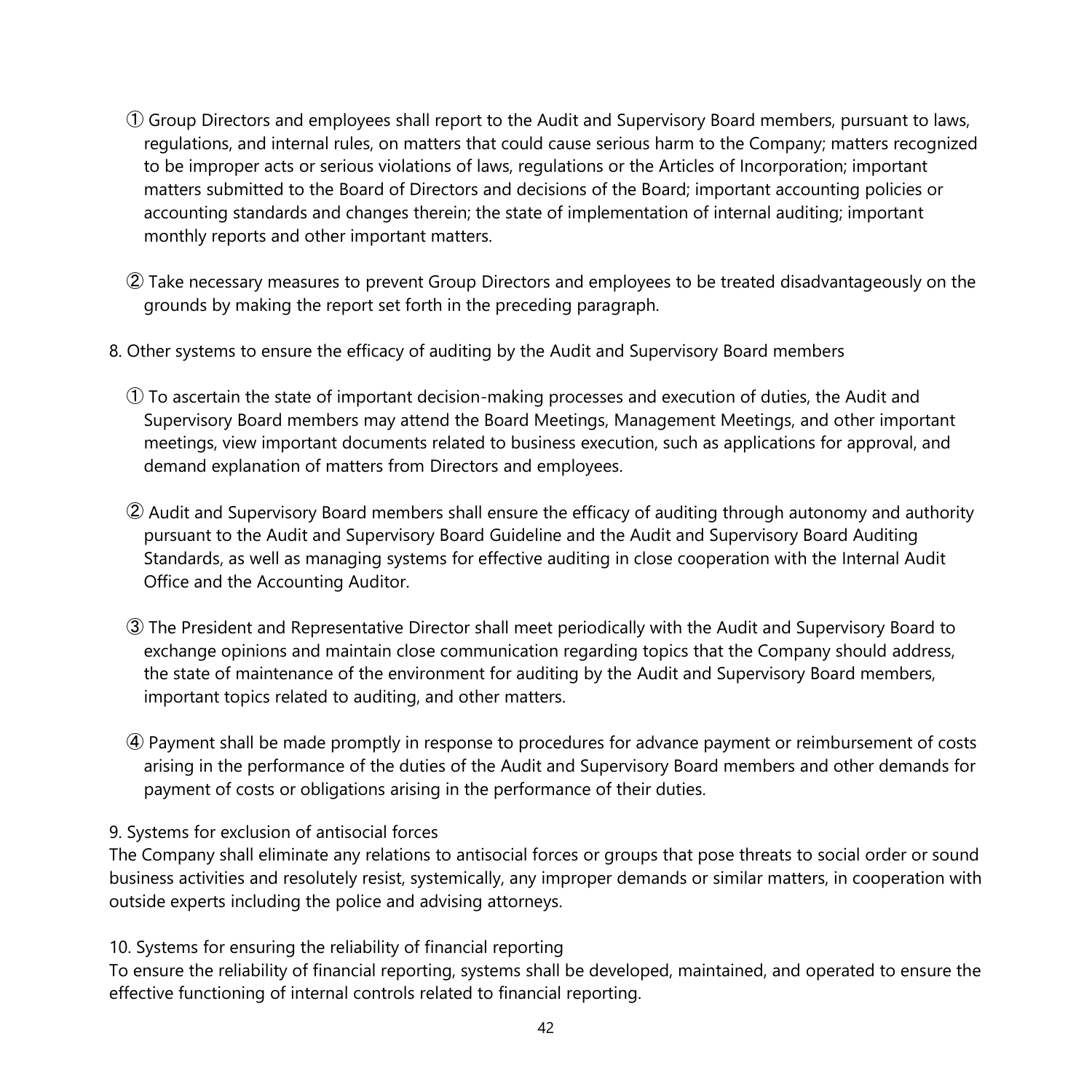① Group Directors and employees shall report to the Audit and Supervisory Board members, pursuant to laws, regulations, and internal rules, on matters that could cause serious harm to the Company; matters recognized to be improper acts or serious violations of laws, regulations or the Articles of Incorporation; important matters submitted to the Board of Directors and decisions of the Board; important accounting policies or accounting standards and changes therein; the state of implementation of internal auditing; important monthly reports and other important matters.

② Take necessary measures to prevent Group Directors and employees to be treated disadvantageously on the grounds by making the report set forth in the preceding paragraph.

8. Other systems to ensure the efficacy of auditing by the Audit and Supervisory Board members

① To ascertain the state of important decision-making processes and execution of duties, the Audit and Supervisory Board members may attend the Board Meetings, Management Meetings, and other important meetings, view important documents related to business execution, such as applications for approval, and demand explanation of matters from Directors and employees.

② Audit and Supervisory Board members shall ensure the efficacy of auditing through autonomy and authority pursuant to the Audit and Supervisory Board Guideline and the Audit and Supervisory Board Auditing Standards, as well as managing systems for effective auditing in close cooperation with the Internal Audit Office and the Accounting Auditor.

③ The President and Representative Director shall meet periodically with the Audit and Supervisory Board to exchange opinions and maintain close communication regarding topics that the Company should address, the state of maintenance of the environment for auditing by the Audit and Supervisory Board members, important topics related to auditing, and other matters.

④ Payment shall be made promptly in response to procedures for advance payment or reimbursement of costs arising in the performance of the duties of the Audit and Supervisory Board members and other demands for payment of costs or obligations arising in the performance of their duties.

9. Systems for exclusion of antisocial forces

The Company shall eliminate any relations to antisocial forces or groups that pose threats to social order or sound business activities and resolutely resist, systemically, any improper demands or similar matters, in cooperation with outside experts including the police and advising attorneys.

10. Systems for ensuring the reliability of financial reporting

To ensure the reliability of financial reporting, systems shall be developed, maintained, and operated to ensure the effective functioning of internal controls related to financial reporting.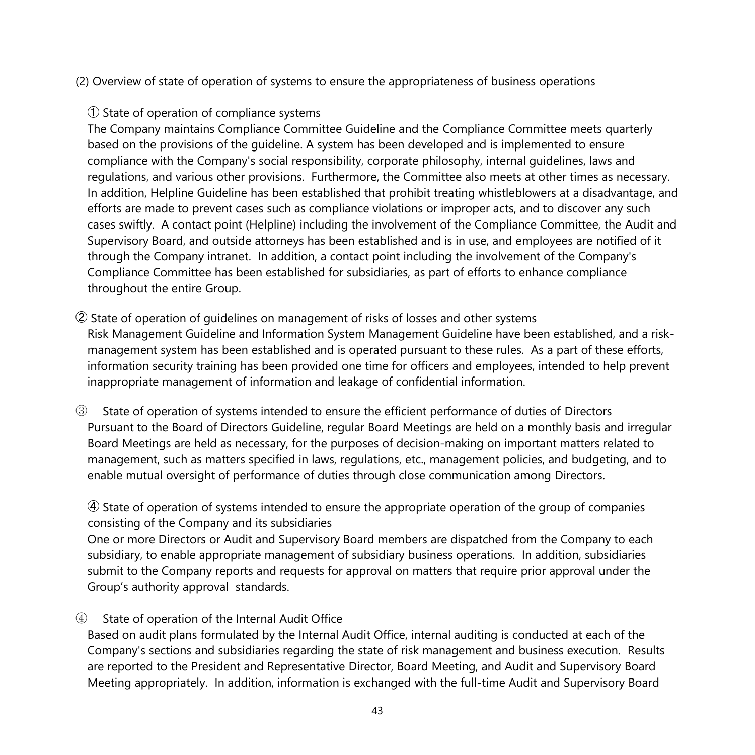(2) Overview of state of operation of systems to ensure the appropriateness of business operations

① State of operation of compliance systems

The Company maintains Compliance Committee Guideline and the Compliance Committee meets quarterly based on the provisions of the guideline. A system has been developed and is implemented to ensure compliance with the Company's social responsibility, corporate philosophy, internal guidelines, laws and regulations, and various other provisions. Furthermore, the Committee also meets at other times as necessary. In addition, Helpline Guideline has been established that prohibit treating whistleblowers at a disadvantage, and efforts are made to prevent cases such as compliance violations or improper acts, and to discover any such cases swiftly. A contact point (Helpline) including the involvement of the Compliance Committee, the Audit and Supervisory Board, and outside attorneys has been established and is in use, and employees are notified of it through the Company intranet. In addition, a contact point including the involvement of the Company's Compliance Committee has been established for subsidiaries, as part of efforts to enhance compliance throughout the entire Group.

② State of operation of guidelines on management of risks of losses and other systems

Risk Management Guideline and Information System Management Guideline have been established, and a risk-management system has been established and is operated pursuant to these rules. As a part of these efforts, information security training has been provided one time for officers and employees, intended to help prevent inappropriate management of information and leakage of confidential information.

③ State of operation of systems intended to ensure the efficient performance of duties of Directors

Pursuant to the Board of Directors Guideline, regular Board Meetings are held on a monthly basis and irregular Board Meetings are held as necessary, for the purposes of decision-making on important matters related to management, such as matters specified in laws, regulations, etc., management policies, and budgeting, and to enable mutual oversight of performance of duties through close communication among Directors.

④ State of operation of systems intended to ensure the appropriate operation of the group of companies consisting of the Company and its subsidiaries

One or more Directors or Audit and Supervisory Board members are dispatched from the Company to each subsidiary, to enable appropriate management of subsidiary business operations. In addition, subsidiaries submit to the Company reports and requests for approval on matters that require prior approval under the Group's authority approval standards.

④ State of operation of the Internal Audit Office

Based on audit plans formulated by the Internal Audit Office, internal auditing is conducted at each of the Company's sections and subsidiaries regarding the state of risk management and business execution. Results are reported to the President and Representative Director, Board Meeting, and Audit and Supervisory Board Meeting appropriately. In addition, information is exchanged with the full-time Audit and Supervisory Board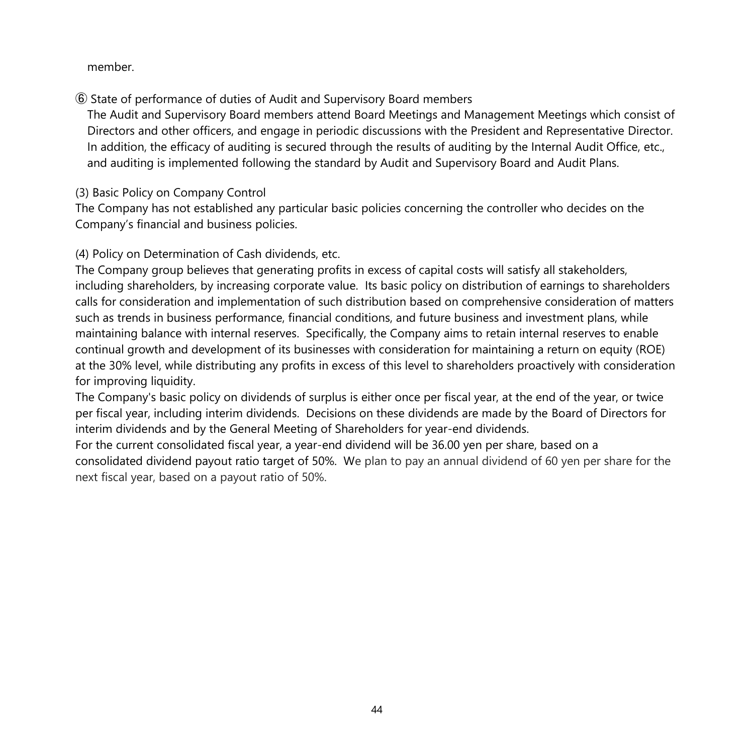member.

⑥ State of performance of duties of Audit and Supervisory Board members

The Audit and Supervisory Board members attend Board Meetings and Management Meetings which consist of Directors and other officers, and engage in periodic discussions with the President and Representative Director. In addition, the efficacy of auditing is secured through the results of auditing by the Internal Audit Office, etc., and auditing is implemented following the standard by Audit and Supervisory Board and Audit Plans.

(3) Basic Policy on Company Control

The Company has not established any particular basic policies concerning the controller who decides on the Company's financial and business policies.

(4) Policy on Determination of Cash dividends, etc.

The Company group believes that generating profits in excess of capital costs will satisfy all stakeholders, including shareholders, by increasing corporate value. Its basic policy on distribution of earnings to shareholders calls for consideration and implementation of such distribution based on comprehensive consideration of matters such as trends in business performance, financial conditions, and future business and investment plans, while maintaining balance with internal reserves. Specifically, the Company aims to retain internal reserves to enable continual growth and development of its businesses with consideration for maintaining a return on equity (ROE) at the 30% level, while distributing any profits in excess of this level to shareholders proactively with consideration for improving liquidity.

The Company's basic policy on dividends of surplus is either once per fiscal year, at the end of the year, or twice per fiscal year, including interim dividends. Decisions on these dividends are made by the Board of Directors for interim dividends and by the General Meeting of Shareholders for year-end dividends.

For the current consolidated fiscal year, a year-end dividend will be 36.00 yen per share, based on a consolidated dividend payout ratio target of 50%. We plan to pay an annual dividend of 60 yen per share for the next fiscal year, based on a payout ratio of 50%.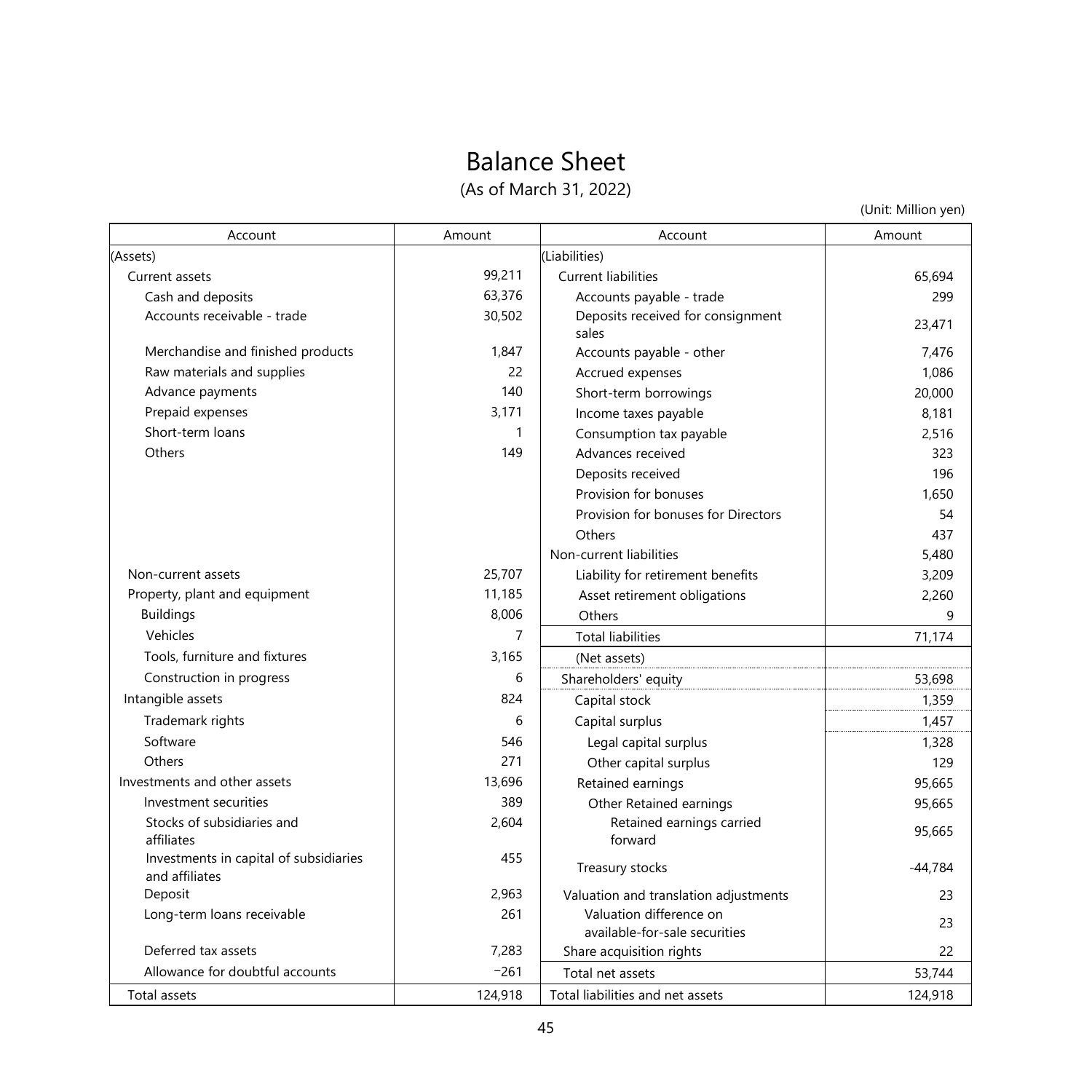# Balance Sheet

(As of March 31, 2022)

(Unit: Million yen)

| Account | Amount | Account | Amount |
|---|---|---|---|
| (Assets) | | (Liabilities) | |
| Current assets | 99,211 | Current liabilities | 65,694 |
| Cash and deposits | 63,376 | Accounts payable - trade | 299 |
| Accounts receivable - trade | 30,502 | Deposits received for consignment sales | 23,471 |
| Merchandise and finished products | 1,847 | Accounts payable - other | 7,476 |
| Raw materials and supplies | 22 | Accrued expenses | 1,086 |
| Advance payments | 140 | Short-term borrowings | 20,000 |
| Prepaid expenses | 3,171 | Income taxes payable | 8,181 |
| Short-term loans | 1 | Consumption tax payable | 2,516 |
| Others | 149 | Advances received | 323 |
| | | Deposits received | 196 |
| | | Provision for bonuses | 1,650 |
| | | Provision for bonuses for Directors | 54 |
| | | Others | 437 |
| | | Non-current liabilities | 5,480 |
| Non-current assets | 25,707 | Liability for retirement benefits | 3,209 |
| Property, plant and equipment | 11,185 | Asset retirement obligations | 2,260 |
| Buildings | 8,006 | Others | 9 |
| Vehicles | 7 | Total liabilities | 71,174 |
| Tools, furniture and fixtures | 3,165 | (Net assets) | |
| Construction in progress | 6 | Shareholders' equity | 53,698 |
| Intangible assets | 824 | Capital stock | 1,359 |
| Trademark rights | 6 | Capital surplus | 1,457 |
| Software | 546 | Legal capital surplus | 1,328 |
| Others | 271 | Other capital surplus | 129 |
| Investments and other assets | 13,696 | Retained earnings | 95,665 |
| Investment securities | 389 | Other Retained earnings | 95,665 |
| Stocks of subsidiaries and affiliates | 2,604 | Retained earnings carried forward | 95,665 |
| Investments in capital of subsidiaries and affiliates | 455 | Treasury stocks | -44,784 |
| Deposit | 2,963 | Valuation and translation adjustments | 23 |
| Long-term loans receivable | 261 | Valuation difference on available-for-sale securities | 23 |
| Deferred tax assets | 7,283 | Share acquisition rights | 22 |
| Allowance for doubtful accounts | −261 | Total net assets | 53,744 |
| Total assets | 124,918 | Total liabilities and net assets | 124,918 |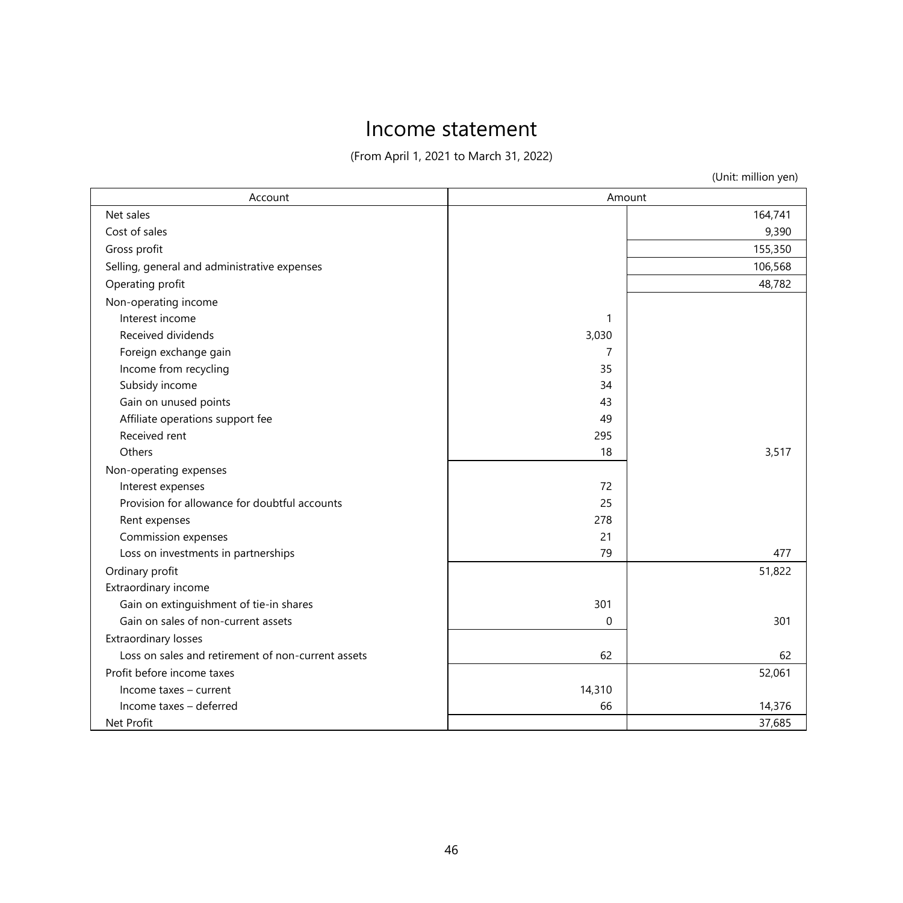# Income statement

(From April 1, 2021 to March 31, 2022)

(Unit: million yen)

| Account | Amount | |
|---|---|---|
| Net sales | | 164,741 |
| Cost of sales | | 9,390 |
| Gross profit | | 155,350 |
| Selling, general and administrative expenses | | 106,568 |
| Operating profit | | 48,782 |
| Non-operating income | | |
| Interest income | 1 | |
| Received dividends | 3,030 | |
| Foreign exchange gain | 7 | |
| Income from recycling | 35 | |
| Subsidy income | 34 | |
| Gain on unused points | 43 | |
| Affiliate operations support fee | 49 | |
| Received rent | 295 | |
| Others | 18 | 3,517 |
| Non-operating expenses | | |
| Interest expenses | 72 | |
| Provision for allowance for doubtful accounts | 25 | |
| Rent expenses | 278 | |
| Commission expenses | 21 | |
| Loss on investments in partnerships | 79 | 477 |
| Ordinary profit | | 51,822 |
| Extraordinary income | | |
| Gain on extinguishment of tie-in shares | 301 | |
| Gain on sales of non-current assets | 0 | 301 |
| Extraordinary losses | | |
| Loss on sales and retirement of non-current assets | 62 | 62 |
| Profit before income taxes | | 52,061 |
| Income taxes – current | 14,310 | |
| Income taxes – deferred | 66 | 14,376 |
| Net Profit | | 37,685 |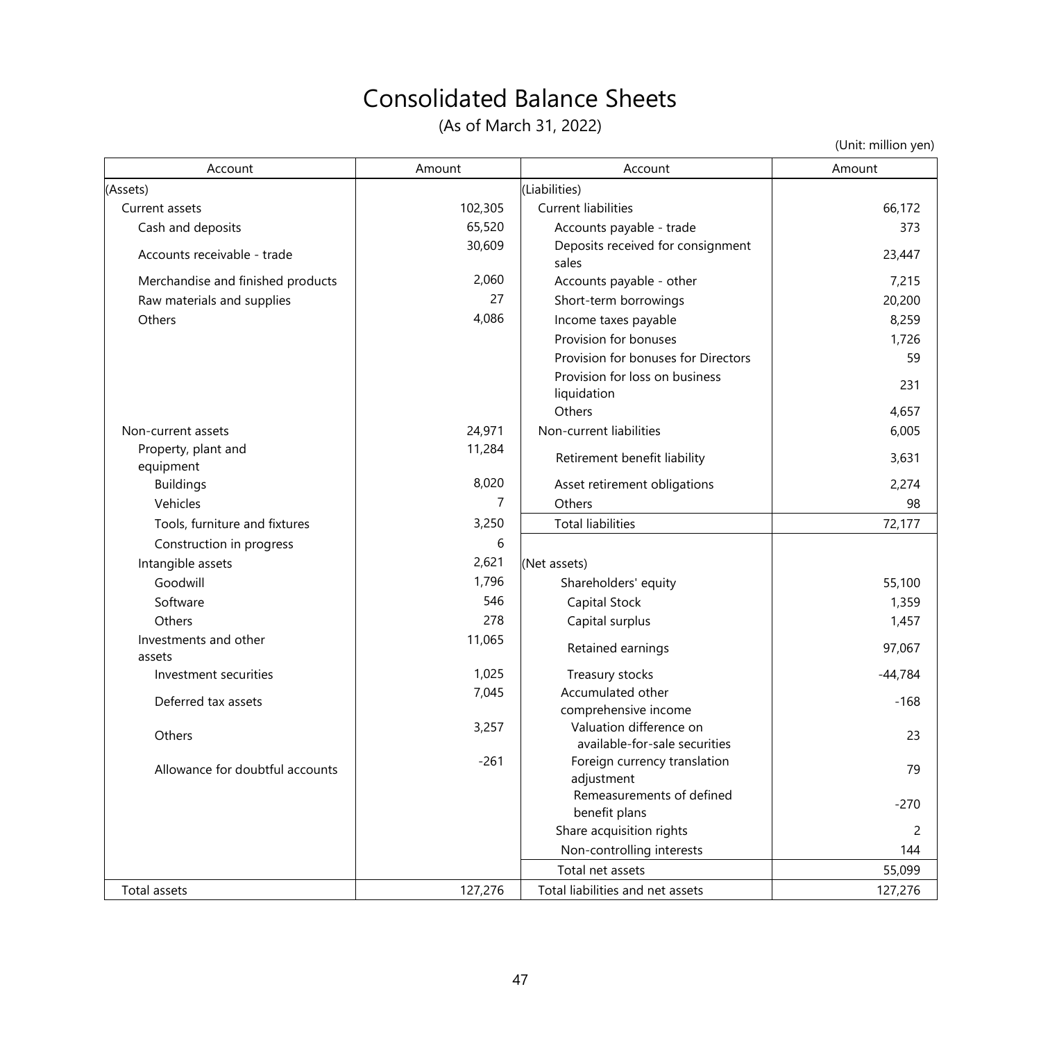# Consolidated Balance Sheets

(As of March 31, 2022)

(Unit: million yen)

| Account | Amount | Account | Amount |
|---|---|---|---|
| (Assets) | | (Liabilities) | |
| Current assets | 102,305 | Current liabilities | 66,172 |
| Cash and deposits | 65,520 | Accounts payable - trade | 373 |
| Accounts receivable - trade | 30,609 | Deposits received for consignment sales | 23,447 |
| Merchandise and finished products | 2,060 | Accounts payable - other | 7,215 |
| Raw materials and supplies | 27 | Short-term borrowings | 20,200 |
| Others | 4,086 | Income taxes payable | 8,259 |
| | | Provision for bonuses | 1,726 |
| | | Provision for bonuses for Directors | 59 |
| | | Provision for loss on business liquidation | 231 |
| | | Others | 4,657 |
| Non-current assets | 24,971 | Non-current liabilities | 6,005 |
| Property, plant and equipment | 11,284 | Retirement benefit liability | 3,631 |
| Buildings | 8,020 | Asset retirement obligations | 2,274 |
| Vehicles | 7 | Others | 98 |
| Tools, furniture and fixtures | 3,250 | Total liabilities | 72,177 |
| Construction in progress | 6 | | |
| Intangible assets | 2,621 | (Net assets) | |
| Goodwill | 1,796 | Shareholders' equity | 55,100 |
| Software | 546 | Capital Stock | 1,359 |
| Others | 278 | Capital surplus | 1,457 |
| Investments and other assets | 11,065 | Retained earnings | 97,067 |
| Investment securities | 1,025 | Treasury stocks | -44,784 |
| Deferred tax assets | 7,045 | Accumulated other comprehensive income | -168 |
| Others | 3,257 | Valuation difference on available-for-sale securities | 23 |
| Allowance for doubtful accounts | -261 | Foreign currency translation adjustment | 79 |
| | | Remeasurements of defined benefit plans | -270 |
| | | Share acquisition rights | 2 |
| | | Non-controlling interests | 144 |
| | | Total net assets | 55,099 |
| Total assets | 127,276 | Total liabilities and net assets | 127,276 |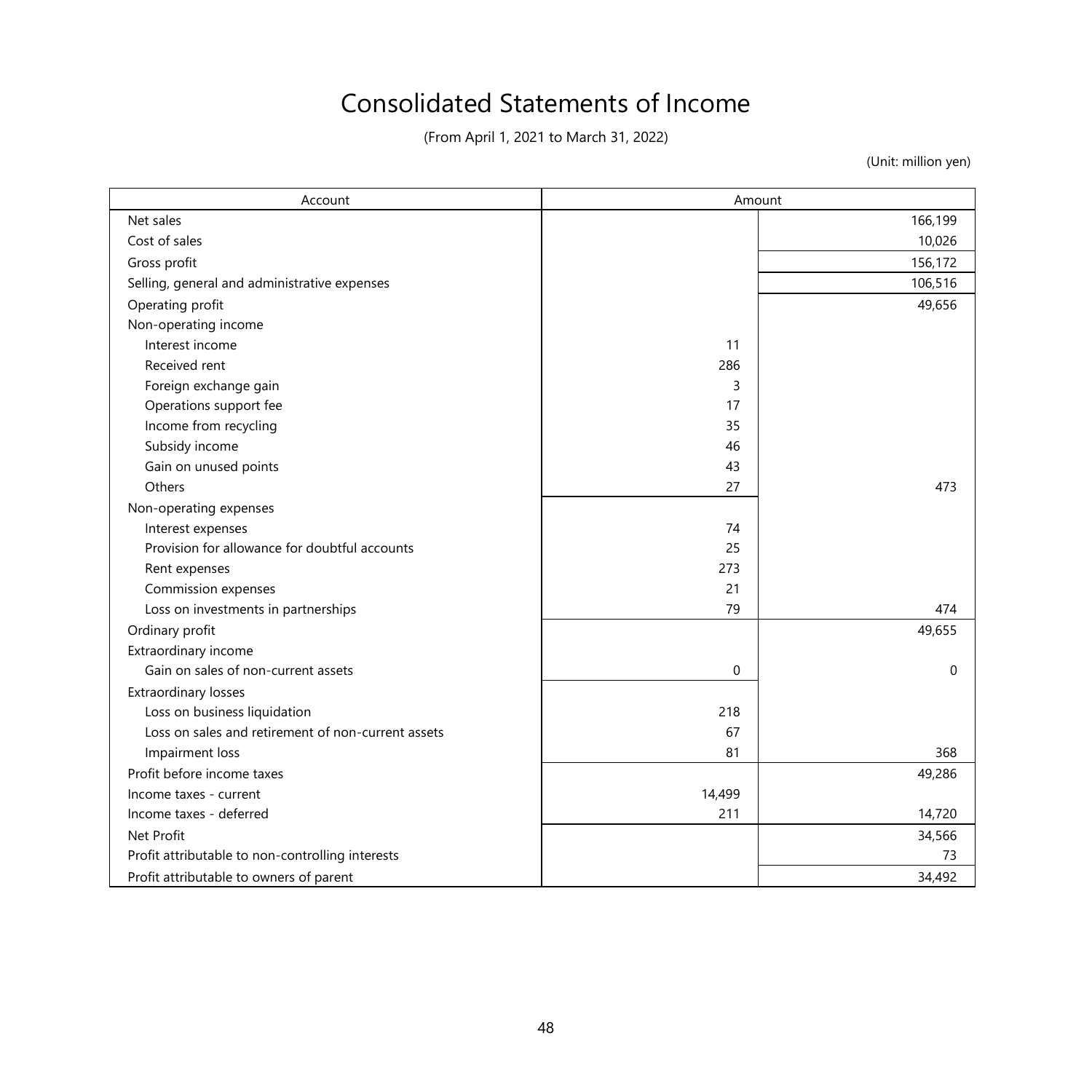# Consolidated Statements of Income

(From April 1, 2021 to March 31, 2022)

(Unit: million yen)

| Account | Amount | |
|---|---|---|
| Net sales | | 166,199 |
| Cost of sales | | 10,026 |
| Gross profit | | 156,172 |
| Selling, general and administrative expenses | | 106,516 |
| Operating profit | | 49,656 |
| Non-operating income | | |
| Interest income | 11 | |
| Received rent | 286 | |
| Foreign exchange gain | 3 | |
| Operations support fee | 17 | |
| Income from recycling | 35 | |
| Subsidy income | 46 | |
| Gain on unused points | 43 | |
| Others | 27 | 473 |
| Non-operating expenses | | |
| Interest expenses | 74 | |
| Provision for allowance for doubtful accounts | 25 | |
| Rent expenses | 273 | |
| Commission expenses | 21 | |
| Loss on investments in partnerships | 79 | 474 |
| Ordinary profit | | 49,655 |
| Extraordinary income | | |
| Gain on sales of non-current assets | 0 | 0 |
| Extraordinary losses | | |
| Loss on business liquidation | 218 | |
| Loss on sales and retirement of non-current assets | 67 | |
| Impairment loss | 81 | 368 |
| Profit before income taxes | | 49,286 |
| Income taxes - current | 14,499 | |
| Income taxes - deferred | 211 | 14,720 |
| Net Profit | | 34,566 |
| Profit attributable to non-controlling interests | | 73 |
| Profit attributable to owners of parent | | 34,492 |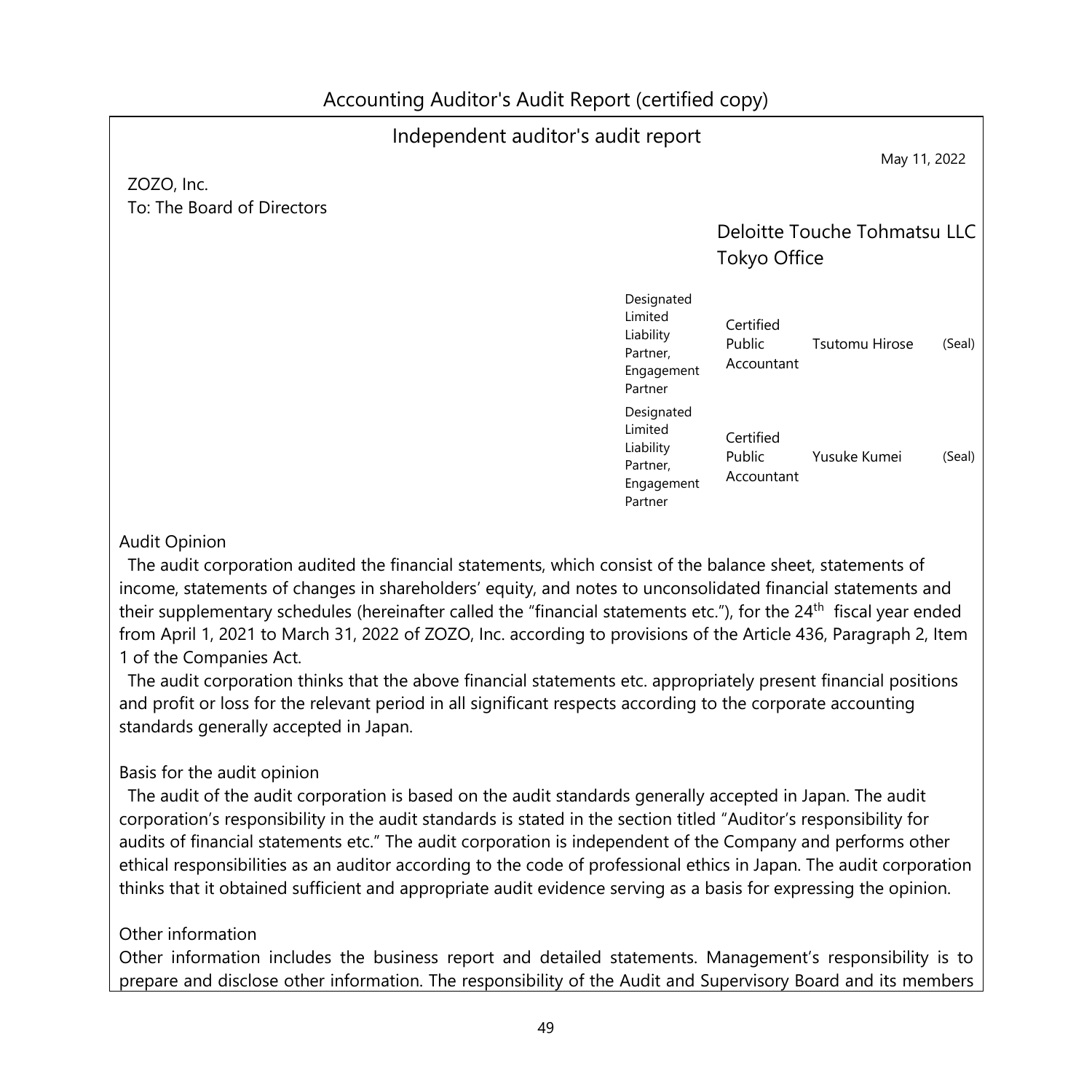# Accounting Auditor's Audit Report (certified copy)

## Independent auditor's audit report

May 11, 2022

ZOZO, Inc.
To: The Board of Directors

Deloitte Touche Tohmatsu LLC
Tokyo Office

| | | | |
|---|---|---|---|
| Designated Limited Liability Partner, Engagement Partner | Certified Public Accountant | Tsutomu Hirose | (Seal) |
| Designated Limited Liability Partner, Engagement Partner | Certified Public Accountant | Yusuke Kumei | (Seal) |

### Audit Opinion

The audit corporation audited the financial statements, which consist of the balance sheet, statements of income, statements of changes in shareholders' equity, and notes to unconsolidated financial statements and their supplementary schedules (hereinafter called the "financial statements etc."), for the 24th fiscal year ended from April 1, 2021 to March 31, 2022 of ZOZO, Inc. according to provisions of the Article 436, Paragraph 2, Item 1 of the Companies Act.

The audit corporation thinks that the above financial statements etc. appropriately present financial positions and profit or loss for the relevant period in all significant respects according to the corporate accounting standards generally accepted in Japan.

### Basis for the audit opinion

The audit of the audit corporation is based on the audit standards generally accepted in Japan. The audit corporation's responsibility in the audit standards is stated in the section titled "Auditor's responsibility for audits of financial statements etc." The audit corporation is independent of the Company and performs other ethical responsibilities as an auditor according to the code of professional ethics in Japan. The audit corporation thinks that it obtained sufficient and appropriate audit evidence serving as a basis for expressing the opinion.

### Other information

Other information includes the business report and detailed statements. Management's responsibility is to prepare and disclose other information. The responsibility of the Audit and Supervisory Board and its members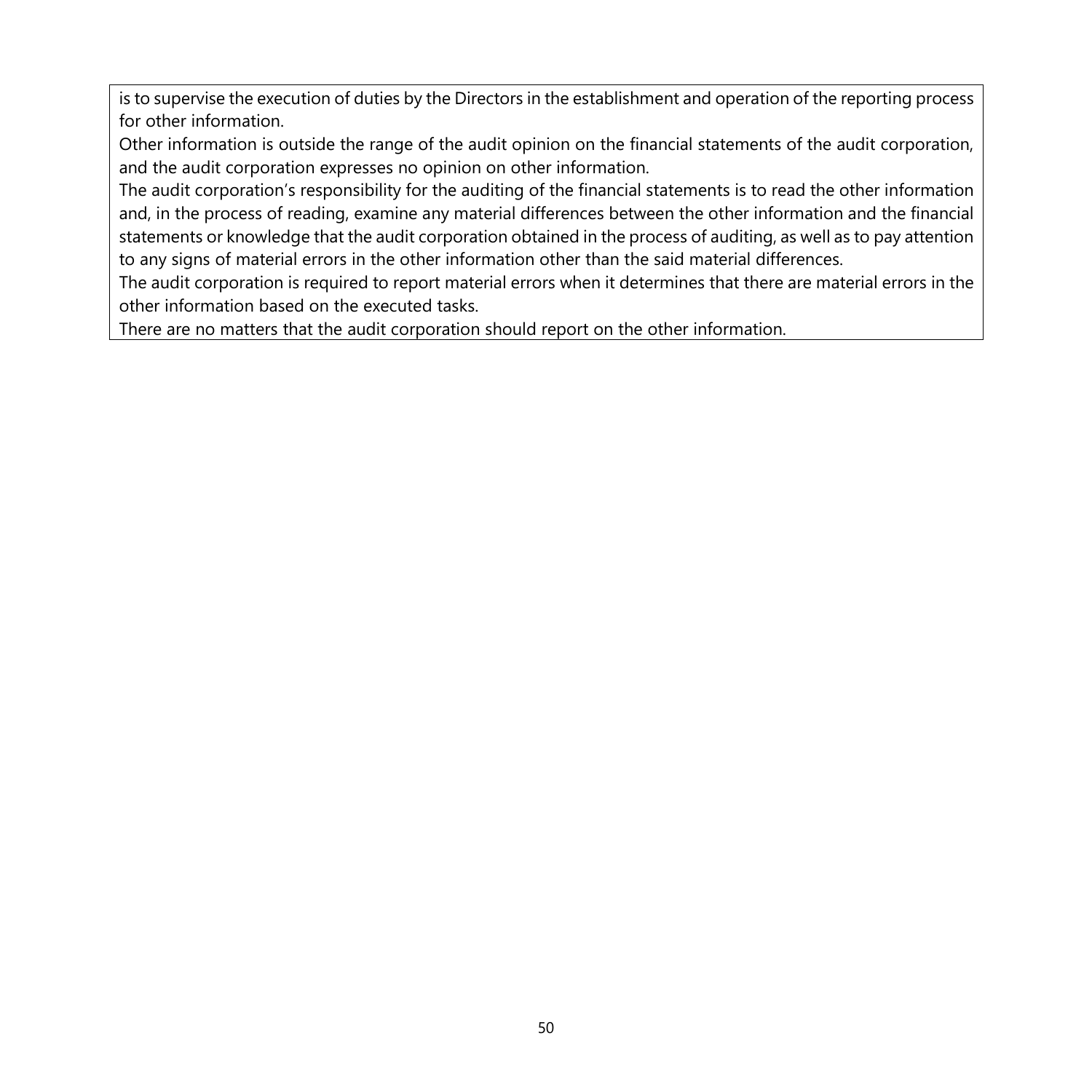is to supervise the execution of duties by the Directors in the establishment and operation of the reporting process for other information.

Other information is outside the range of the audit opinion on the financial statements of the audit corporation, and the audit corporation expresses no opinion on other information.

The audit corporation's responsibility for the auditing of the financial statements is to read the other information and, in the process of reading, examine any material differences between the other information and the financial statements or knowledge that the audit corporation obtained in the process of auditing, as well as to pay attention to any signs of material errors in the other information other than the said material differences.

The audit corporation is required to report material errors when it determines that there are material errors in the other information based on the executed tasks.

There are no matters that the audit corporation should report on the other information.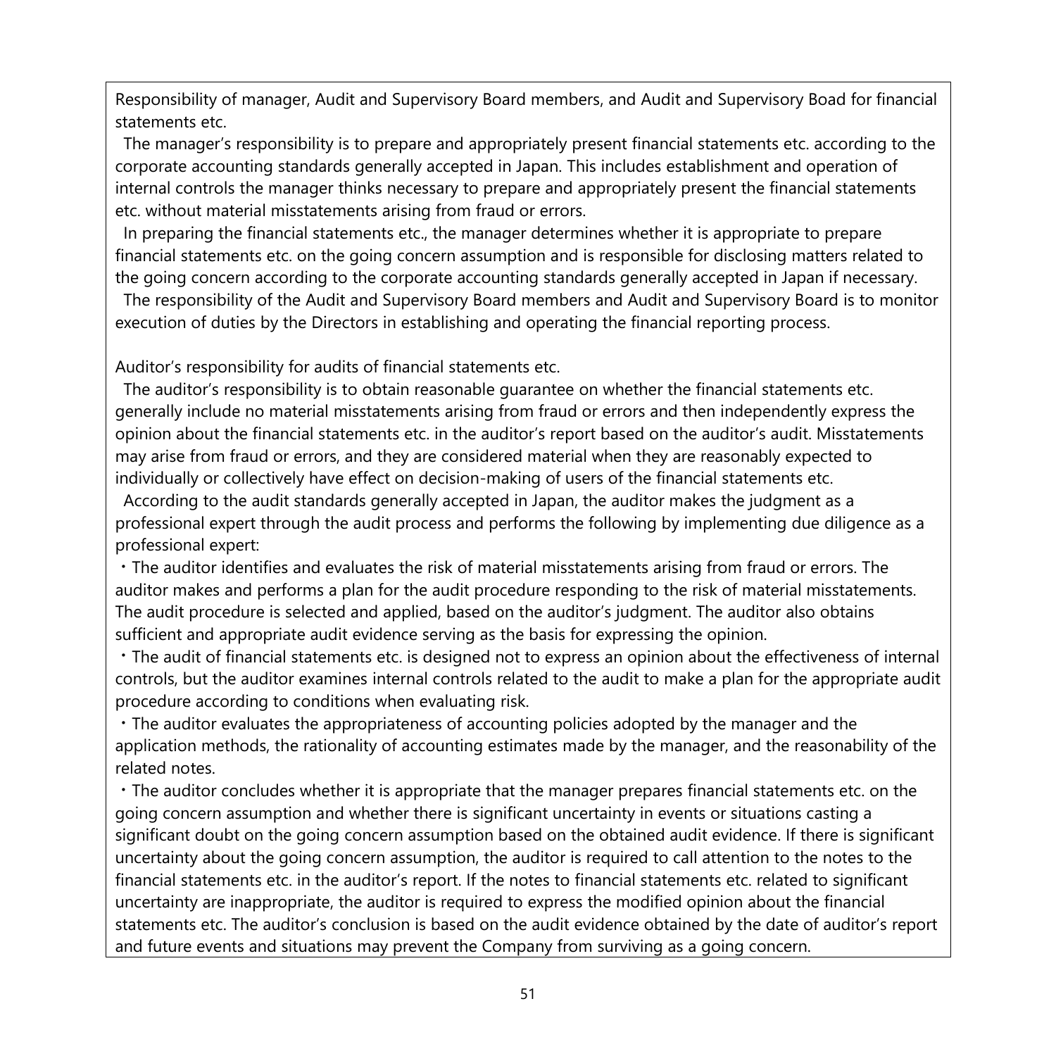Responsibility of manager, Audit and Supervisory Board members, and Audit and Supervisory Boad for financial statements etc.

The manager's responsibility is to prepare and appropriately present financial statements etc. according to the corporate accounting standards generally accepted in Japan. This includes establishment and operation of internal controls the manager thinks necessary to prepare and appropriately present the financial statements etc. without material misstatements arising from fraud or errors.

In preparing the financial statements etc., the manager determines whether it is appropriate to prepare financial statements etc. on the going concern assumption and is responsible for disclosing matters related to the going concern according to the corporate accounting standards generally accepted in Japan if necessary.

The responsibility of the Audit and Supervisory Board members and Audit and Supervisory Board is to monitor execution of duties by the Directors in establishing and operating the financial reporting process.

Auditor's responsibility for audits of financial statements etc.

The auditor's responsibility is to obtain reasonable guarantee on whether the financial statements etc. generally include no material misstatements arising from fraud or errors and then independently express the opinion about the financial statements etc. in the auditor's report based on the auditor's audit. Misstatements may arise from fraud or errors, and they are considered material when they are reasonably expected to individually or collectively have effect on decision-making of users of the financial statements etc.

According to the audit standards generally accepted in Japan, the auditor makes the judgment as a professional expert through the audit process and performs the following by implementing due diligence as a professional expert:

・The auditor identifies and evaluates the risk of material misstatements arising from fraud or errors. The auditor makes and performs a plan for the audit procedure responding to the risk of material misstatements. The audit procedure is selected and applied, based on the auditor's judgment. The auditor also obtains sufficient and appropriate audit evidence serving as the basis for expressing the opinion.

・The audit of financial statements etc. is designed not to express an opinion about the effectiveness of internal controls, but the auditor examines internal controls related to the audit to make a plan for the appropriate audit procedure according to conditions when evaluating risk.

・The auditor evaluates the appropriateness of accounting policies adopted by the manager and the application methods, the rationality of accounting estimates made by the manager, and the reasonability of the related notes.

・The auditor concludes whether it is appropriate that the manager prepares financial statements etc. on the going concern assumption and whether there is significant uncertainty in events or situations casting a significant doubt on the going concern assumption based on the obtained audit evidence. If there is significant uncertainty about the going concern assumption, the auditor is required to call attention to the notes to the financial statements etc. in the auditor's report. If the notes to financial statements etc. related to significant uncertainty are inappropriate, the auditor is required to express the modified opinion about the financial statements etc. The auditor's conclusion is based on the audit evidence obtained by the date of auditor's report and future events and situations may prevent the Company from surviving as a going concern.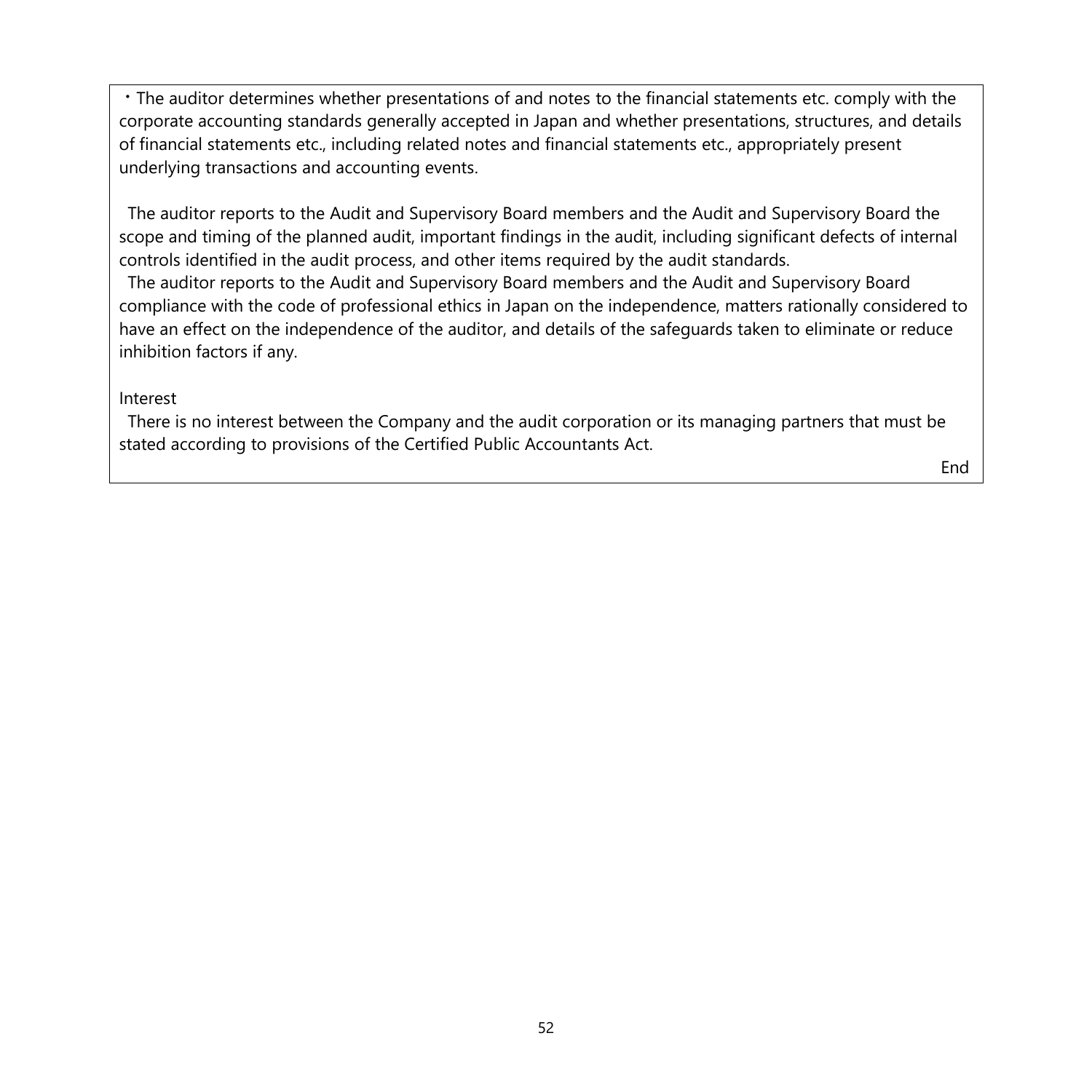・The auditor determines whether presentations of and notes to the financial statements etc. comply with the corporate accounting standards generally accepted in Japan and whether presentations, structures, and details of financial statements etc., including related notes and financial statements etc., appropriately present underlying transactions and accounting events.

The auditor reports to the Audit and Supervisory Board members and the Audit and Supervisory Board the scope and timing of the planned audit, important findings in the audit, including significant defects of internal controls identified in the audit process, and other items required by the audit standards.

The auditor reports to the Audit and Supervisory Board members and the Audit and Supervisory Board compliance with the code of professional ethics in Japan on the independence, matters rationally considered to have an effect on the independence of the auditor, and details of the safeguards taken to eliminate or reduce inhibition factors if any.

Interest

There is no interest between the Company and the audit corporation or its managing partners that must be stated according to provisions of the Certified Public Accountants Act.

End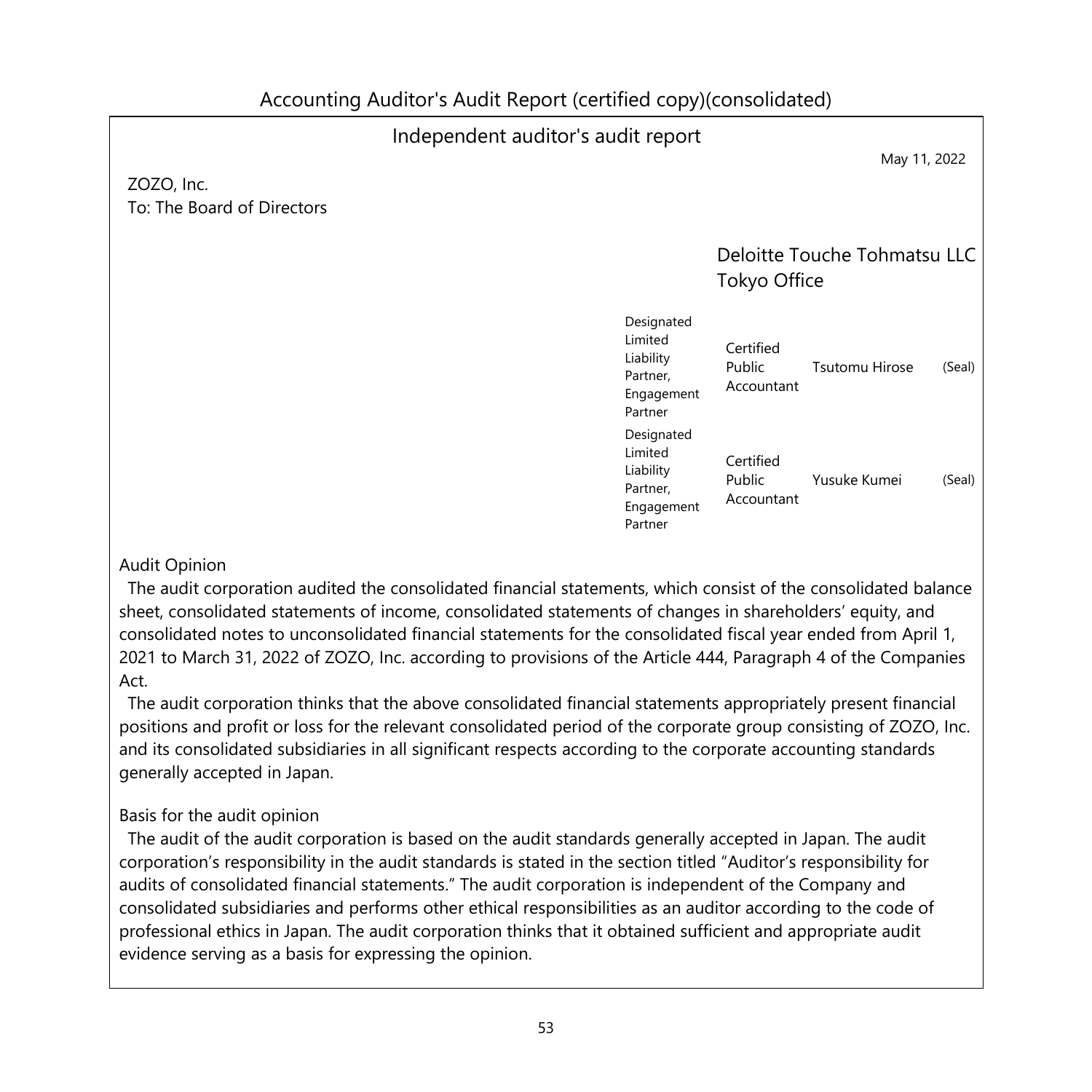# Accounting Auditor's Audit Report (certified copy)(consolidated)

## Independent auditor's audit report

May 11, 2022

ZOZO, Inc.
To: The Board of Directors

Deloitte Touche Tohmatsu LLC
Tokyo Office

| | | | |
|---|---|---|---|
| Designated Limited Liability Partner, Engagement Partner | Certified Public Accountant | Tsutomu Hirose | (Seal) |
| Designated Limited Liability Partner, Engagement Partner | Certified Public Accountant | Yusuke Kumei | (Seal) |

### Audit Opinion

The audit corporation audited the consolidated financial statements, which consist of the consolidated balance sheet, consolidated statements of income, consolidated statements of changes in shareholders' equity, and consolidated notes to unconsolidated financial statements for the consolidated fiscal year ended from April 1, 2021 to March 31, 2022 of ZOZO, Inc. according to provisions of the Article 444, Paragraph 4 of the Companies Act.

The audit corporation thinks that the above consolidated financial statements appropriately present financial positions and profit or loss for the relevant consolidated period of the corporate group consisting of ZOZO, Inc. and its consolidated subsidiaries in all significant respects according to the corporate accounting standards generally accepted in Japan.

### Basis for the audit opinion

The audit of the audit corporation is based on the audit standards generally accepted in Japan. The audit corporation's responsibility in the audit standards is stated in the section titled "Auditor's responsibility for audits of consolidated financial statements." The audit corporation is independent of the Company and consolidated subsidiaries and performs other ethical responsibilities as an auditor according to the code of professional ethics in Japan. The audit corporation thinks that it obtained sufficient and appropriate audit evidence serving as a basis for expressing the opinion.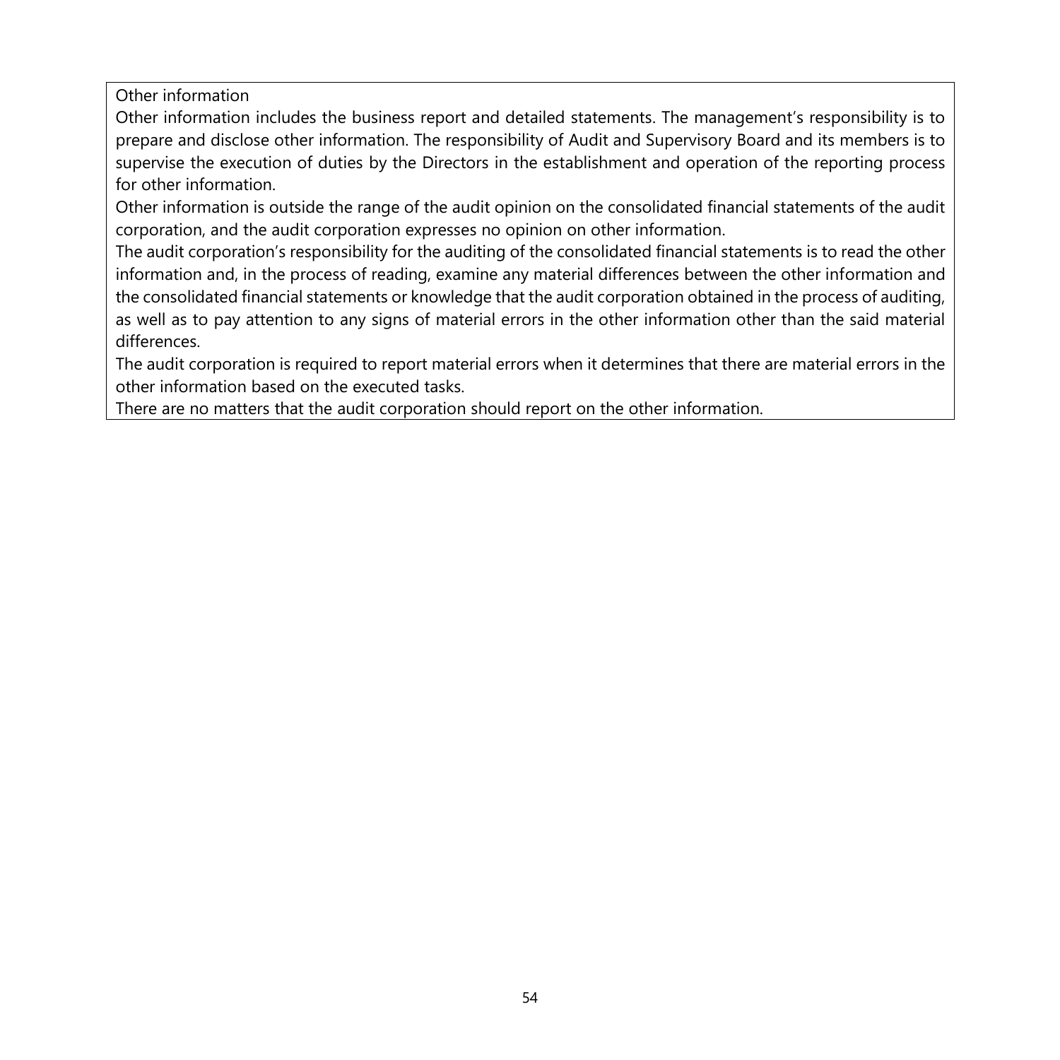Other information

Other information includes the business report and detailed statements. The management's responsibility is to prepare and disclose other information. The responsibility of Audit and Supervisory Board and its members is to supervise the execution of duties by the Directors in the establishment and operation of the reporting process for other information.

Other information is outside the range of the audit opinion on the consolidated financial statements of the audit corporation, and the audit corporation expresses no opinion on other information.

The audit corporation's responsibility for the auditing of the consolidated financial statements is to read the other information and, in the process of reading, examine any material differences between the other information and the consolidated financial statements or knowledge that the audit corporation obtained in the process of auditing, as well as to pay attention to any signs of material errors in the other information other than the said material differences.

The audit corporation is required to report material errors when it determines that there are material errors in the other information based on the executed tasks.

There are no matters that the audit corporation should report on the other information.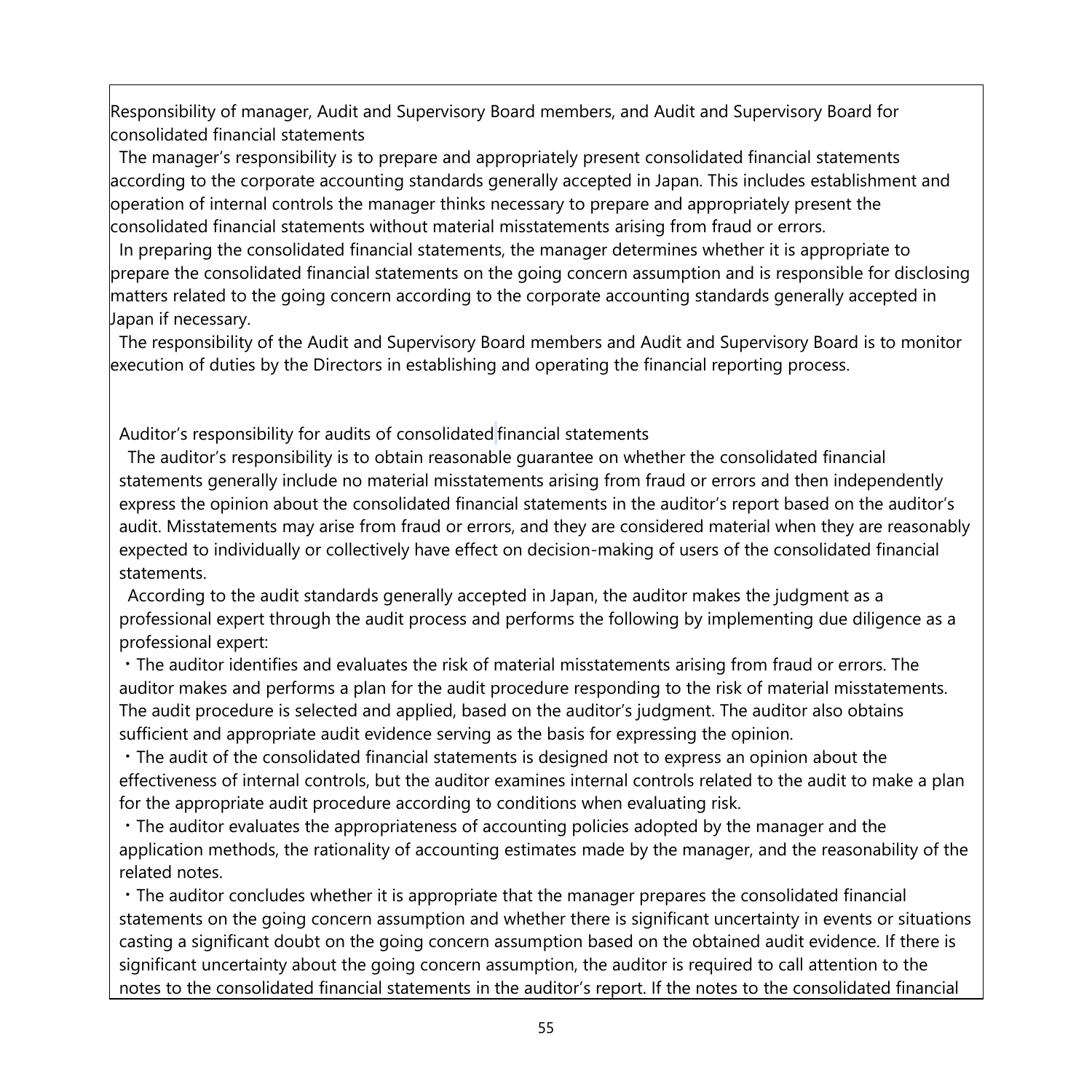Responsibility of manager, Audit and Supervisory Board members, and Audit and Supervisory Board for consolidated financial statements

The manager's responsibility is to prepare and appropriately present consolidated financial statements according to the corporate accounting standards generally accepted in Japan. This includes establishment and operation of internal controls the manager thinks necessary to prepare and appropriately present the consolidated financial statements without material misstatements arising from fraud or errors.

In preparing the consolidated financial statements, the manager determines whether it is appropriate to prepare the consolidated financial statements on the going concern assumption and is responsible for disclosing matters related to the going concern according to the corporate accounting standards generally accepted in Japan if necessary.

The responsibility of the Audit and Supervisory Board members and Audit and Supervisory Board is to monitor execution of duties by the Directors in establishing and operating the financial reporting process.

Auditor's responsibility for audits of consolidated financial statements

The auditor's responsibility is to obtain reasonable guarantee on whether the consolidated financial statements generally include no material misstatements arising from fraud or errors and then independently express the opinion about the consolidated financial statements in the auditor's report based on the auditor's audit. Misstatements may arise from fraud or errors, and they are considered material when they are reasonably expected to individually or collectively have effect on decision-making of users of the consolidated financial statements.

According to the audit standards generally accepted in Japan, the auditor makes the judgment as a professional expert through the audit process and performs the following by implementing due diligence as a professional expert:

・The auditor identifies and evaluates the risk of material misstatements arising from fraud or errors. The auditor makes and performs a plan for the audit procedure responding to the risk of material misstatements. The audit procedure is selected and applied, based on the auditor's judgment. The auditor also obtains sufficient and appropriate audit evidence serving as the basis for expressing the opinion.

・The audit of the consolidated financial statements is designed not to express an opinion about the effectiveness of internal controls, but the auditor examines internal controls related to the audit to make a plan for the appropriate audit procedure according to conditions when evaluating risk.

・The auditor evaluates the appropriateness of accounting policies adopted by the manager and the application methods, the rationality of accounting estimates made by the manager, and the reasonability of the related notes.

・The auditor concludes whether it is appropriate that the manager prepares the consolidated financial statements on the going concern assumption and whether there is significant uncertainty in events or situations casting a significant doubt on the going concern assumption based on the obtained audit evidence. If there is significant uncertainty about the going concern assumption, the auditor is required to call attention to the notes to the consolidated financial statements in the auditor's report. If the notes to the consolidated financial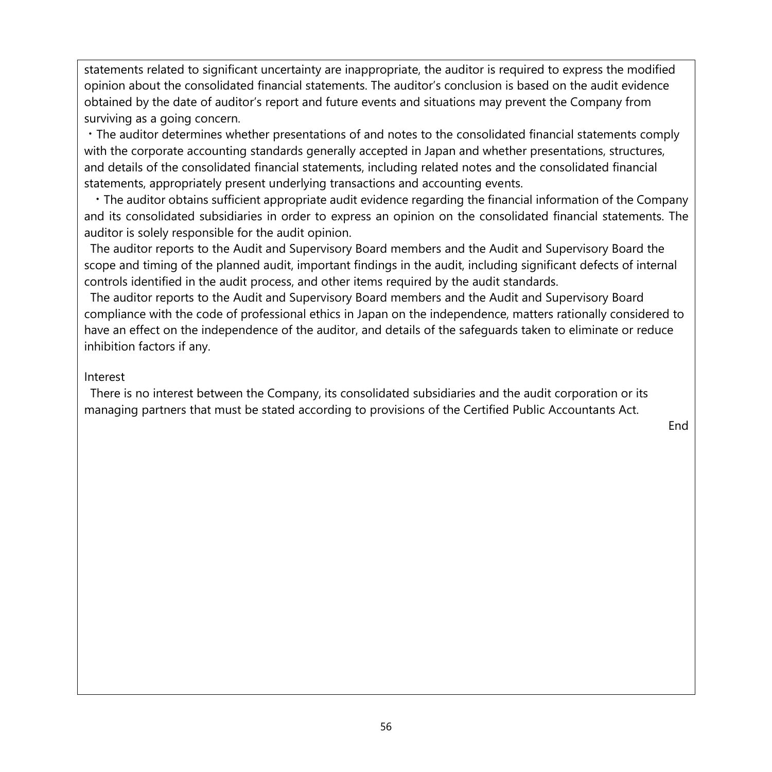statements related to significant uncertainty are inappropriate, the auditor is required to express the modified opinion about the consolidated financial statements. The auditor's conclusion is based on the audit evidence obtained by the date of auditor's report and future events and situations may prevent the Company from surviving as a going concern.

・The auditor determines whether presentations of and notes to the consolidated financial statements comply with the corporate accounting standards generally accepted in Japan and whether presentations, structures, and details of the consolidated financial statements, including related notes and the consolidated financial statements, appropriately present underlying transactions and accounting events.

・The auditor obtains sufficient appropriate audit evidence regarding the financial information of the Company and its consolidated subsidiaries in order to express an opinion on the consolidated financial statements. The auditor is solely responsible for the audit opinion.

The auditor reports to the Audit and Supervisory Board members and the Audit and Supervisory Board the scope and timing of the planned audit, important findings in the audit, including significant defects of internal controls identified in the audit process, and other items required by the audit standards.

The auditor reports to the Audit and Supervisory Board members and the Audit and Supervisory Board compliance with the code of professional ethics in Japan on the independence, matters rationally considered to have an effect on the independence of the auditor, and details of the safeguards taken to eliminate or reduce inhibition factors if any.

Interest

There is no interest between the Company, its consolidated subsidiaries and the audit corporation or its managing partners that must be stated according to provisions of the Certified Public Accountants Act.

End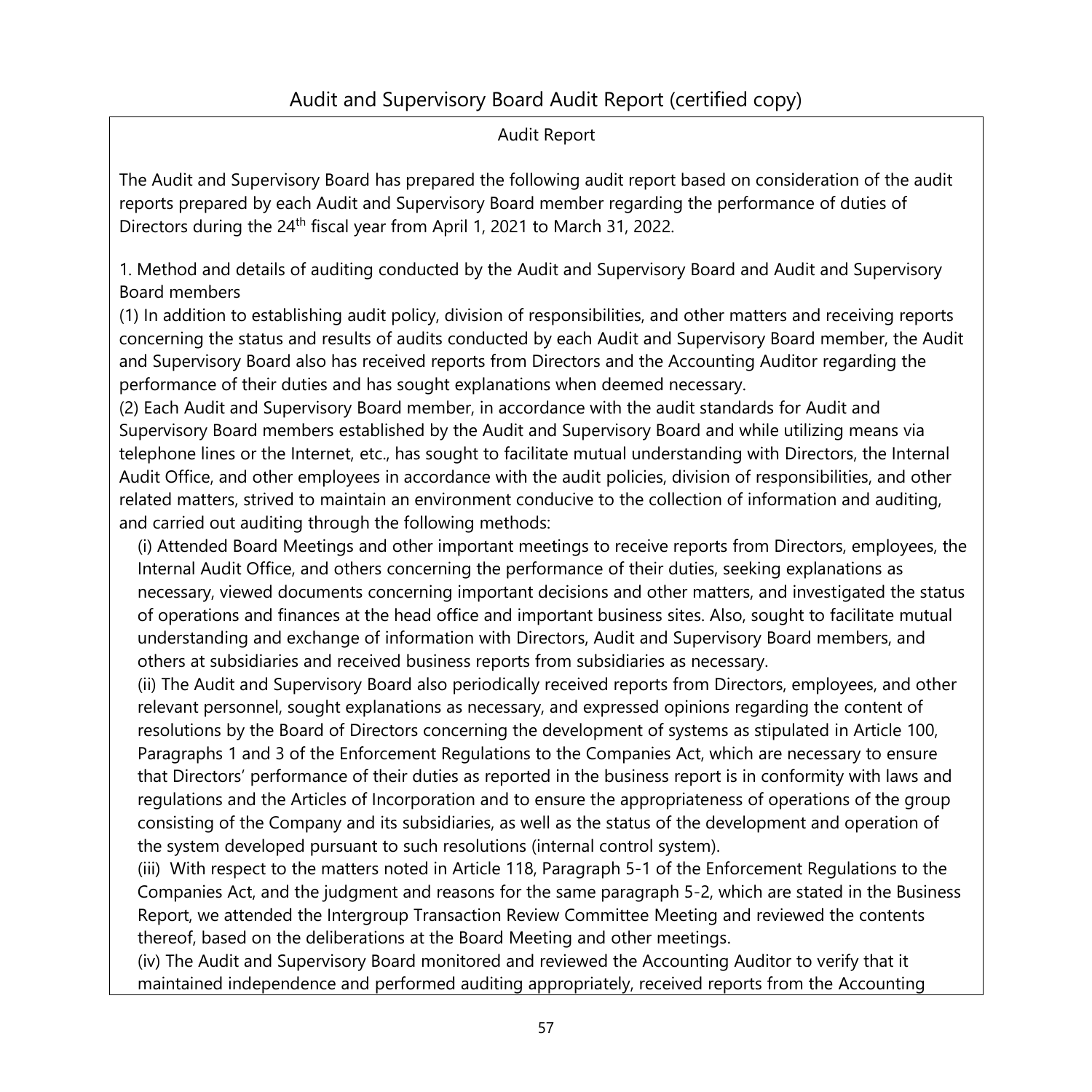## Audit and Supervisory Board Audit Report (certified copy)

### Audit Report

The Audit and Supervisory Board has prepared the following audit report based on consideration of the audit reports prepared by each Audit and Supervisory Board member regarding the performance of duties of Directors during the 24th fiscal year from April 1, 2021 to March 31, 2022.

1. Method and details of auditing conducted by the Audit and Supervisory Board and Audit and Supervisory Board members

(1) In addition to establishing audit policy, division of responsibilities, and other matters and receiving reports concerning the status and results of audits conducted by each Audit and Supervisory Board member, the Audit and Supervisory Board also has received reports from Directors and the Accounting Auditor regarding the performance of their duties and has sought explanations when deemed necessary.

(2) Each Audit and Supervisory Board member, in accordance with the audit standards for Audit and Supervisory Board members established by the Audit and Supervisory Board and while utilizing means via telephone lines or the Internet, etc., has sought to facilitate mutual understanding with Directors, the Internal Audit Office, and other employees in accordance with the audit policies, division of responsibilities, and other related matters, strived to maintain an environment conducive to the collection of information and auditing, and carried out auditing through the following methods:

(i) Attended Board Meetings and other important meetings to receive reports from Directors, employees, the Internal Audit Office, and others concerning the performance of their duties, seeking explanations as necessary, viewed documents concerning important decisions and other matters, and investigated the status of operations and finances at the head office and important business sites. Also, sought to facilitate mutual understanding and exchange of information with Directors, Audit and Supervisory Board members, and others at subsidiaries and received business reports from subsidiaries as necessary.

(ii) The Audit and Supervisory Board also periodically received reports from Directors, employees, and other relevant personnel, sought explanations as necessary, and expressed opinions regarding the content of resolutions by the Board of Directors concerning the development of systems as stipulated in Article 100, Paragraphs 1 and 3 of the Enforcement Regulations to the Companies Act, which are necessary to ensure that Directors' performance of their duties as reported in the business report is in conformity with laws and regulations and the Articles of Incorporation and to ensure the appropriateness of operations of the group consisting of the Company and its subsidiaries, as well as the status of the development and operation of the system developed pursuant to such resolutions (internal control system).

(iii) With respect to the matters noted in Article 118, Paragraph 5-1 of the Enforcement Regulations to the Companies Act, and the judgment and reasons for the same paragraph 5-2, which are stated in the Business Report, we attended the Intergroup Transaction Review Committee Meeting and reviewed the contents thereof, based on the deliberations at the Board Meeting and other meetings.

(iv) The Audit and Supervisory Board monitored and reviewed the Accounting Auditor to verify that it maintained independence and performed auditing appropriately, received reports from the Accounting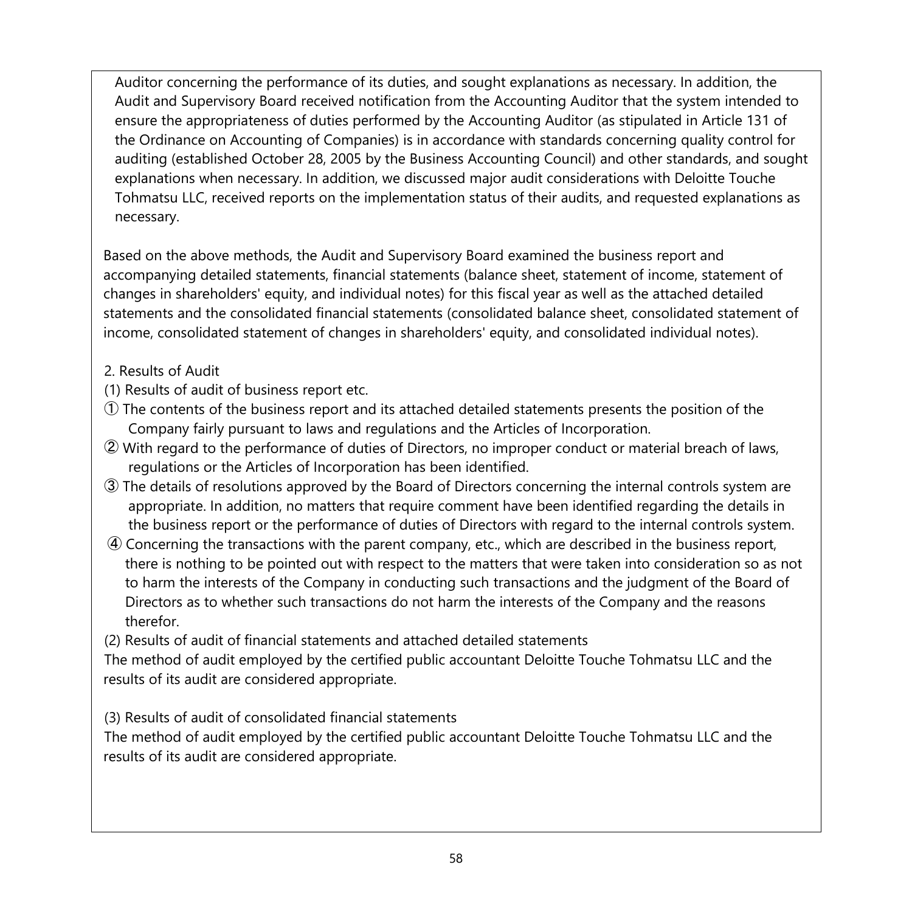Auditor concerning the performance of its duties, and sought explanations as necessary. In addition, the Audit and Supervisory Board received notification from the Accounting Auditor that the system intended to ensure the appropriateness of duties performed by the Accounting Auditor (as stipulated in Article 131 of the Ordinance on Accounting of Companies) is in accordance with standards concerning quality control for auditing (established October 28, 2005 by the Business Accounting Council) and other standards, and sought explanations when necessary. In addition, we discussed major audit considerations with Deloitte Touche Tohmatsu LLC, received reports on the implementation status of their audits, and requested explanations as necessary.

Based on the above methods, the Audit and Supervisory Board examined the business report and accompanying detailed statements, financial statements (balance sheet, statement of income, statement of changes in shareholders' equity, and individual notes) for this fiscal year as well as the attached detailed statements and the consolidated financial statements (consolidated balance sheet, consolidated statement of income, consolidated statement of changes in shareholders' equity, and consolidated individual notes).

2. Results of Audit

(1) Results of audit of business report etc.

① The contents of the business report and its attached detailed statements presents the position of the Company fairly pursuant to laws and regulations and the Articles of Incorporation.

② With regard to the performance of duties of Directors, no improper conduct or material breach of laws, regulations or the Articles of Incorporation has been identified.

③ The details of resolutions approved by the Board of Directors concerning the internal controls system are appropriate. In addition, no matters that require comment have been identified regarding the details in the business report or the performance of duties of Directors with regard to the internal controls system.

④ Concerning the transactions with the parent company, etc., which are described in the business report, there is nothing to be pointed out with respect to the matters that were taken into consideration so as not to harm the interests of the Company in conducting such transactions and the judgment of the Board of Directors as to whether such transactions do not harm the interests of the Company and the reasons therefor.

(2) Results of audit of financial statements and attached detailed statements

The method of audit employed by the certified public accountant Deloitte Touche Tohmatsu LLC and the results of its audit are considered appropriate.

(3) Results of audit of consolidated financial statements

The method of audit employed by the certified public accountant Deloitte Touche Tohmatsu LLC and the results of its audit are considered appropriate.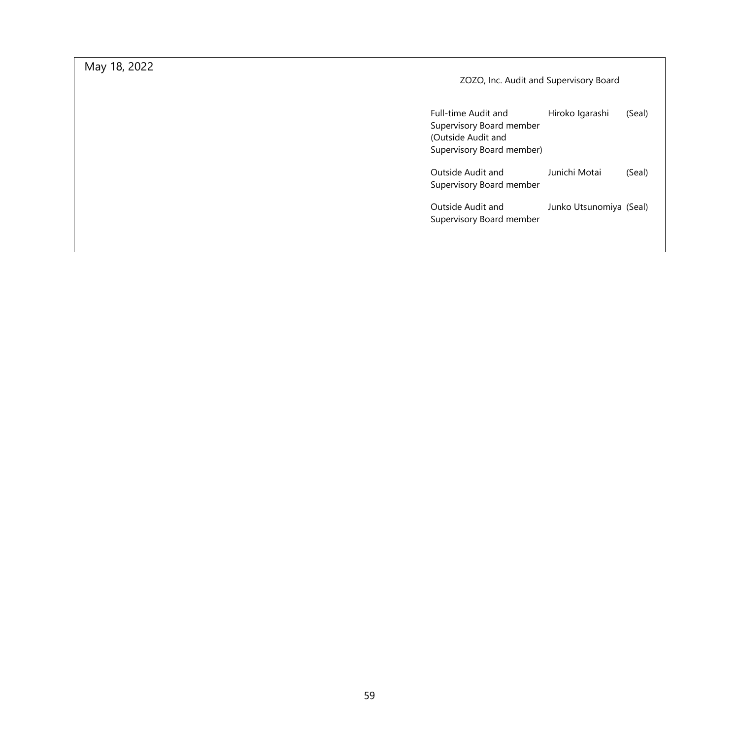May 18, 2022

ZOZO, Inc. Audit and Supervisory Board

| | | |
|---|---|---|
| Full-time Audit and Supervisory Board member (Outside Audit and Supervisory Board member) | Hiroko Igarashi | (Seal) |
| Outside Audit and Supervisory Board member | Junichi Motai | (Seal) |
| Outside Audit and Supervisory Board member | Junko Utsunomiya | (Seal) |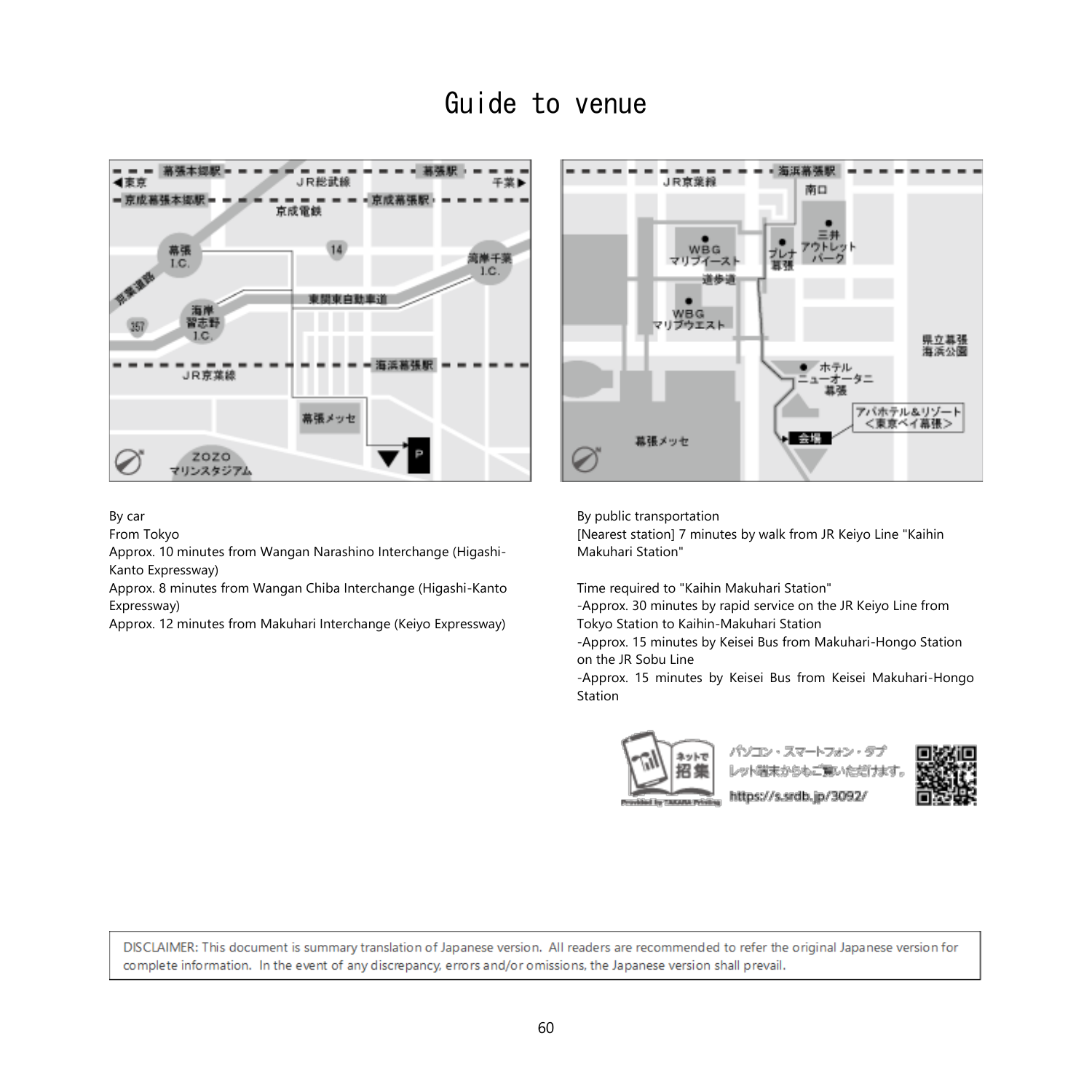# Guide to venue

By car

From Tokyo

Approx. 10 minutes from Wangan Narashino Interchange (Higashi-Kanto Expressway)

Approx. 8 minutes from Wangan Chiba Interchange (Higashi-Kanto Expressway)

Approx. 12 minutes from Makuhari Interchange (Keiyo Expressway)

By public transportation

[Nearest station] 7 minutes by walk from JR Keiyo Line "Kaihin Makuhari Station"

Time required to "Kaihin Makuhari Station"

-Approx. 30 minutes by rapid service on the JR Keiyo Line from Tokyo Station to Kaihin-Makuhari Station

-Approx. 15 minutes by Keisei Bus from Makuhari-Hongo Station on the JR Sobu Line

-Approx. 15 minutes by Keisei Bus from Keisei Makuhari-Hongo Station

ネットで招集

パソコン・スマートフォン・タブレット端末からもご覧いただけます。

https://s.srdb.jp/3092/

Provided by TAKARA Printing

DISCLAIMER: This document is summary translation of Japanese version. All readers are recommended to refer the original Japanese version for complete information. In the event of any discrepancy, errors and/or omissions, the Japanese version shall prevail.